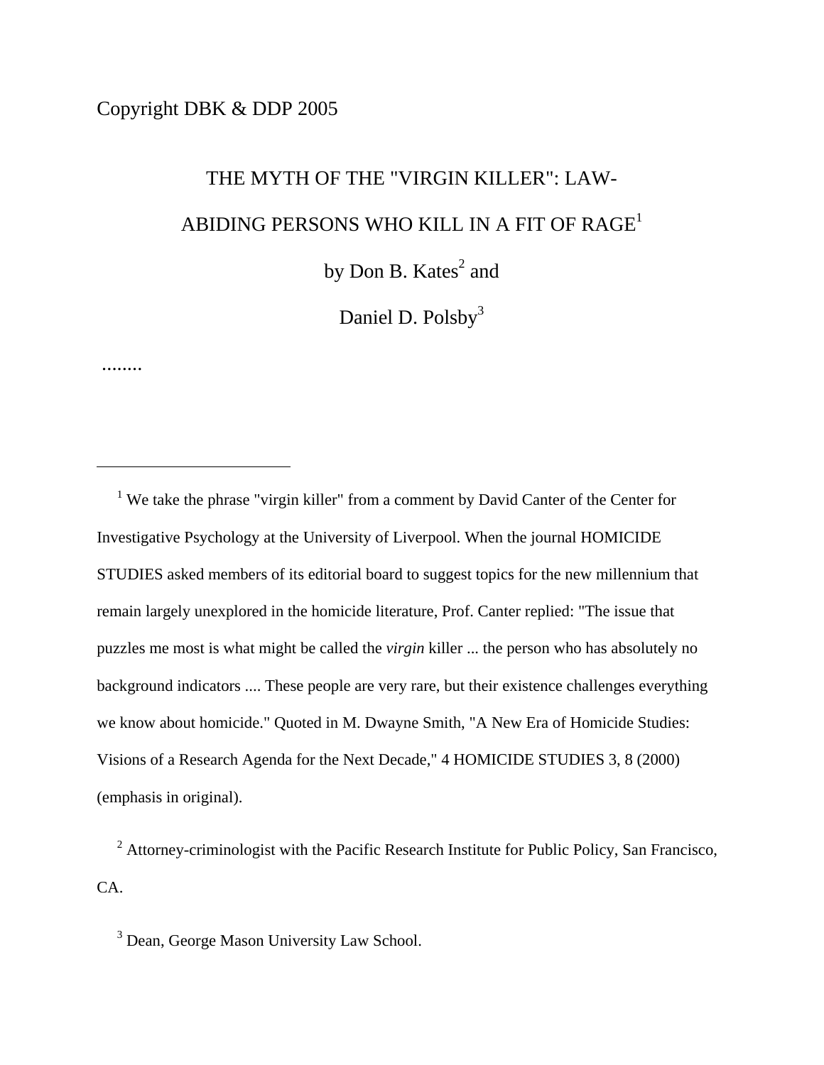Copyright DBK & DDP 2005

# THE MYTH OF THE "VIRGIN KILLER": LAW-ABIDING PERSONS WHO KILL IN A FIT OF RAGE[1]

by Don B. Kates[2] and

Daniel D. Polsby[3]

........

---

[1] We take the phrase "virgin killer" from a comment by David Canter of the Center for Investigative Psychology at the University of Liverpool. When the journal HOMICIDE STUDIES asked members of its editorial board to suggest topics for the new millennium that remain largely unexplored in the homicide literature, Prof. Canter replied: "The issue that puzzles me most is what might be called the *virgin* killer ... the person who has absolutely no background indicators .... These people are very rare, but their existence challenges everything we know about homicide." Quoted in M. Dwayne Smith, "A New Era of Homicide Studies: Visions of a Research Agenda for the Next Decade," 4 HOMICIDE STUDIES 3, 8 (2000) (emphasis in original).

[2] Attorney-criminologist with the Pacific Research Institute for Public Policy, San Francisco, CA.

[3] Dean, George Mason University Law School.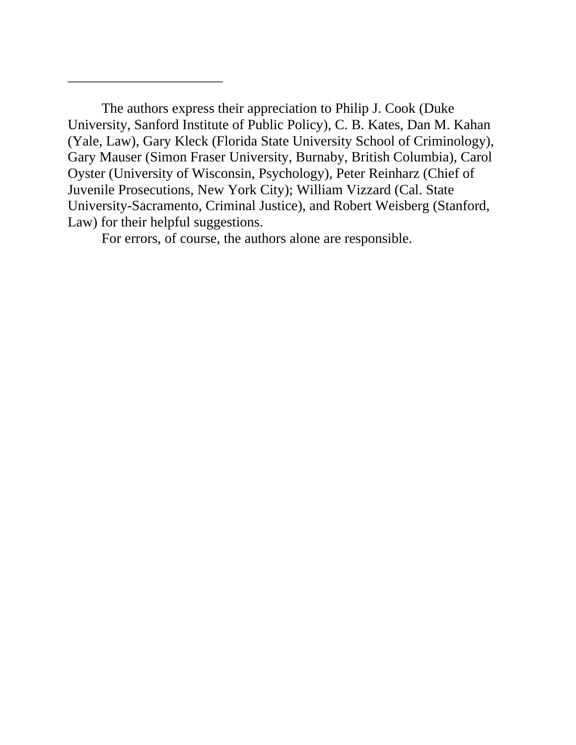______________________

The authors express their appreciation to Philip J. Cook (Duke University, Sanford Institute of Public Policy), C. B. Kates, Dan M. Kahan (Yale, Law), Gary Kleck (Florida State University School of Criminology), Gary Mauser (Simon Fraser University, Burnaby, British Columbia), Carol Oyster (University of Wisconsin, Psychology), Peter Reinharz (Chief of Juvenile Prosecutions, New York City); William Vizzard (Cal. State University-Sacramento, Criminal Justice), and Robert Weisberg (Stanford, Law) for their helpful suggestions.

For errors, of course, the authors alone are responsible.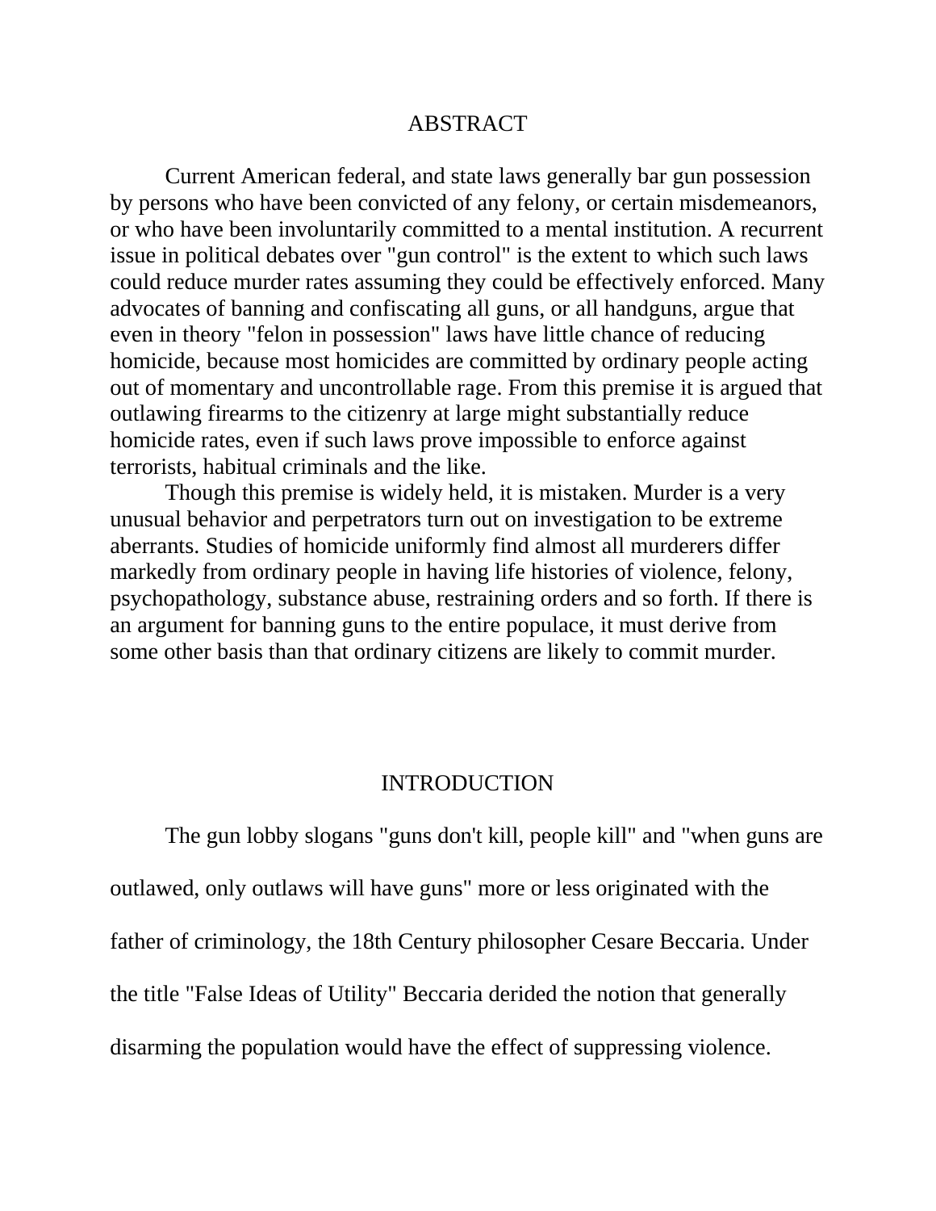# ABSTRACT

Current American federal, and state laws generally bar gun possession by persons who have been convicted of any felony, or certain misdemeanors, or who have been involuntarily committed to a mental institution. A recurrent issue in political debates over "gun control" is the extent to which such laws could reduce murder rates assuming they could be effectively enforced. Many advocates of banning and confiscating all guns, or all handguns, argue that even in theory "felon in possession" laws have little chance of reducing homicide, because most homicides are committed by ordinary people acting out of momentary and uncontrollable rage. From this premise it is argued that outlawing firearms to the citizenry at large might substantially reduce homicide rates, even if such laws prove impossible to enforce against terrorists, habitual criminals and the like.

Though this premise is widely held, it is mistaken. Murder is a very unusual behavior and perpetrators turn out on investigation to be extreme aberrants. Studies of homicide uniformly find almost all murderers differ markedly from ordinary people in having life histories of violence, felony, psychopathology, substance abuse, restraining orders and so forth. If there is an argument for banning guns to the entire populace, it must derive from some other basis than that ordinary citizens are likely to commit murder.

# INTRODUCTION

The gun lobby slogans "guns don't kill, people kill" and "when guns are outlawed, only outlaws will have guns" more or less originated with the father of criminology, the 18th Century philosopher Cesare Beccaria. Under the title "False Ideas of Utility" Beccaria derided the notion that generally disarming the population would have the effect of suppressing violence.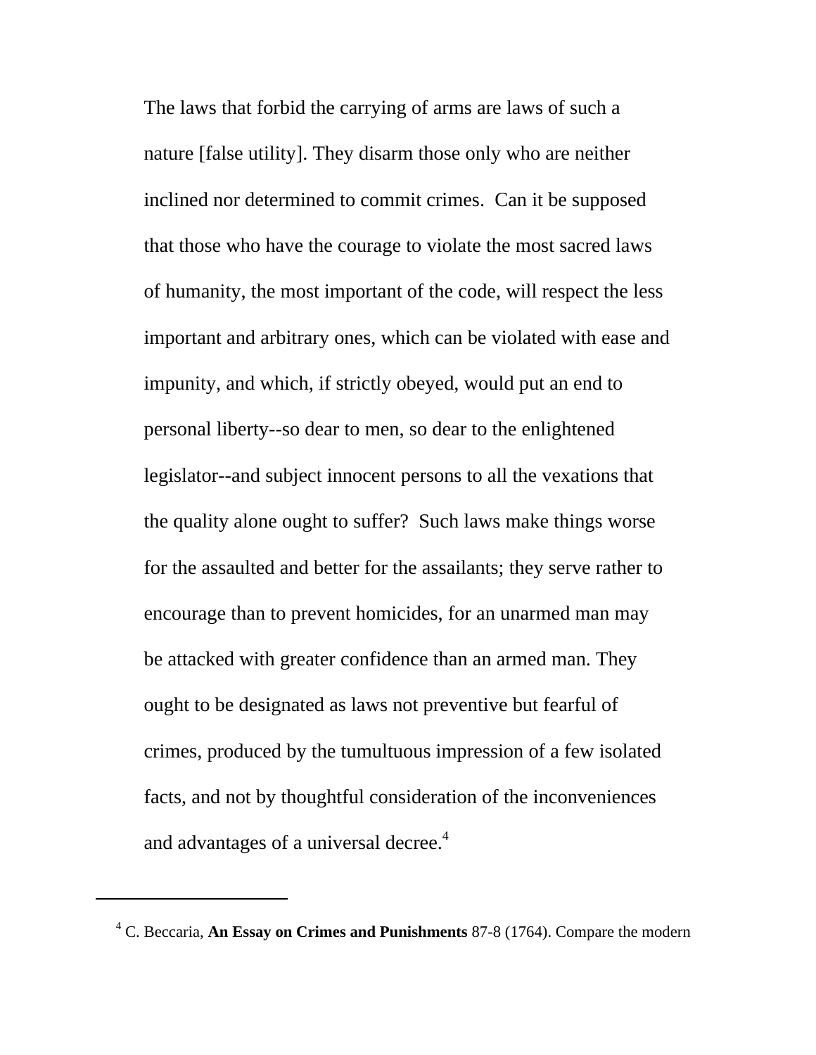> The laws that forbid the carrying of arms are laws of such a nature [false utility]. They disarm those only who are neither inclined nor determined to commit crimes. Can it be supposed that those who have the courage to violate the most sacred laws of humanity, the most important of the code, will respect the less important and arbitrary ones, which can be violated with ease and impunity, and which, if strictly obeyed, would put an end to personal liberty--so dear to men, so dear to the enlightened legislator--and subject innocent persons to all the vexations that the quality alone ought to suffer? Such laws make things worse for the assaulted and better for the assailants; they serve rather to encourage than to prevent homicides, for an unarmed man may be attacked with greater confidence than an armed man. They ought to be designated as laws not preventive but fearful of crimes, produced by the tumultuous impression of a few isolated facts, and not by thoughtful consideration of the inconveniences and advantages of a universal decree.[4]

---

[4] C. Beccaria, **An Essay on Crimes and Punishments** 87-8 (1764). Compare the modern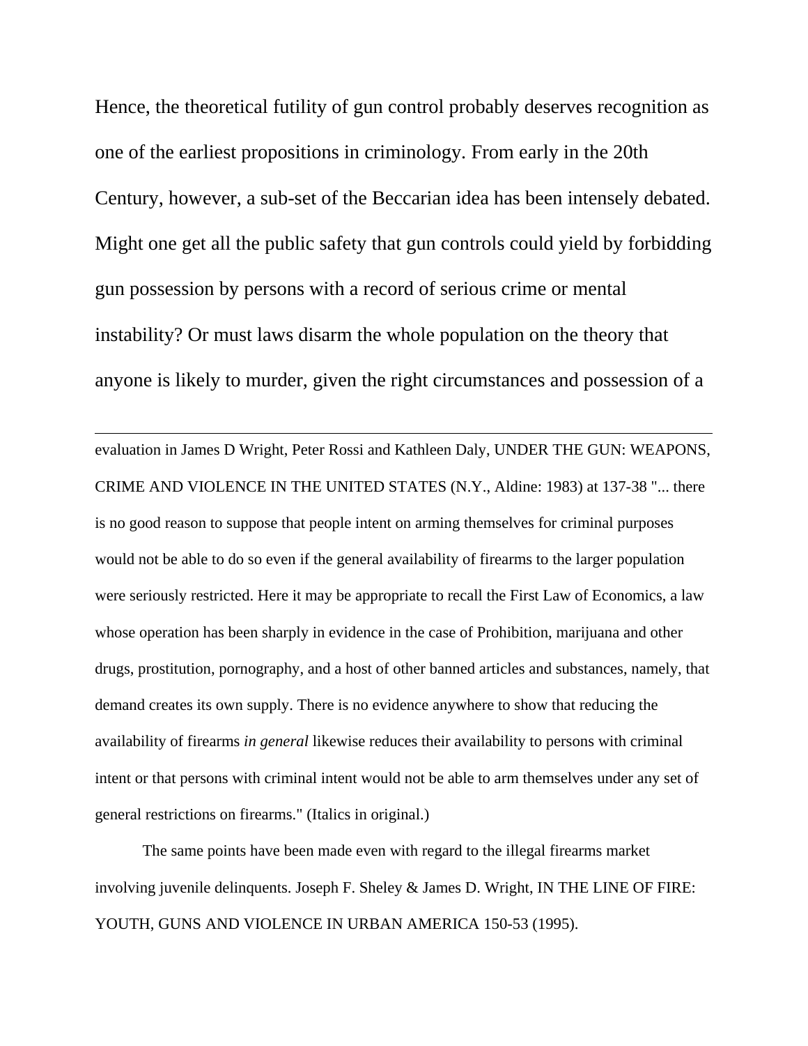Hence, the theoretical futility of gun control probably deserves recognition as one of the earliest propositions in criminology. From early in the 20th Century, however, a sub-set of the Beccarian idea has been intensely debated. Might one get all the public safety that gun controls could yield by forbidding gun possession by persons with a record of serious crime or mental instability? Or must laws disarm the whole population on the theory that anyone is likely to murder, given the right circumstances and possession of a

---

evaluation in James D Wright, Peter Rossi and Kathleen Daly, UNDER THE GUN: WEAPONS, CRIME AND VIOLENCE IN THE UNITED STATES (N.Y., Aldine: 1983) at 137-38 "... there is no good reason to suppose that people intent on arming themselves for criminal purposes would not be able to do so even if the general availability of firearms to the larger population were seriously restricted. Here it may be appropriate to recall the First Law of Economics, a law whose operation has been sharply in evidence in the case of Prohibition, marijuana and other drugs, prostitution, pornography, and a host of other banned articles and substances, namely, that demand creates its own supply. There is no evidence anywhere to show that reducing the availability of firearms *in general* likewise reduces their availability to persons with criminal intent or that persons with criminal intent would not be able to arm themselves under any set of general restrictions on firearms." (Italics in original.)

The same points have been made even with regard to the illegal firearms market involving juvenile delinquents. Joseph F. Sheley & James D. Wright, IN THE LINE OF FIRE: YOUTH, GUNS AND VIOLENCE IN URBAN AMERICA 150-53 (1995).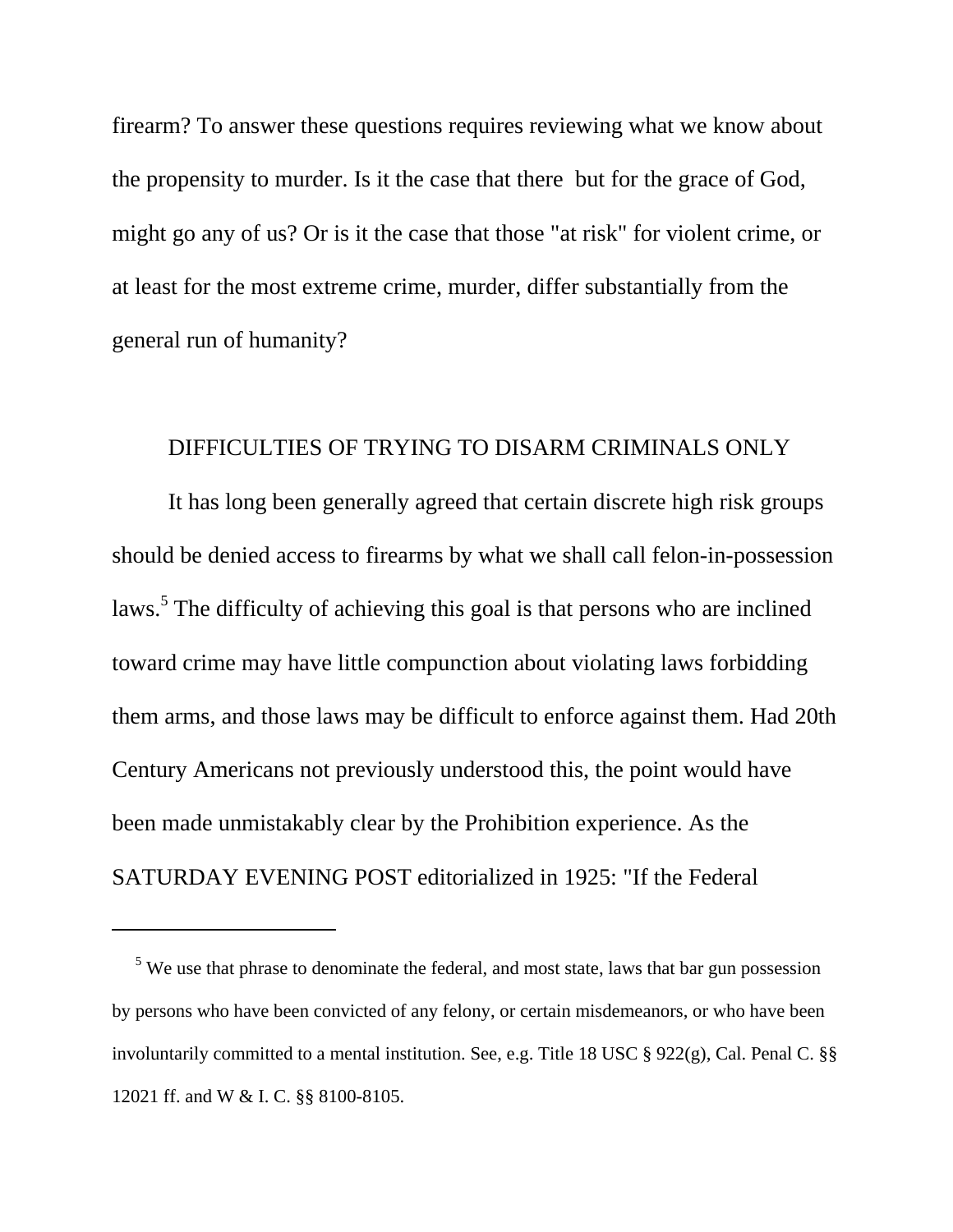firearm? To answer these questions requires reviewing what we know about the propensity to murder. Is it the case that there  but for the grace of God, might go any of us? Or is it the case that those "at risk" for violent crime, or at least for the most extreme crime, murder, differ substantially from the general run of humanity?

## DIFFICULTIES OF TRYING TO DISARM CRIMINALS ONLY

It has long been generally agreed that certain discrete high risk groups should be denied access to firearms by what we shall call felon-in-possession laws.[5] The difficulty of achieving this goal is that persons who are inclined toward crime may have little compunction about violating laws forbidding them arms, and those laws may be difficult to enforce against them. Had 20th Century Americans not previously understood this, the point would have been made unmistakably clear by the Prohibition experience. As the SATURDAY EVENING POST editorialized in 1925: "If the Federal

---

[5] We use that phrase to denominate the federal, and most state, laws that bar gun possession by persons who have been convicted of any felony, or certain misdemeanors, or who have been involuntarily committed to a mental institution. See, e.g. Title 18 USC § 922(g), Cal. Penal C. §§ 12021 ff. and W & I. C. §§ 8100-8105.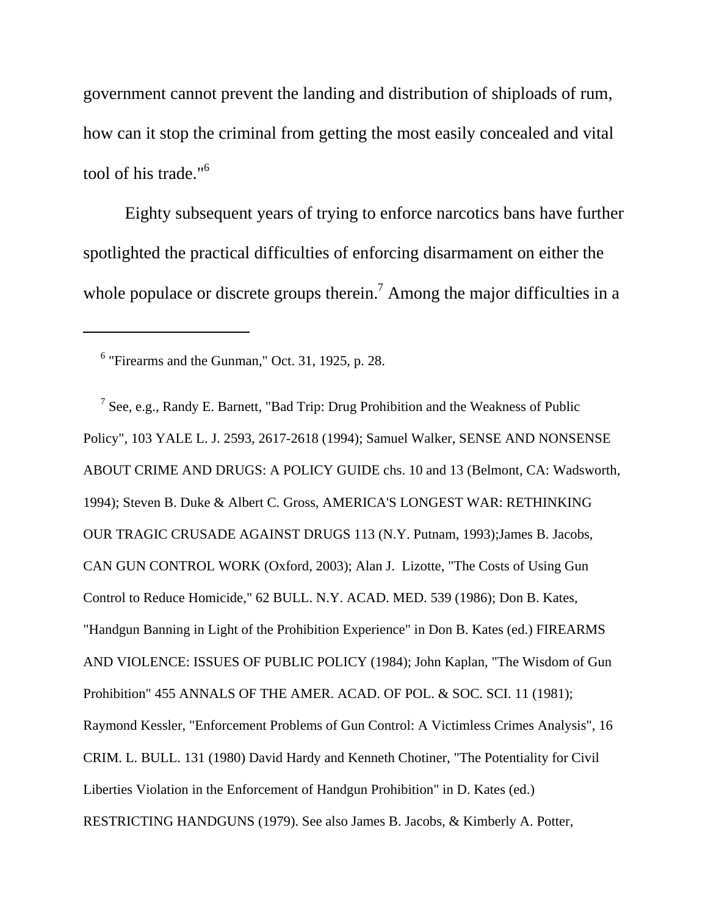government cannot prevent the landing and distribution of shiploads of rum, how can it stop the criminal from getting the most easily concealed and vital tool of his trade."[6]

Eighty subsequent years of trying to enforce narcotics bans have further spotlighted the practical difficulties of enforcing disarmament on either the whole populace or discrete groups therein.[7] Among the major difficulties in a

---

[6] "Firearms and the Gunman," Oct. 31, 1925, p. 28.

[7] See, e.g., Randy E. Barnett, "Bad Trip: Drug Prohibition and the Weakness of Public Policy", 103 YALE L. J. 2593, 2617-2618 (1994); Samuel Walker, SENSE AND NONSENSE ABOUT CRIME AND DRUGS: A POLICY GUIDE chs. 10 and 13 (Belmont, CA: Wadsworth, 1994); Steven B. Duke & Albert C. Gross, AMERICA'S LONGEST WAR: RETHINKING OUR TRAGIC CRUSADE AGAINST DRUGS 113 (N.Y. Putnam, 1993);James B. Jacobs, CAN GUN CONTROL WORK (Oxford, 2003); Alan J. Lizotte, "The Costs of Using Gun Control to Reduce Homicide," 62 BULL. N.Y. ACAD. MED. 539 (1986); Don B. Kates, "Handgun Banning in Light of the Prohibition Experience" in Don B. Kates (ed.) FIREARMS AND VIOLENCE: ISSUES OF PUBLIC POLICY (1984); John Kaplan, "The Wisdom of Gun Prohibition" 455 ANNALS OF THE AMER. ACAD. OF POL. & SOC. SCI. 11 (1981); Raymond Kessler, "Enforcement Problems of Gun Control: A Victimless Crimes Analysis", 16 CRIM. L. BULL. 131 (1980) David Hardy and Kenneth Chotiner, "The Potentiality for Civil Liberties Violation in the Enforcement of Handgun Prohibition" in D. Kates (ed.) RESTRICTING HANDGUNS (1979). See also James B. Jacobs, & Kimberly A. Potter,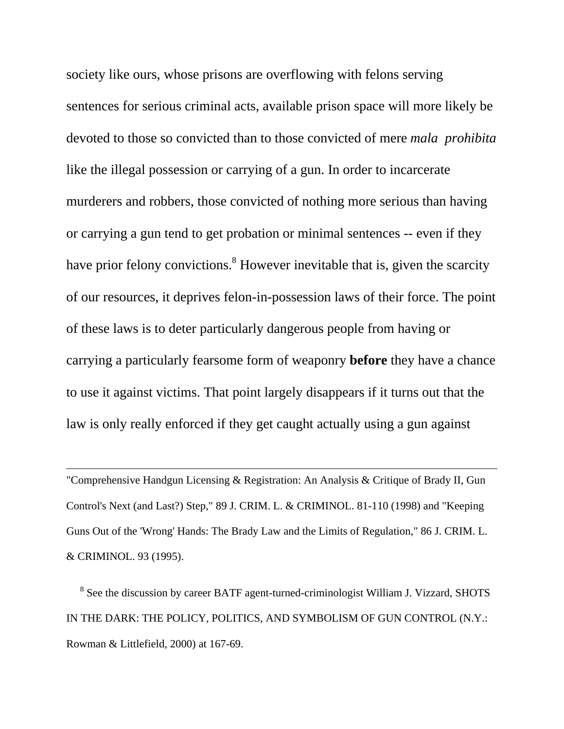society like ours, whose prisons are overflowing with felons serving sentences for serious criminal acts, available prison space will more likely be devoted to those so convicted than to those convicted of mere *mala prohibita* like the illegal possession or carrying of a gun. In order to incarcerate murderers and robbers, those convicted of nothing more serious than having or carrying a gun tend to get probation or minimal sentences -- even if they have prior felony convictions.[8] However inevitable that is, given the scarcity of our resources, it deprives felon-in-possession laws of their force. The point of these laws is to deter particularly dangerous people from having or carrying a particularly fearsome form of weaponry **before** they have a chance to use it against victims. That point largely disappears if it turns out that the law is only really enforced if they get caught actually using a gun against

---

"Comprehensive Handgun Licensing & Registration: An Analysis & Critique of Brady II, Gun Control's Next (and Last?) Step," 89 J. CRIM. L. & CRIMINOL. 81-110 (1998) and "Keeping Guns Out of the 'Wrong' Hands: The Brady Law and the Limits of Regulation," 86 J. CRIM. L. & CRIMINOL. 93 (1995).

[8] See the discussion by career BATF agent-turned-criminologist William J. Vizzard, SHOTS IN THE DARK: THE POLICY, POLITICS, AND SYMBOLISM OF GUN CONTROL (N.Y.: Rowman & Littlefield, 2000) at 167-69.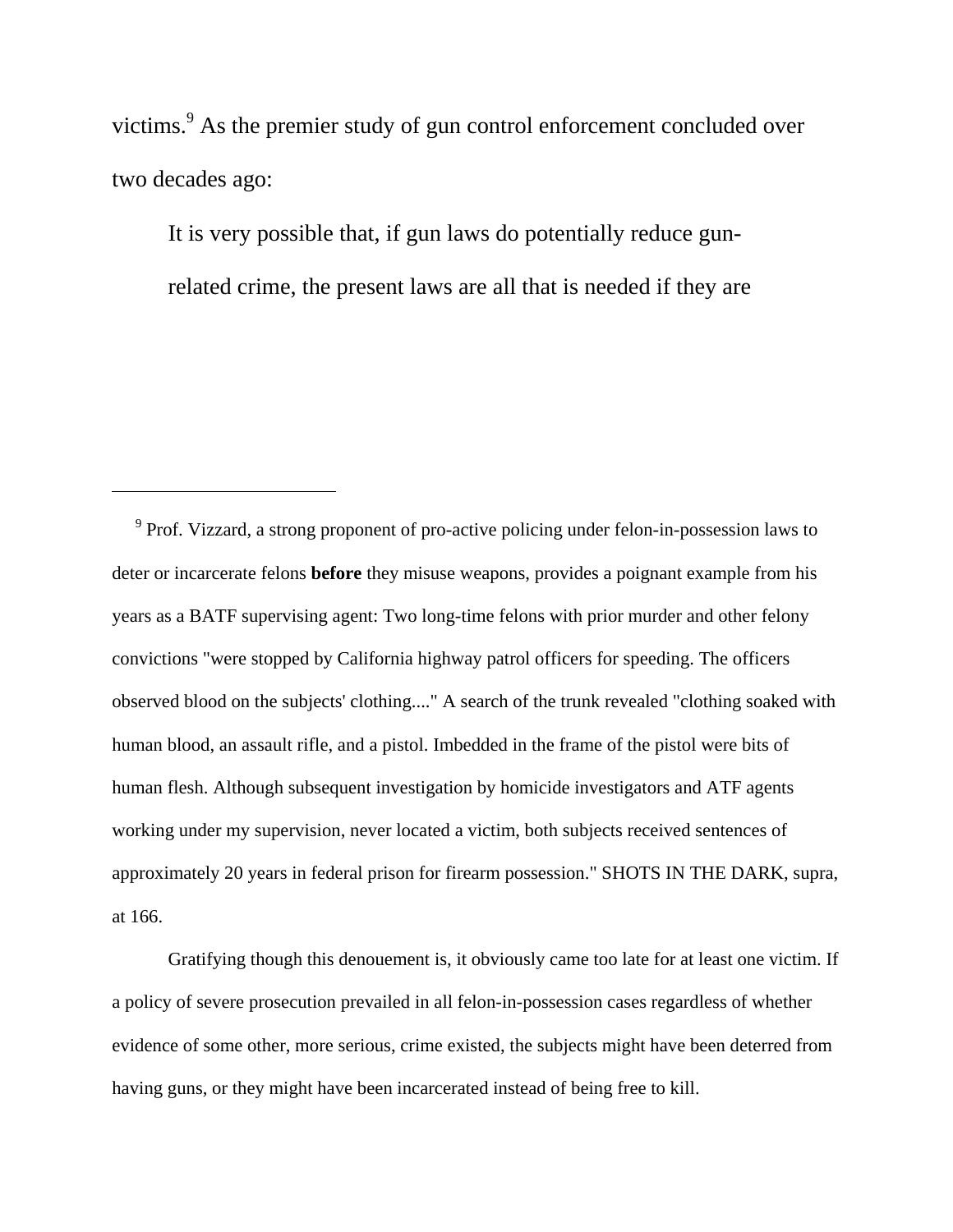victims.[9] As the premier study of gun control enforcement concluded over two decades ago:

> It is very possible that, if gun laws do potentially reduce gun-related crime, the present laws are all that is needed if they are

---

[9] Prof. Vizzard, a strong proponent of pro-active policing under felon-in-possession laws to deter or incarcerate felons **before** they misuse weapons, provides a poignant example from his years as a BATF supervising agent: Two long-time felons with prior murder and other felony convictions "were stopped by California highway patrol officers for speeding. The officers observed blood on the subjects' clothing...." A search of the trunk revealed "clothing soaked with human blood, an assault rifle, and a pistol. Imbedded in the frame of the pistol were bits of human flesh. Although subsequent investigation by homicide investigators and ATF agents working under my supervision, never located a victim, both subjects received sentences of approximately 20 years in federal prison for firearm possession." SHOTS IN THE DARK, supra, at 166.

Gratifying though this denouement is, it obviously came too late for at least one victim. If a policy of severe prosecution prevailed in all felon-in-possession cases regardless of whether evidence of some other, more serious, crime existed, the subjects might have been deterred from having guns, or they might have been incarcerated instead of being free to kill.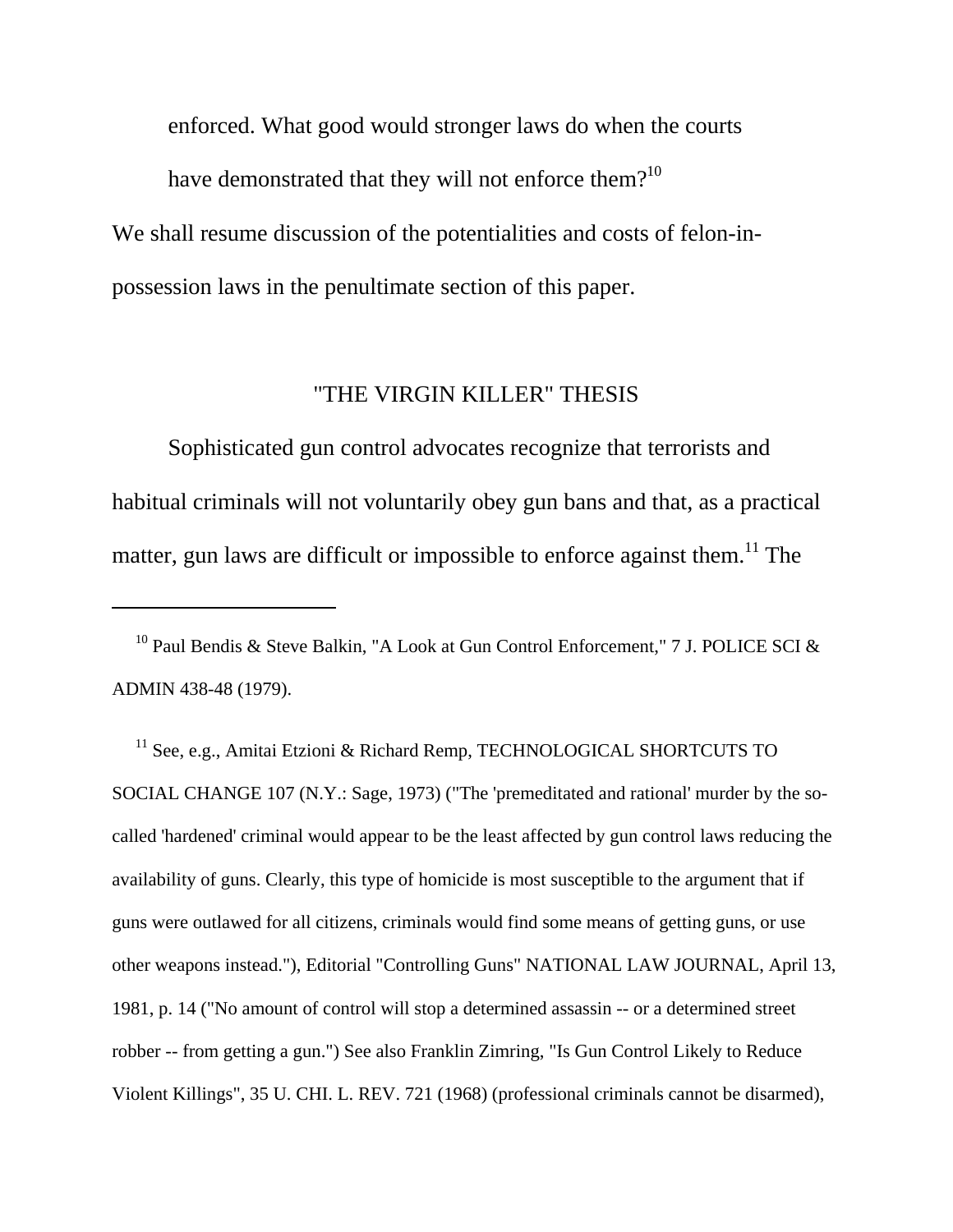enforced. What good would stronger laws do when the courts have demonstrated that they will not enforce them?[10]

We shall resume discussion of the potentialities and costs of felon-in-possession laws in the penultimate section of this paper.

## "THE VIRGIN KILLER" THESIS

Sophisticated gun control advocates recognize that terrorists and habitual criminals will not voluntarily obey gun bans and that, as a practical matter, gun laws are difficult or impossible to enforce against them.[11] The

---

[10] Paul Bendis & Steve Balkin, "A Look at Gun Control Enforcement," 7 J. POLICE SCI & ADMIN 438-48 (1979).

[11] See, e.g., Amitai Etzioni & Richard Remp, TECHNOLOGICAL SHORTCUTS TO SOCIAL CHANGE 107 (N.Y.: Sage, 1973) ("The 'premeditated and rational' murder by the so-called 'hardened' criminal would appear to be the least affected by gun control laws reducing the availability of guns. Clearly, this type of homicide is most susceptible to the argument that if guns were outlawed for all citizens, criminals would find some means of getting guns, or use other weapons instead."), Editorial "Controlling Guns" NATIONAL LAW JOURNAL, April 13, 1981, p. 14 ("No amount of control will stop a determined assassin -- or a determined street robber -- from getting a gun.") See also Franklin Zimring, "Is Gun Control Likely to Reduce Violent Killings", 35 U. CHI. L. REV. 721 (1968) (professional criminals cannot be disarmed),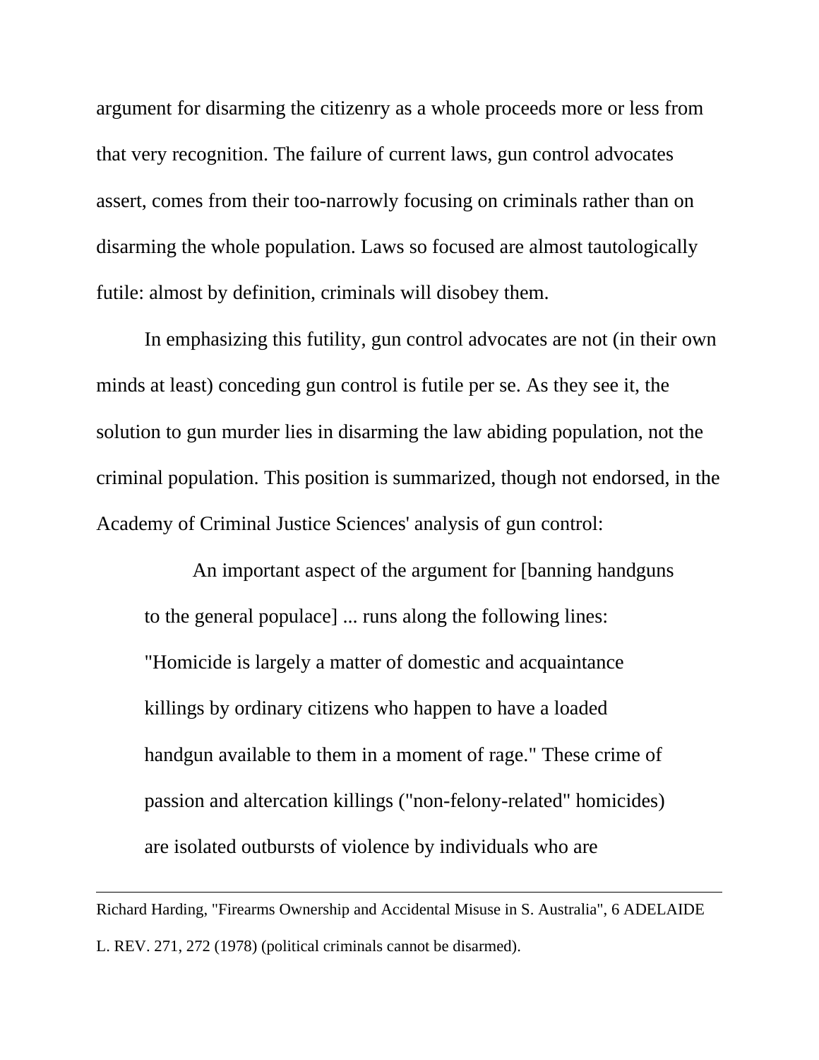argument for disarming the citizenry as a whole proceeds more or less from that very recognition. The failure of current laws, gun control advocates assert, comes from their too-narrowly focusing on criminals rather than on disarming the whole population. Laws so focused are almost tautologically futile: almost by definition, criminals will disobey them.

In emphasizing this futility, gun control advocates are not (in their own minds at least) conceding gun control is futile per se. As they see it, the solution to gun murder lies in disarming the law abiding population, not the criminal population. This position is summarized, though not endorsed, in the Academy of Criminal Justice Sciences' analysis of gun control:

> An important aspect of the argument for [banning handguns to the general populace] ... runs along the following lines: "Homicide is largely a matter of domestic and acquaintance killings by ordinary citizens who happen to have a loaded handgun available to them in a moment of rage." These crime of passion and altercation killings ("non-felony-related" homicides) are isolated outbursts of violence by individuals who are

---

Richard Harding, "Firearms Ownership and Accidental Misuse in S. Australia", 6 ADELAIDE L. REV. 271, 272 (1978) (political criminals cannot be disarmed).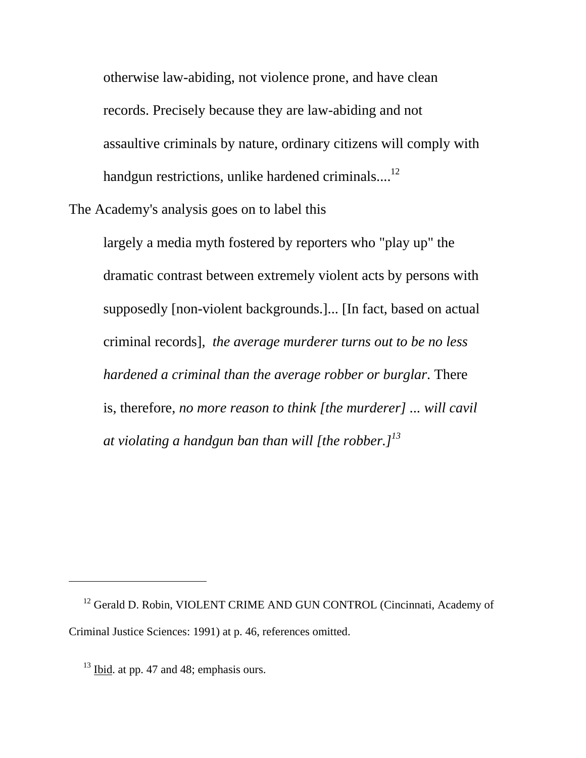> otherwise law-abiding, not violence prone, and have clean records. Precisely because they are law-abiding and not assaultive criminals by nature, ordinary citizens will comply with handgun restrictions, unlike hardened criminals....[12]

The Academy's analysis goes on to label this

> largely a media myth fostered by reporters who "play up" the dramatic contrast between extremely violent acts by persons with supposedly [non-violent backgrounds.]... [In fact, based on actual criminal records], *the average murderer turns out to be no less hardened a criminal than the average robber or burglar.* There is, therefore, *no more reason to think [the murderer] ... will cavil at violating a handgun ban than will [the robber.]*[13]

---

[12] Gerald D. Robin, VIOLENT CRIME AND GUN CONTROL (Cincinnati, Academy of Criminal Justice Sciences: 1991) at p. 46, references omitted.

[13] Ibid. at pp. 47 and 48; emphasis ours.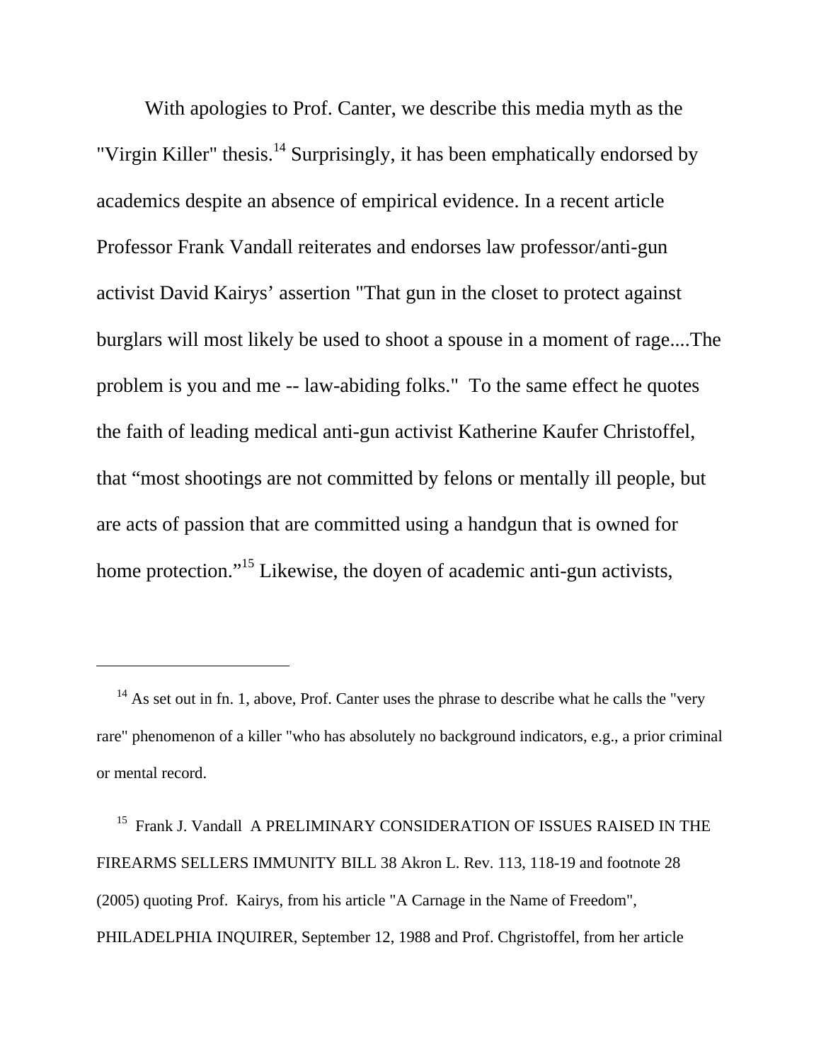With apologies to Prof. Canter, we describe this media myth as the "Virgin Killer" thesis.[14] Surprisingly, it has been emphatically endorsed by academics despite an absence of empirical evidence. In a recent article Professor Frank Vandall reiterates and endorses law professor/anti-gun activist David Kairys' assertion "That gun in the closet to protect against burglars will most likely be used to shoot a spouse in a moment of rage....The problem is you and me -- law-abiding folks." To the same effect he quotes the faith of leading medical anti-gun activist Katherine Kaufer Christoffel, that "most shootings are not committed by felons or mentally ill people, but are acts of passion that are committed using a handgun that is owned for home protection."[15] Likewise, the doyen of academic anti-gun activists,

---

[14] As set out in fn. 1, above, Prof. Canter uses the phrase to describe what he calls the "very rare" phenomenon of a killer "who has absolutely no background indicators, e.g., a prior criminal or mental record.

[15] Frank J. Vandall A PRELIMINARY CONSIDERATION OF ISSUES RAISED IN THE FIREARMS SELLERS IMMUNITY BILL 38 Akron L. Rev. 113, 118-19 and footnote 28 (2005) quoting Prof. Kairys, from his article "A Carnage in the Name of Freedom", PHILADELPHIA INQUIRER, September 12, 1988 and Prof. Chgristoffel, from her article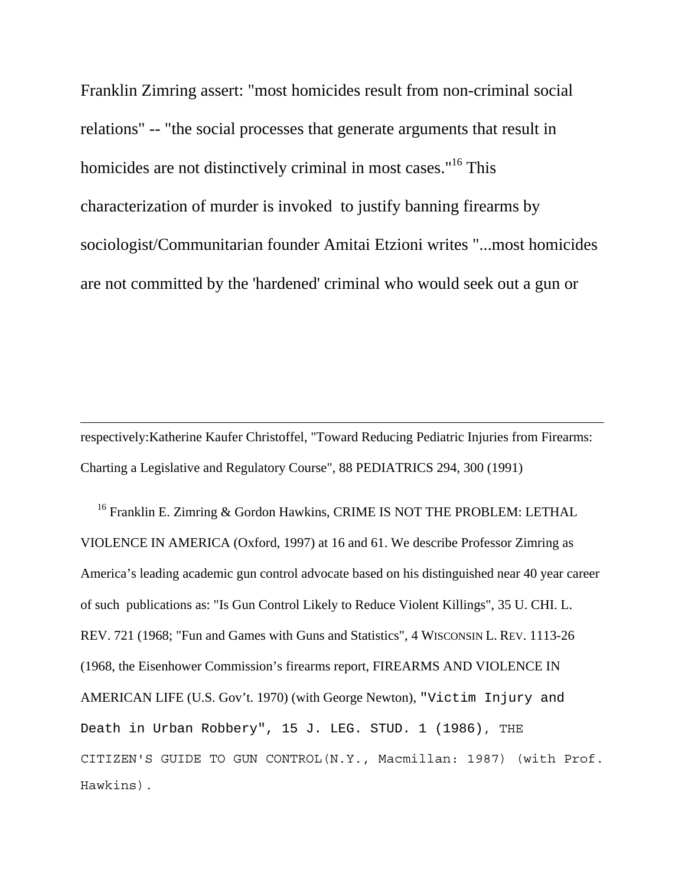Franklin Zimring assert: "most homicides result from non-criminal social relations" -- "the social processes that generate arguments that result in homicides are not distinctively criminal in most cases."[16] This characterization of murder is invoked to justify banning firearms by sociologist/Communitarian founder Amitai Etzioni writes "...most homicides are not committed by the 'hardened' criminal who would seek out a gun or

---

respectively:Katherine Kaufer Christoffel, "Toward Reducing Pediatric Injuries from Firearms: Charting a Legislative and Regulatory Course", 88 PEDIATRICS 294, 300 (1991)

[16] Franklin E. Zimring & Gordon Hawkins, CRIME IS NOT THE PROBLEM: LETHAL VIOLENCE IN AMERICA (Oxford, 1997) at 16 and 61. We describe Professor Zimring as America's leading academic gun control advocate based on his distinguished near 40 year career of such publications as: "Is Gun Control Likely to Reduce Violent Killings", 35 U. CHI. L. REV. 721 (1968; "Fun and Games with Guns and Statistics", 4 WISCONSIN L. REV. 1113-26 (1968, the Eisenhower Commission's firearms report, FIREARMS AND VIOLENCE IN AMERICAN LIFE (U.S. Gov't. 1970) (with George Newton), "Victim Injury and Death in Urban Robbery", 15 J. LEG. STUD. 1 (1986), THE CITIZEN'S GUIDE TO GUN CONTROL(N.Y., Macmillan: 1987) (with Prof. Hawkins).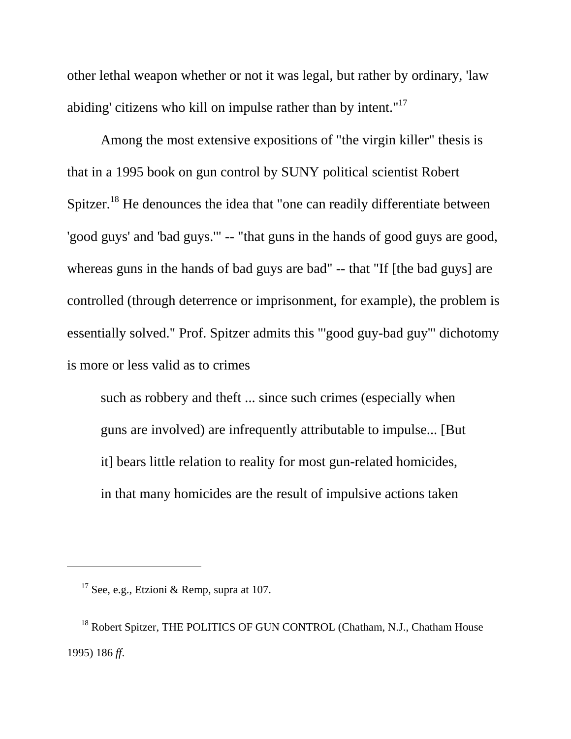other lethal weapon whether or not it was legal, but rather by ordinary, 'law abiding' citizens who kill on impulse rather than by intent."[17]

Among the most extensive expositions of "the virgin killer" thesis is that in a 1995 book on gun control by SUNY political scientist Robert Spitzer.[18] He denounces the idea that "one can readily differentiate between 'good guys' and 'bad guys.'" -- "that guns in the hands of good guys are good, whereas guns in the hands of bad guys are bad" -- that "If [the bad guys] are controlled (through deterrence or imprisonment, for example), the problem is essentially solved." Prof. Spitzer admits this "'good guy-bad guy'" dichotomy is more or less valid as to crimes

> such as robbery and theft ... since such crimes (especially when guns are involved) are infrequently attributable to impulse... [But it] bears little relation to reality for most gun-related homicides, in that many homicides are the result of impulsive actions taken

---

[17] See, e.g., Etzioni & Remp, supra at 107.

[18] Robert Spitzer, THE POLITICS OF GUN CONTROL (Chatham, N.J., Chatham House 1995) 186 *ff*.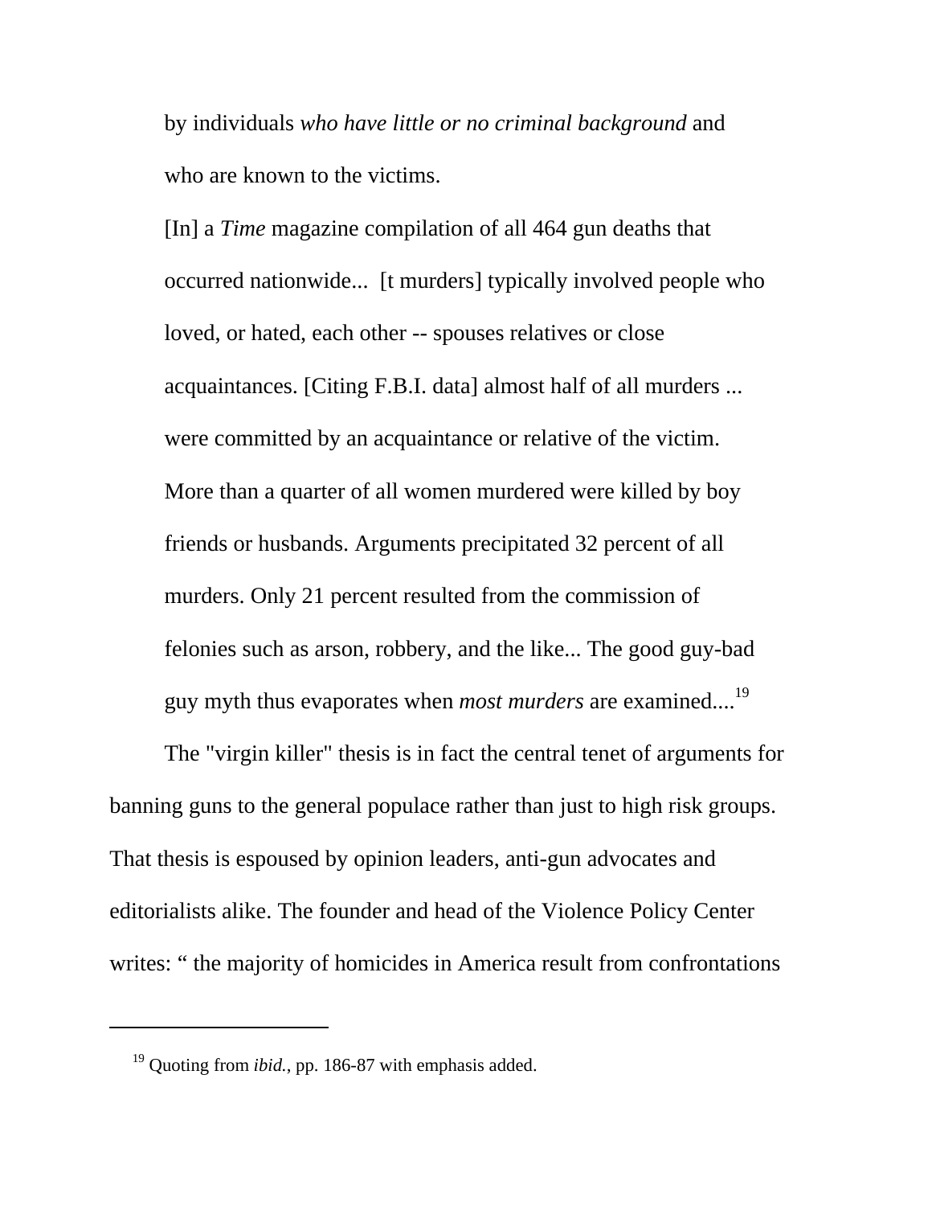> by individuals *who have little or no criminal background* and who are known to the victims.
>
> [In] a *Time* magazine compilation of all 464 gun deaths that occurred nationwide... [t murders] typically involved people who loved, or hated, each other -- spouses relatives or close acquaintances. [Citing F.B.I. data] almost half of all murders ... were committed by an acquaintance or relative of the victim. More than a quarter of all women murdered were killed by boy friends or husbands. Arguments precipitated 32 percent of all murders. Only 21 percent resulted from the commission of felonies such as arson, robbery, and the like... The good guy-bad guy myth thus evaporates when *most murders* are examined....[19]

The "virgin killer" thesis is in fact the central tenet of arguments for banning guns to the general populace rather than just to high risk groups. That thesis is espoused by opinion leaders, anti-gun advocates and editorialists alike. The founder and head of the Violence Policy Center writes: " the majority of homicides in America result from confrontations

---

[19] Quoting from *ibid.*, pp. 186-87 with emphasis added.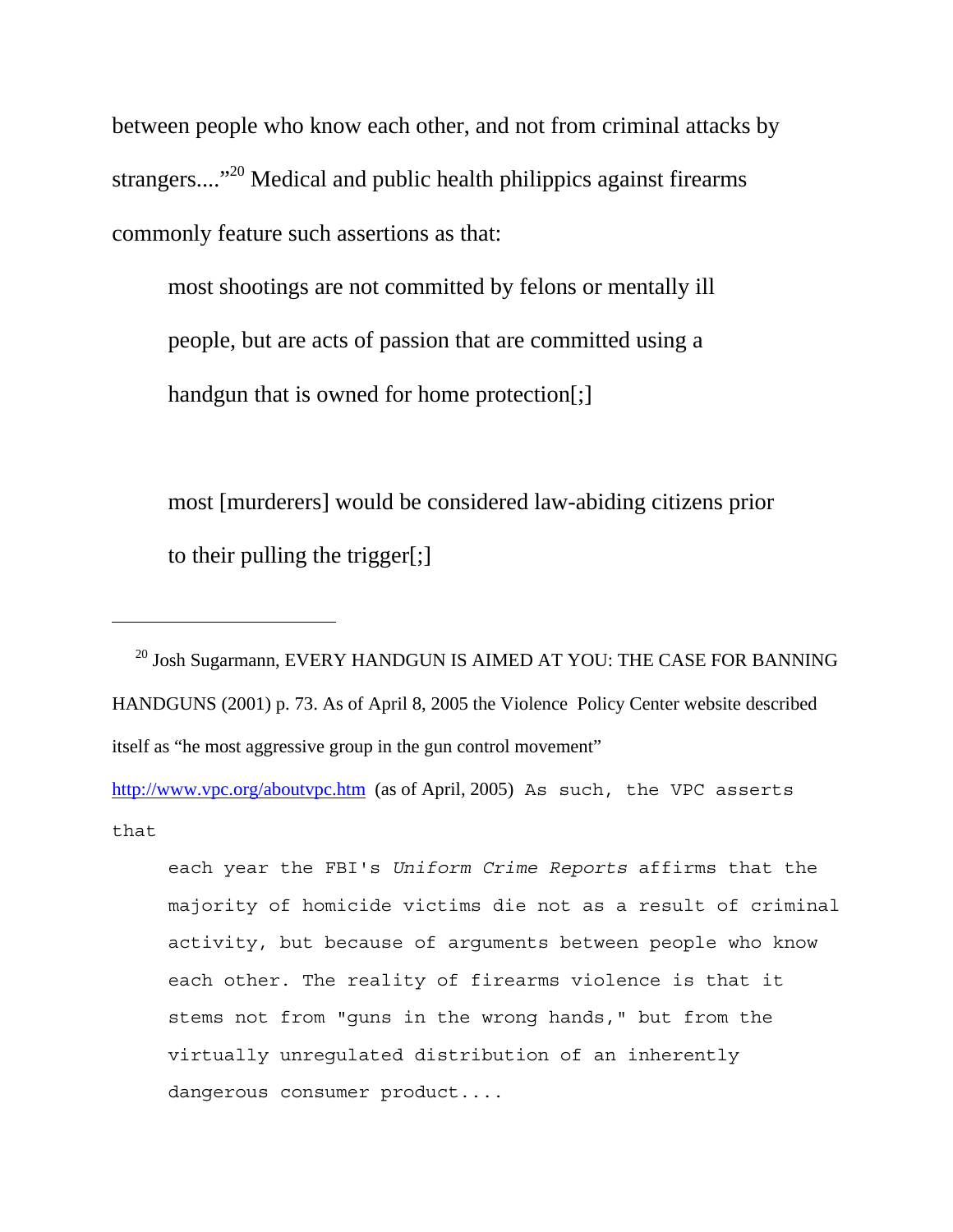between people who know each other, and not from criminal attacks by strangers....”[20] Medical and public health philippics against firearms commonly feature such assertions as that:

> most shootings are not committed by felons or mentally ill people, but are acts of passion that are committed using a handgun that is owned for home protection[;]
>
> most [murderers] would be considered law-abiding citizens prior to their pulling the trigger[;]

---

[20] Josh Sugarmann, EVERY HANDGUN IS AIMED AT YOU: THE CASE FOR BANNING HANDGUNS (2001) p. 73. As of April 8, 2005 the Violence Policy Center website described itself as “he most aggressive group in the gun control movement” http://www.vpc.org/aboutvpc.htm (as of April, 2005) As such, the VPC asserts that

> each year the FBI's *Uniform Crime Reports* affirms that the majority of homicide victims die not as a result of criminal activity, but because of arguments between people who know each other. The reality of firearms violence is that it stems not from "guns in the wrong hands," but from the virtually unregulated distribution of an inherently dangerous consumer product....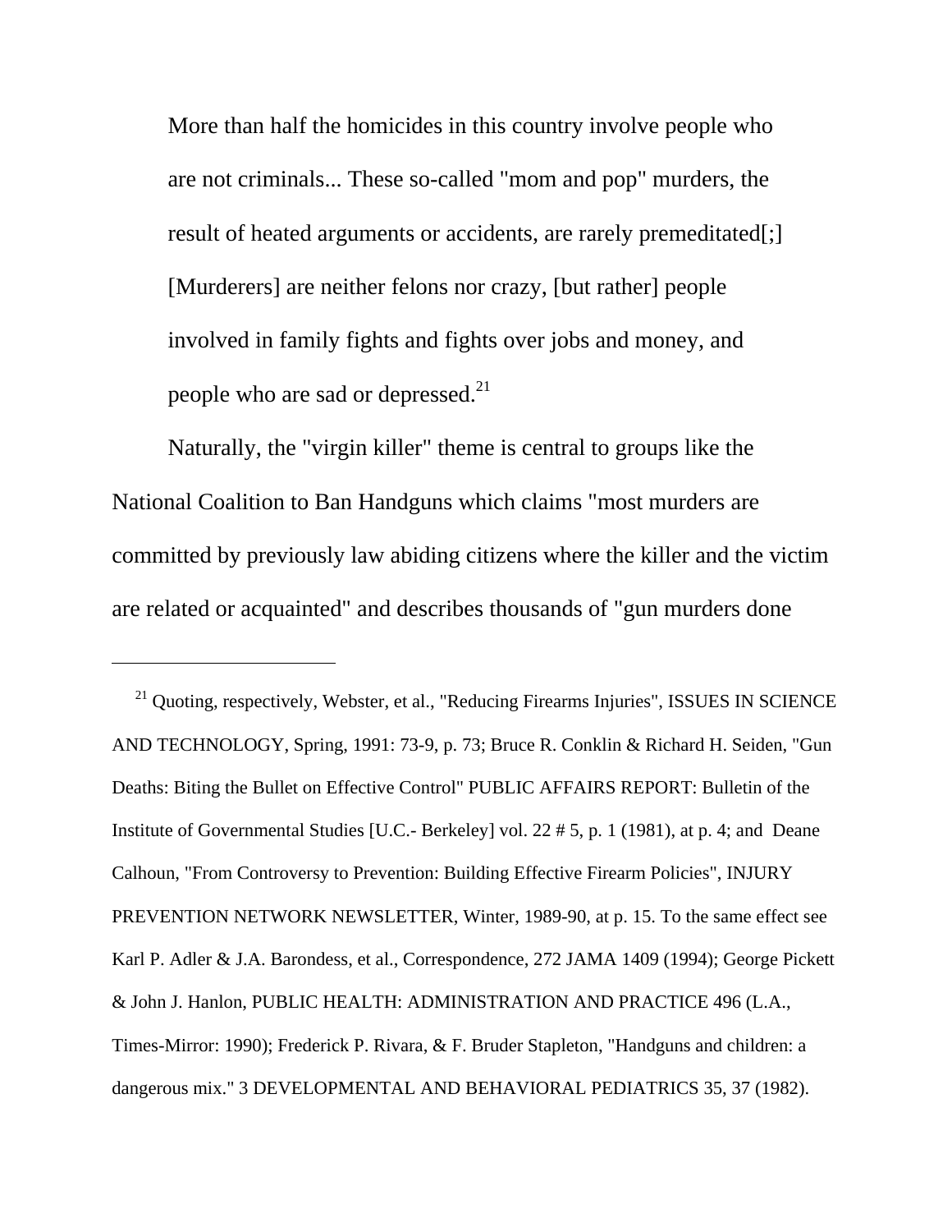> More than half the homicides in this country involve people who are not criminals... These so-called "mom and pop" murders, the result of heated arguments or accidents, are rarely premeditated[;] [Murderers] are neither felons nor crazy, [but rather] people involved in family fights and fights over jobs and money, and people who are sad or depressed.[21]

Naturally, the "virgin killer" theme is central to groups like the National Coalition to Ban Handguns which claims "most murders are committed by previously law abiding citizens where the killer and the victim are related or acquainted" and describes thousands of "gun murders done

---

[21] Quoting, respectively, Webster, et al., "Reducing Firearms Injuries", ISSUES IN SCIENCE AND TECHNOLOGY, Spring, 1991: 73-9, p. 73; Bruce R. Conklin & Richard H. Seiden, "Gun Deaths: Biting the Bullet on Effective Control" PUBLIC AFFAIRS REPORT: Bulletin of the Institute of Governmental Studies [U.C.- Berkeley] vol. 22 # 5, p. 1 (1981), at p. 4; and Deane Calhoun, "From Controversy to Prevention: Building Effective Firearm Policies", INJURY PREVENTION NETWORK NEWSLETTER, Winter, 1989-90, at p. 15. To the same effect see Karl P. Adler & J.A. Barondess, et al., Correspondence, 272 JAMA 1409 (1994); George Pickett & John J. Hanlon, PUBLIC HEALTH: ADMINISTRATION AND PRACTICE 496 (L.A., Times-Mirror: 1990); Frederick P. Rivara, & F. Bruder Stapleton, "Handguns and children: a dangerous mix." 3 DEVELOPMENTAL AND BEHAVIORAL PEDIATRICS 35, 37 (1982).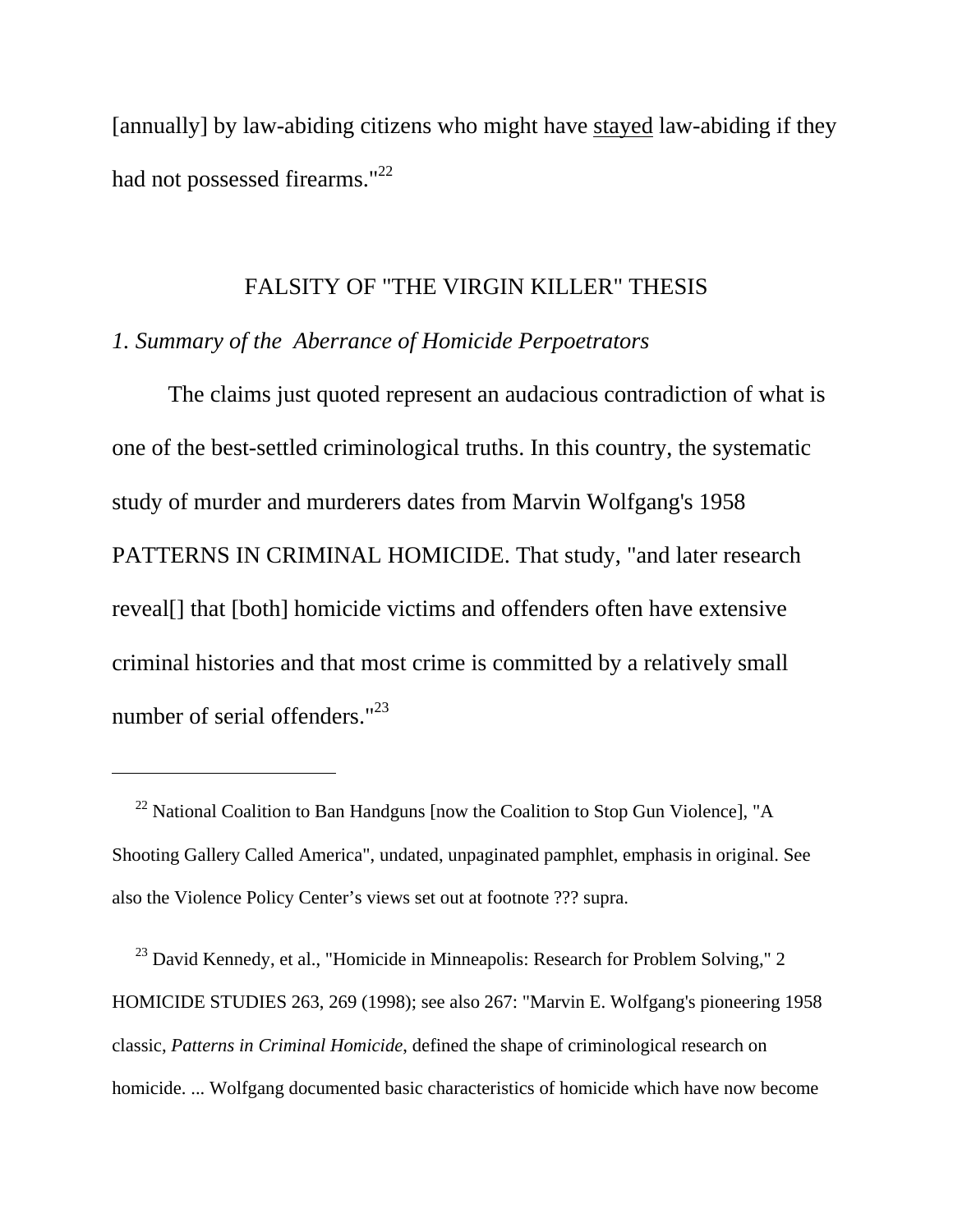[annually] by law-abiding citizens who might have <u>stayed</u> law-abiding if they had not possessed firearms."[22]

## FALSITY OF "THE VIRGIN KILLER" THESIS

### *1. Summary of the Aberrance of Homicide Perpoetrators*

The claims just quoted represent an audacious contradiction of what is one of the best-settled criminological truths. In this country, the systematic study of murder and murderers dates from Marvin Wolfgang's 1958 PATTERNS IN CRIMINAL HOMICIDE. That study, "and later research reveal[] that [both] homicide victims and offenders often have extensive criminal histories and that most crime is committed by a relatively small number of serial offenders."[23]

---

[22] National Coalition to Ban Handguns [now the Coalition to Stop Gun Violence], "A Shooting Gallery Called America", undated, unpaginated pamphlet, emphasis in original. See also the Violence Policy Center's views set out at footnote ??? supra.

[23] David Kennedy, et al., "Homicide in Minneapolis: Research for Problem Solving," 2 HOMICIDE STUDIES 263, 269 (1998); see also 267: "Marvin E. Wolfgang's pioneering 1958 classic, *Patterns in Criminal Homicide*, defined the shape of criminological research on homicide. ... Wolfgang documented basic characteristics of homicide which have now become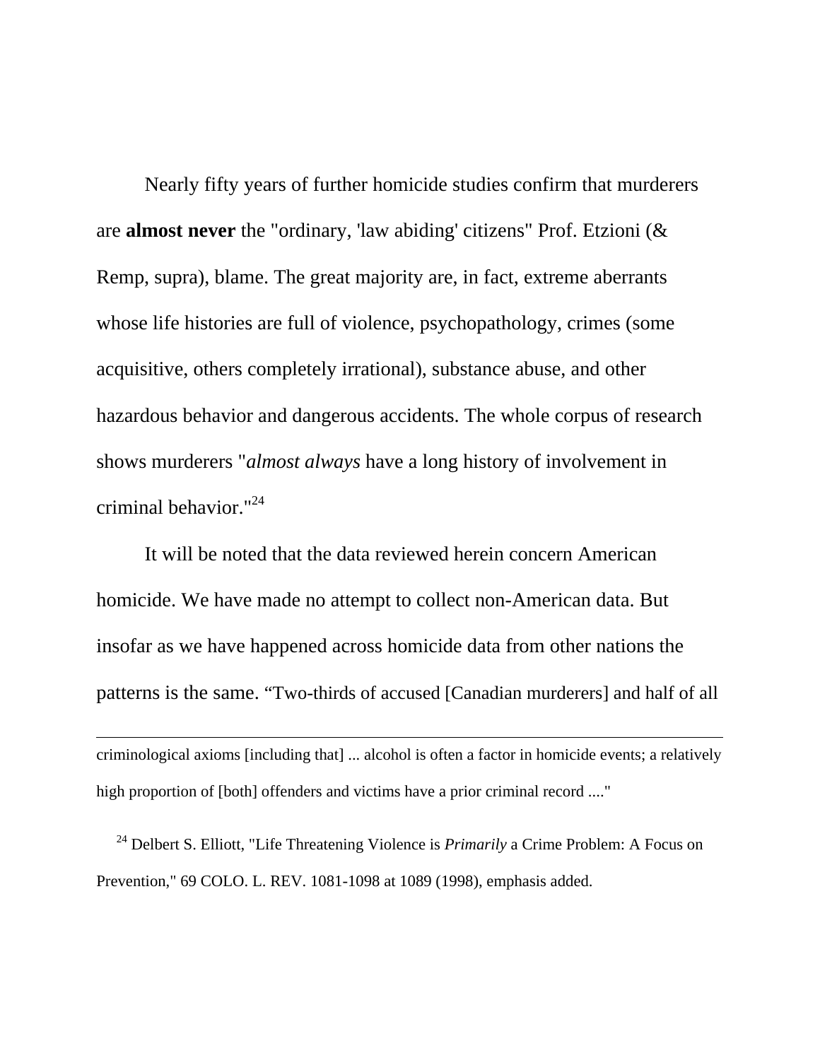Nearly fifty years of further homicide studies confirm that murderers are **almost never** the "ordinary, 'law abiding' citizens" Prof. Etzioni (& Remp, supra), blame. The great majority are, in fact, extreme aberrants whose life histories are full of violence, psychopathology, crimes (some acquisitive, others completely irrational), substance abuse, and other hazardous behavior and dangerous accidents. The whole corpus of research shows murderers "*almost always* have a long history of involvement in criminal behavior."[24]

It will be noted that the data reviewed herein concern American homicide. We have made no attempt to collect non-American data. But insofar as we have happened across homicide data from other nations the patterns is the same. "Two-thirds of accused [Canadian murderers] and half of all

---

criminological axioms [including that] ... alcohol is often a factor in homicide events; a relatively high proportion of [both] offenders and victims have a prior criminal record ...."

[24] Delbert S. Elliott, "Life Threatening Violence is *Primarily* a Crime Problem: A Focus on Prevention," 69 COLO. L. REV. 1081-1098 at 1089 (1998), emphasis added.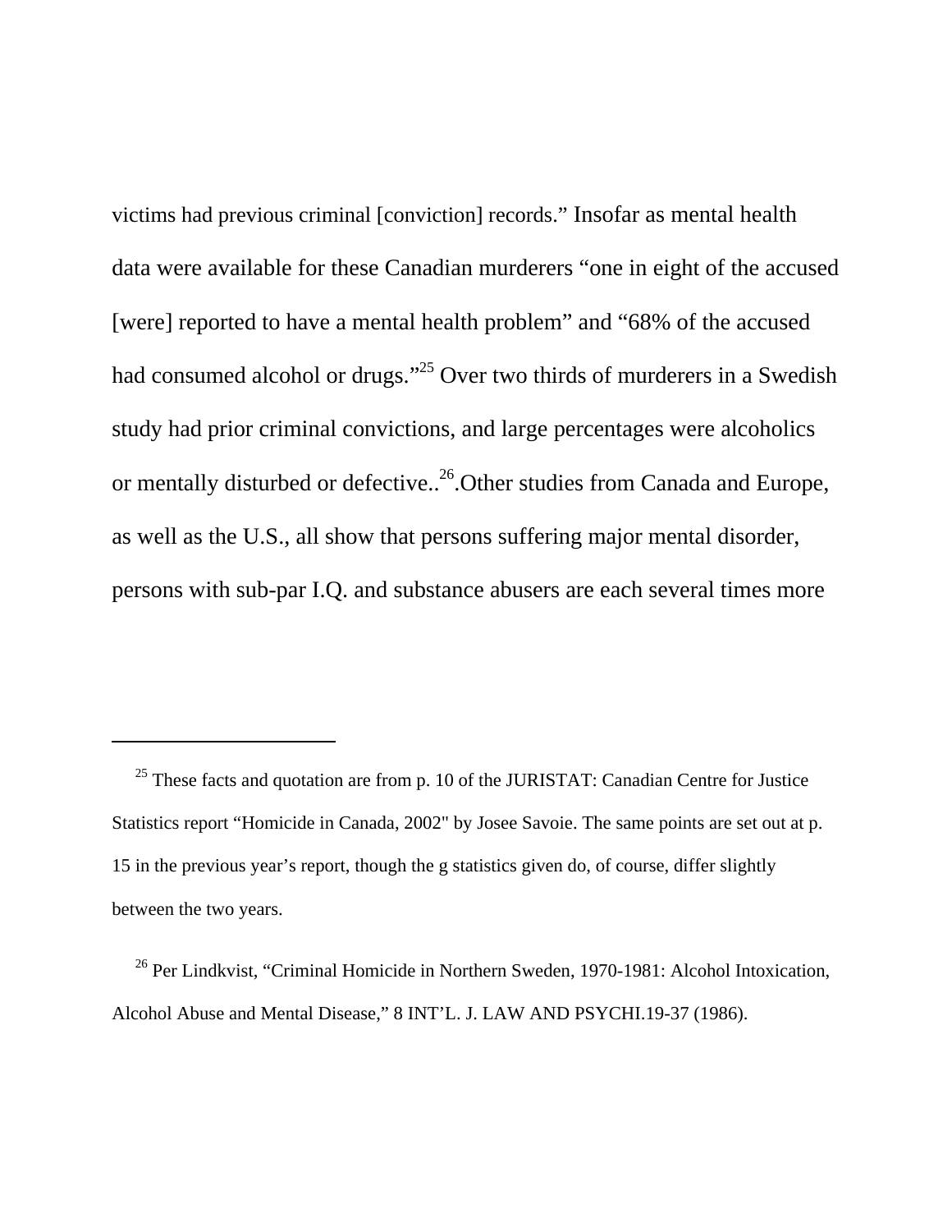victims had previous criminal [conviction] records." Insofar as mental health data were available for these Canadian murderers "one in eight of the accused [were] reported to have a mental health problem" and "68% of the accused had consumed alcohol or drugs."[25] Over two thirds of murderers in a Swedish study had prior criminal convictions, and large percentages were alcoholics or mentally disturbed or defective..[26].Other studies from Canada and Europe, as well as the U.S., all show that persons suffering major mental disorder, persons with sub-par I.Q. and substance abusers are each several times more

---

[25] These facts and quotation are from p. 10 of the JURISTAT: Canadian Centre for Justice Statistics report "Homicide in Canada, 2002" by Josee Savoie. The same points are set out at p. 15 in the previous year's report, though the g statistics given do, of course, differ slightly between the two years.

[26] Per Lindkvist, "Criminal Homicide in Northern Sweden, 1970-1981: Alcohol Intoxication, Alcohol Abuse and Mental Disease," 8 INT'L. J. LAW AND PSYCHI.19-37 (1986).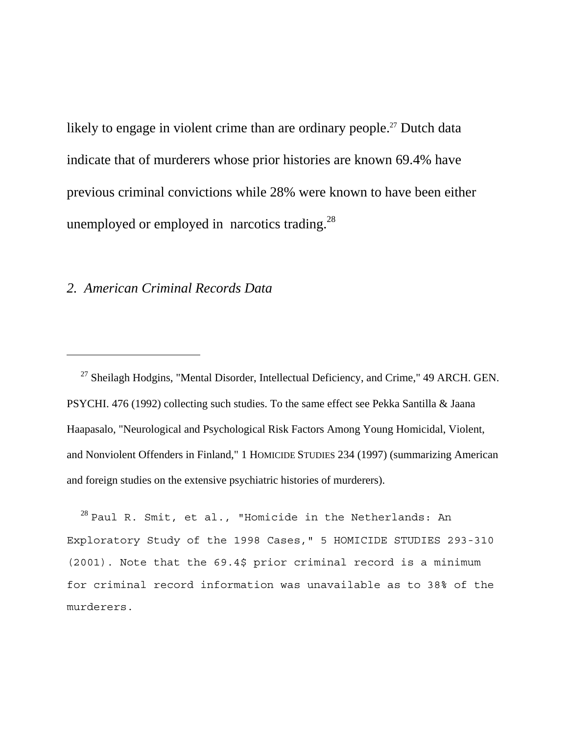likely to engage in violent crime than are ordinary people.[27] Dutch data indicate that of murderers whose prior histories are known 69.4% have previous criminal convictions while 28% were known to have been either unemployed or employed in narcotics trading.[28]

### *2. American Criminal Records Data*

---

[27] Sheilagh Hodgins, "Mental Disorder, Intellectual Deficiency, and Crime," 49 ARCH. GEN. PSYCHI. 476 (1992) collecting such studies. To the same effect see Pekka Santilla & Jaana Haapasalo, "Neurological and Psychological Risk Factors Among Young Homicidal, Violent, and Nonviolent Offenders in Finland," 1 HOMICIDE STUDIES 234 (1997) (summarizing American and foreign studies on the extensive psychiatric histories of murderers).

[28] Paul R. Smit, et al., "Homicide in the Netherlands: An Exploratory Study of the 1998 Cases," 5 HOMICIDE STUDIES 293-310 (2001). Note that the 69.4$ prior criminal record is a minimum for criminal record information was unavailable as to 38% of the murderers.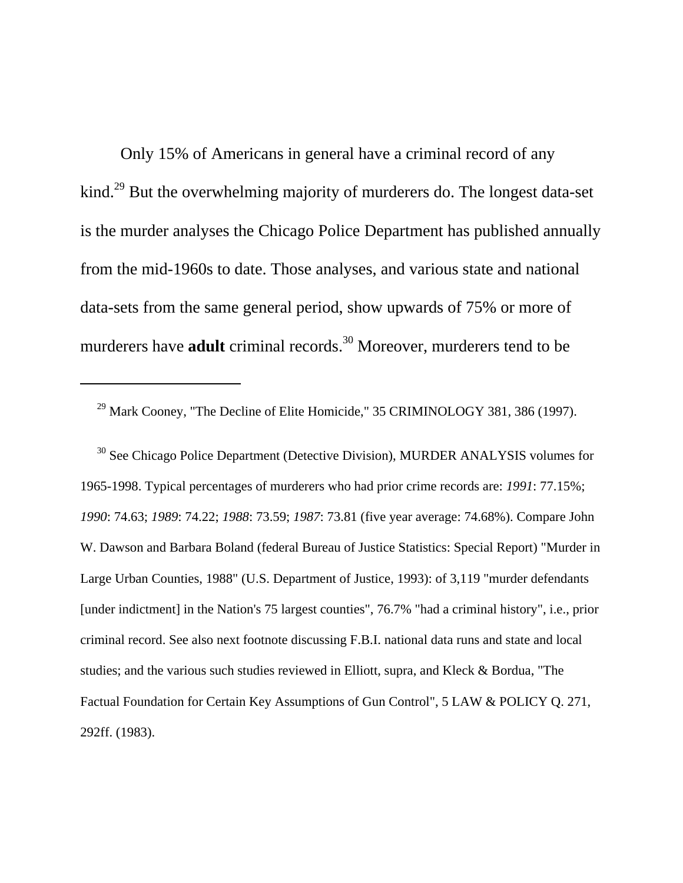Only 15% of Americans in general have a criminal record of any kind.[29] But the overwhelming majority of murderers do. The longest data-set is the murder analyses the Chicago Police Department has published annually from the mid-1960s to date. Those analyses, and various state and national data-sets from the same general period, show upwards of 75% or more of murderers have **adult** criminal records.[30] Moreover, murderers tend to be

---

[29] Mark Cooney, "The Decline of Elite Homicide," 35 CRIMINOLOGY 381, 386 (1997).

[30] See Chicago Police Department (Detective Division), MURDER ANALYSIS volumes for 1965-1998. Typical percentages of murderers who had prior crime records are: *1991*: 77.15%; *1990*: 74.63; *1989*: 74.22; *1988*: 73.59; *1987*: 73.81 (five year average: 74.68%). Compare John W. Dawson and Barbara Boland (federal Bureau of Justice Statistics: Special Report) "Murder in Large Urban Counties, 1988" (U.S. Department of Justice, 1993): of 3,119 "murder defendants [under indictment] in the Nation's 75 largest counties", 76.7% "had a criminal history", i.e., prior criminal record. See also next footnote discussing F.B.I. national data runs and state and local studies; and the various such studies reviewed in Elliott, supra, and Kleck & Bordua, "The Factual Foundation for Certain Key Assumptions of Gun Control", 5 LAW & POLICY Q. 271, 292ff. (1983).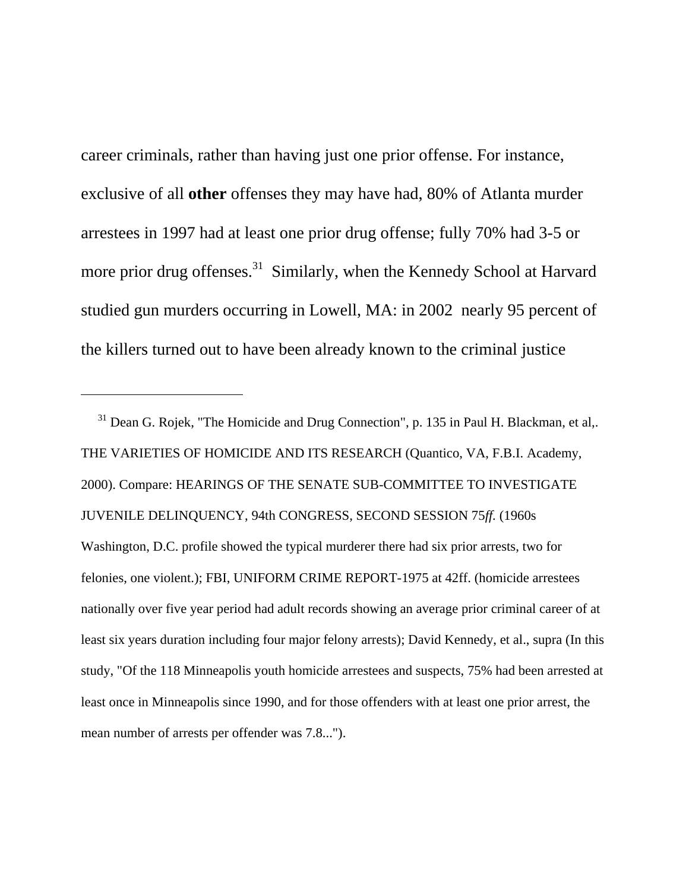career criminals, rather than having just one prior offense. For instance, exclusive of all **other** offenses they may have had, 80% of Atlanta murder arrestees in 1997 had at least one prior drug offense; fully 70% had 3-5 or more prior drug offenses.[31] Similarly, when the Kennedy School at Harvard studied gun murders occurring in Lowell, MA: in 2002 nearly 95 percent of the killers turned out to have been already known to the criminal justice

---

[31] Dean G. Rojek, "The Homicide and Drug Connection", p. 135 in Paul H. Blackman, et al,. THE VARIETIES OF HOMICIDE AND ITS RESEARCH (Quantico, VA, F.B.I. Academy, 2000). Compare: HEARINGS OF THE SENATE SUB-COMMITTEE TO INVESTIGATE JUVENILE DELINQUENCY, 94th CONGRESS, SECOND SESSION 75*ff.* (1960s Washington, D.C. profile showed the typical murderer there had six prior arrests, two for felonies, one violent.); FBI, UNIFORM CRIME REPORT-1975 at 42ff. (homicide arrestees nationally over five year period had adult records showing an average prior criminal career of at least six years duration including four major felony arrests); David Kennedy, et al., supra (In this study, "Of the 118 Minneapolis youth homicide arrestees and suspects, 75% had been arrested at least once in Minneapolis since 1990, and for those offenders with at least one prior arrest, the mean number of arrests per offender was 7.8...").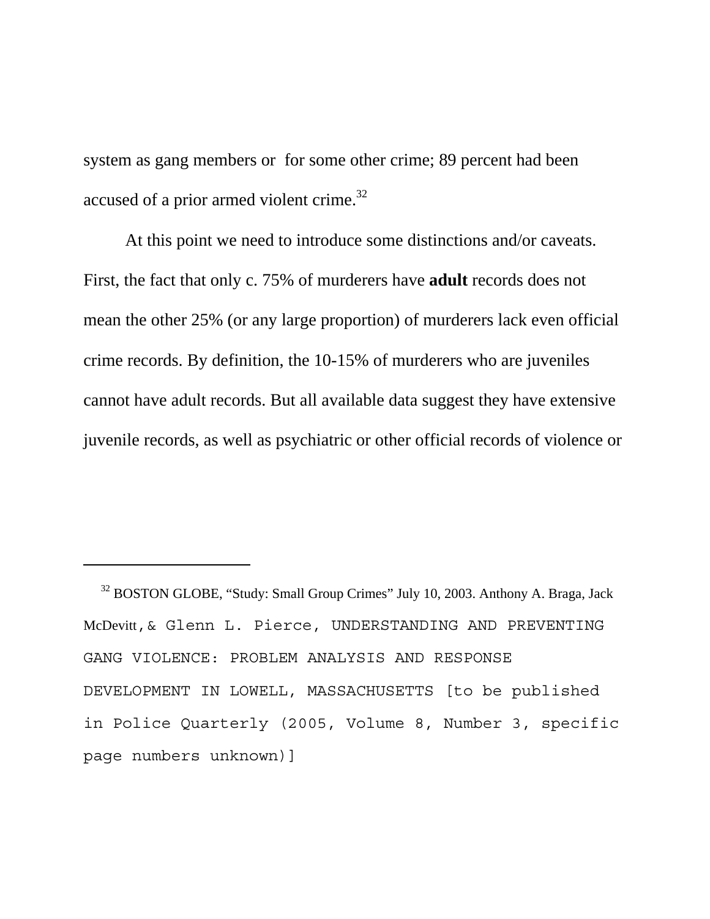system as gang members or for some other crime; 89 percent had been accused of a prior armed violent crime.[32]

At this point we need to introduce some distinctions and/or caveats. First, the fact that only c. 75% of murderers have **adult** records does not mean the other 25% (or any large proportion) of murderers lack even official crime records. By definition, the 10-15% of murderers who are juveniles cannot have adult records. But all available data suggest they have extensive juvenile records, as well as psychiatric or other official records of violence or

---

[32] BOSTON GLOBE, "Study: Small Group Crimes" July 10, 2003. Anthony A. Braga, Jack McDevitt, & Glenn L. Pierce, UNDERSTANDING AND PREVENTING GANG VIOLENCE: PROBLEM ANALYSIS AND RESPONSE DEVELOPMENT IN LOWELL, MASSACHUSETTS [to be published in Police Quarterly (2005, Volume 8, Number 3, specific page numbers unknown)]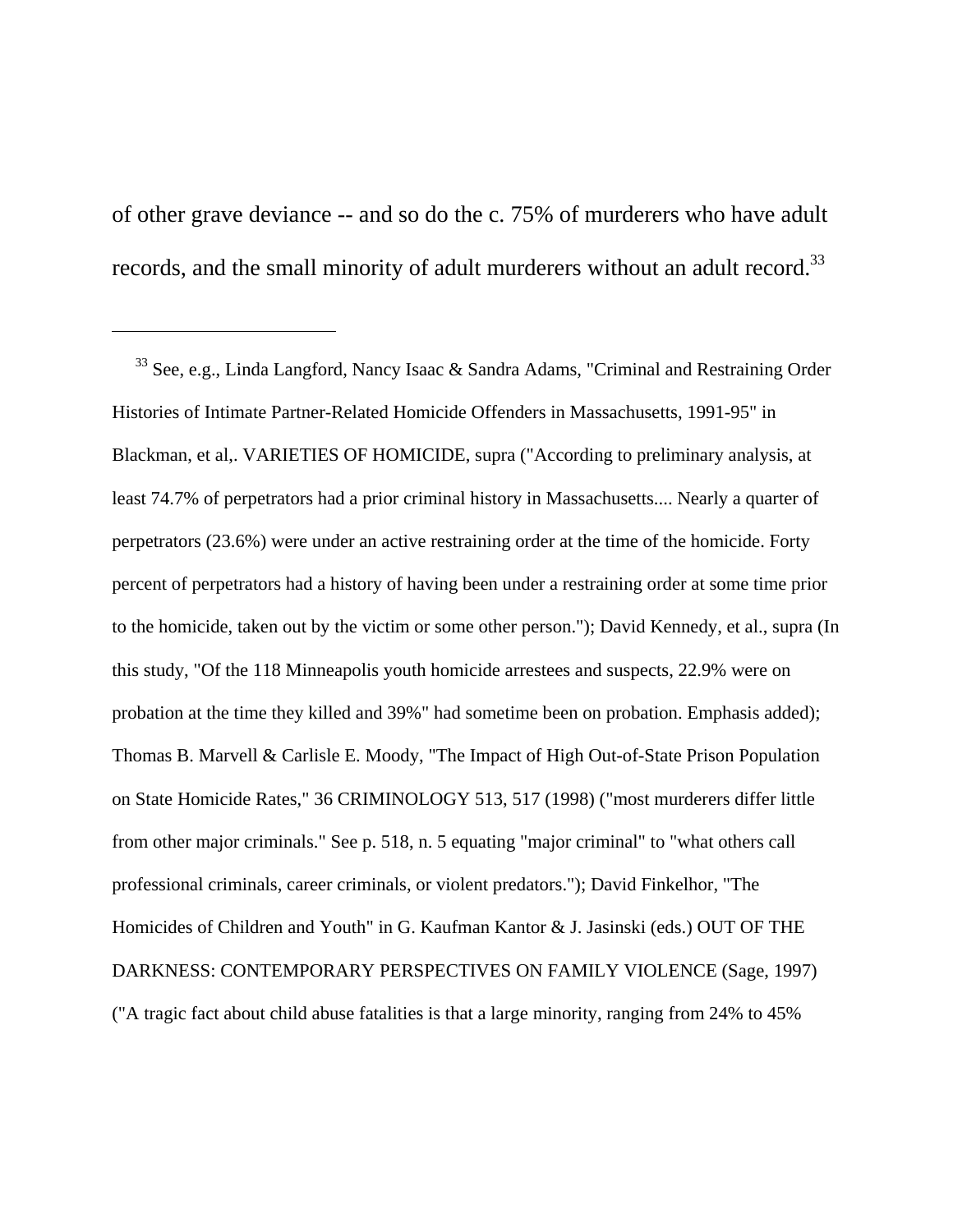of other grave deviance -- and so do the c. 75% of murderers who have adult records, and the small minority of adult murderers without an adult record.[33]

---

[33] See, e.g., Linda Langford, Nancy Isaac & Sandra Adams, "Criminal and Restraining Order Histories of Intimate Partner-Related Homicide Offenders in Massachusetts, 1991-95" in Blackman, et al,. VARIETIES OF HOMICIDE, supra ("According to preliminary analysis, at least 74.7% of perpetrators had a prior criminal history in Massachusetts.... Nearly a quarter of perpetrators (23.6%) were under an active restraining order at the time of the homicide. Forty percent of perpetrators had a history of having been under a restraining order at some time prior to the homicide, taken out by the victim or some other person."); David Kennedy, et al., supra (In this study, "Of the 118 Minneapolis youth homicide arrestees and suspects, 22.9% were on probation at the time they killed and 39%" had sometime been on probation. Emphasis added); Thomas B. Marvell & Carlisle E. Moody, "The Impact of High Out-of-State Prison Population on State Homicide Rates," 36 CRIMINOLOGY 513, 517 (1998) ("most murderers differ little from other major criminals." See p. 518, n. 5 equating "major criminal" to "what others call professional criminals, career criminals, or violent predators."); David Finkelhor, "The Homicides of Children and Youth" in G. Kaufman Kantor & J. Jasinski (eds.) OUT OF THE DARKNESS: CONTEMPORARY PERSPECTIVES ON FAMILY VIOLENCE (Sage, 1997) ("A tragic fact about child abuse fatalities is that a large minority, ranging from 24% to 45%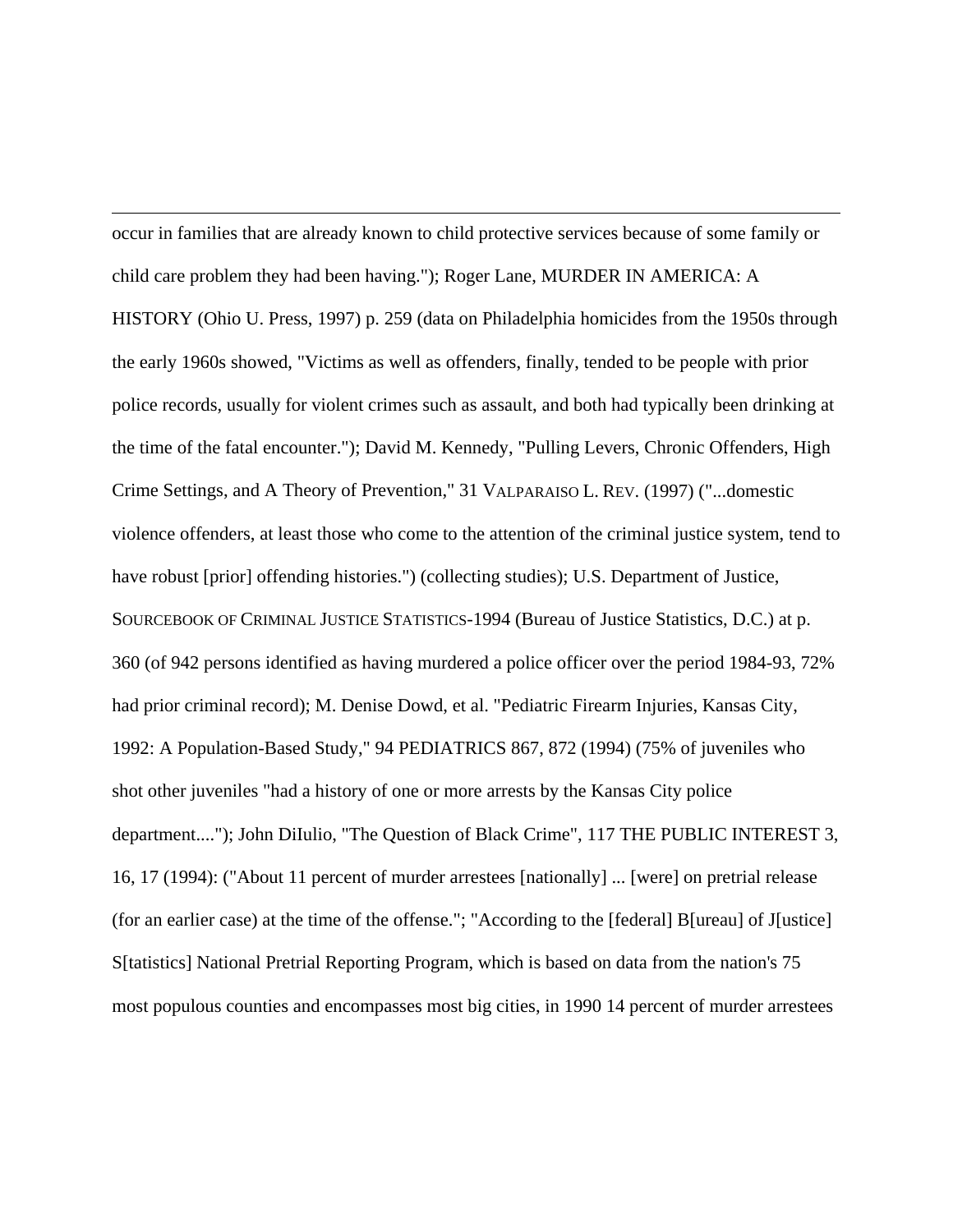occur in families that are already known to child protective services because of some family or child care problem they had been having."); Roger Lane, MURDER IN AMERICA: A HISTORY (Ohio U. Press, 1997) p. 259 (data on Philadelphia homicides from the 1950s through the early 1960s showed, "Victims as well as offenders, finally, tended to be people with prior police records, usually for violent crimes such as assault, and both had typically been drinking at the time of the fatal encounter."); David M. Kennedy, "Pulling Levers, Chronic Offenders, High Crime Settings, and A Theory of Prevention," 31 VALPARAISO L. REV. (1997) ("...domestic violence offenders, at least those who come to the attention of the criminal justice system, tend to have robust [prior] offending histories.") (collecting studies); U.S. Department of Justice, SOURCEBOOK OF CRIMINAL JUSTICE STATISTICS-1994 (Bureau of Justice Statistics, D.C.) at p. 360 (of 942 persons identified as having murdered a police officer over the period 1984-93, 72% had prior criminal record); M. Denise Dowd, et al. "Pediatric Firearm Injuries, Kansas City, 1992: A Population-Based Study," 94 PEDIATRICS 867, 872 (1994) (75% of juveniles who shot other juveniles "had a history of one or more arrests by the Kansas City police department...."); John DiIulio, "The Question of Black Crime", 117 THE PUBLIC INTEREST 3, 16, 17 (1994): ("About 11 percent of murder arrestees [nationally] ... [were] on pretrial release (for an earlier case) at the time of the offense."; "According to the [federal] B[ureau] of J[ustice] S[tatistics] National Pretrial Reporting Program, which is based on data from the nation's 75 most populous counties and encompasses most big cities, in 1990 14 percent of murder arrestees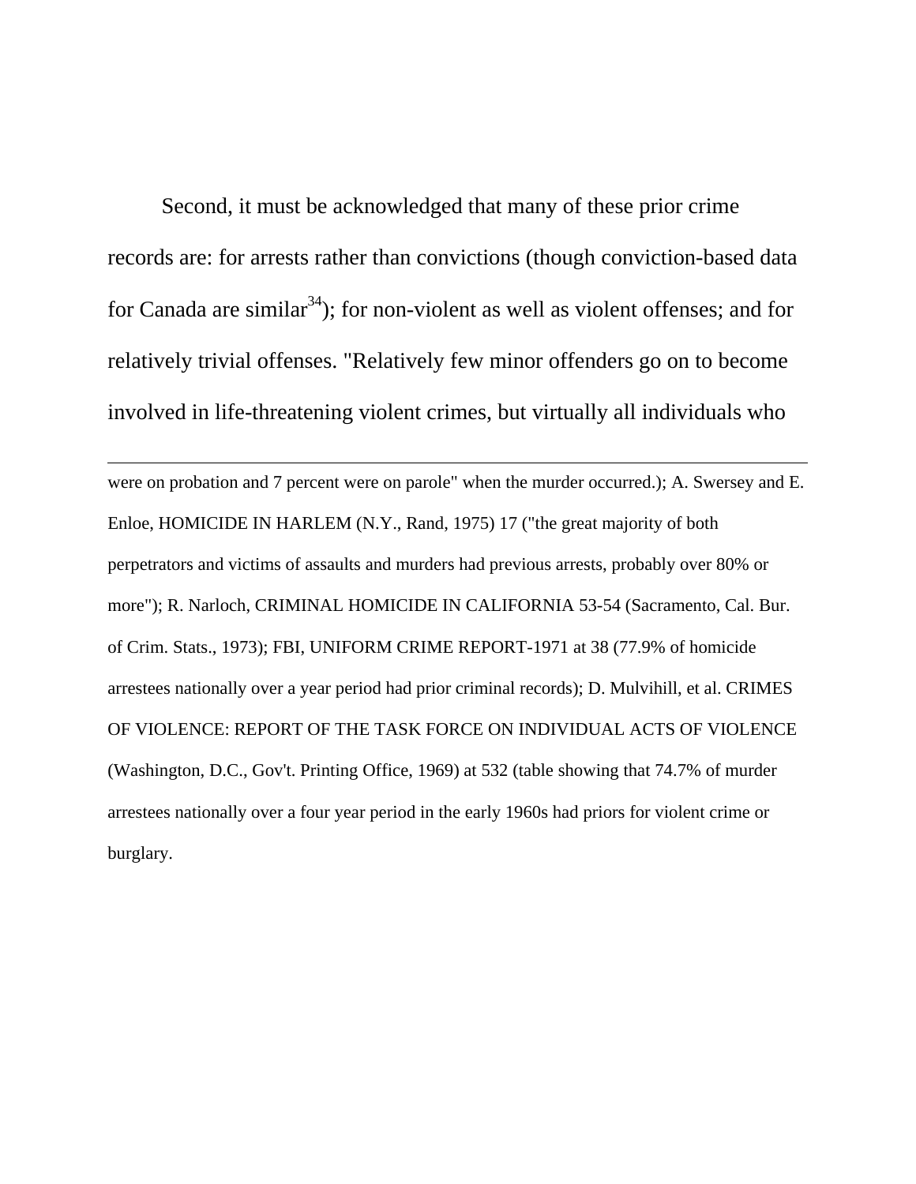Second, it must be acknowledged that many of these prior crime records are: for arrests rather than convictions (though conviction-based data for Canada are similar[34]); for non-violent as well as violent offenses; and for relatively trivial offenses. "Relatively few minor offenders go on to become involved in life-threatening violent crimes, but virtually all individuals who

---

were on probation and 7 percent were on parole" when the murder occurred.); A. Swersey and E. Enloe, HOMICIDE IN HARLEM (N.Y., Rand, 1975) 17 ("the great majority of both perpetrators and victims of assaults and murders had previous arrests, probably over 80% or more"); R. Narloch, CRIMINAL HOMICIDE IN CALIFORNIA 53-54 (Sacramento, Cal. Bur. of Crim. Stats., 1973); FBI, UNIFORM CRIME REPORT-1971 at 38 (77.9% of homicide arrestees nationally over a year period had prior criminal records); D. Mulvihill, et al. CRIMES OF VIOLENCE: REPORT OF THE TASK FORCE ON INDIVIDUAL ACTS OF VIOLENCE (Washington, D.C., Gov't. Printing Office, 1969) at 532 (table showing that 74.7% of murder arrestees nationally over a four year period in the early 1960s had priors for violent crime or burglary.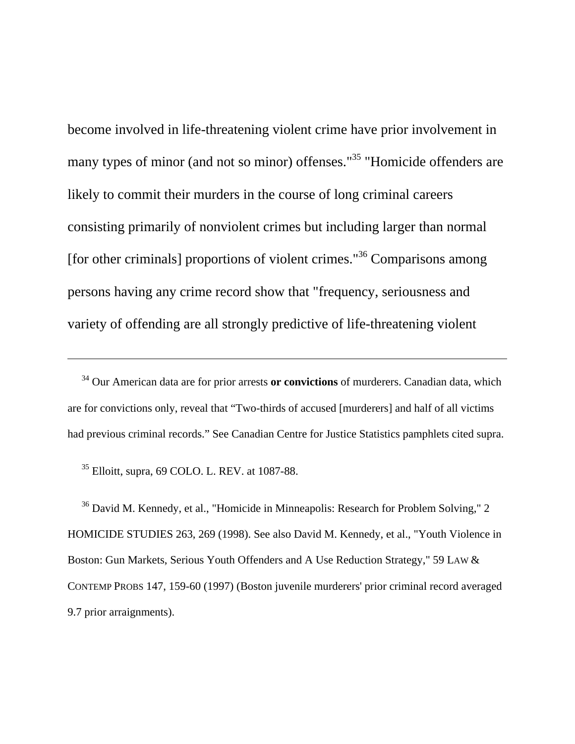become involved in life-threatening violent crime have prior involvement in many types of minor (and not so minor) offenses."[35] "Homicide offenders are likely to commit their murders in the course of long criminal careers consisting primarily of nonviolent crimes but including larger than normal [for other criminals] proportions of violent crimes."[36] Comparisons among persons having any crime record show that "frequency, seriousness and variety of offending are all strongly predictive of life-threatening violent

---

[34] Our American data are for prior arrests **or convictions** of murderers. Canadian data, which are for convictions only, reveal that "Two-thirds of accused [murderers] and half of all victims had previous criminal records." See Canadian Centre for Justice Statistics pamphlets cited supra.

[35] Elloitt, supra, 69 COLO. L. REV. at 1087-88.

[36] David M. Kennedy, et al., "Homicide in Minneapolis: Research for Problem Solving," 2 HOMICIDE STUDIES 263, 269 (1998). See also David M. Kennedy, et al., "Youth Violence in Boston: Gun Markets, Serious Youth Offenders and A Use Reduction Strategy," 59 LAW & CONTEMP PROBS 147, 159-60 (1997) (Boston juvenile murderers' prior criminal record averaged 9.7 prior arraignments).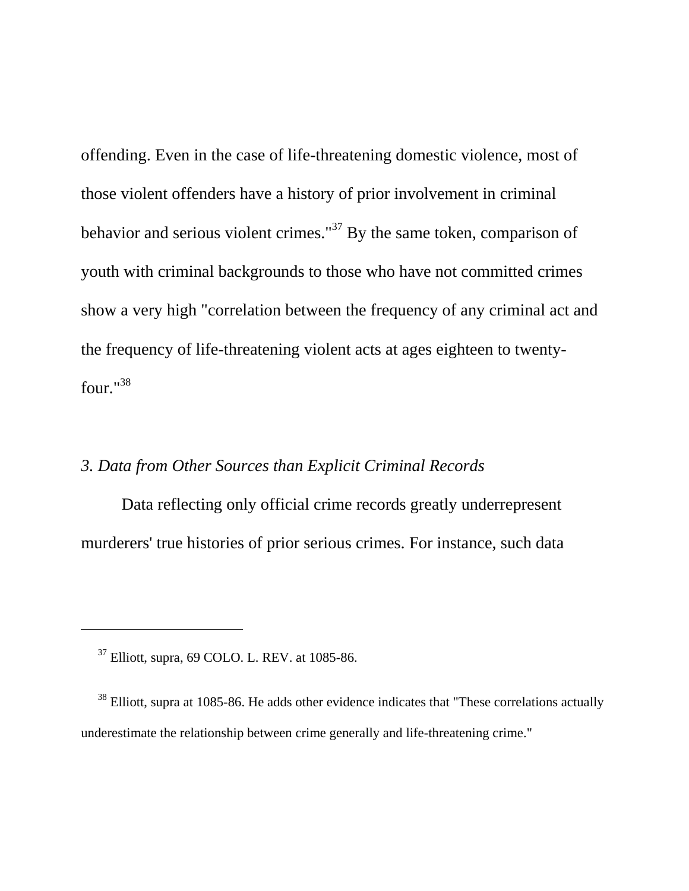offending. Even in the case of life-threatening domestic violence, most of those violent offenders have a history of prior involvement in criminal behavior and serious violent crimes."[37] By the same token, comparison of youth with criminal backgrounds to those who have not committed crimes show a very high "correlation between the frequency of any criminal act and the frequency of life-threatening violent acts at ages eighteen to twenty-four."[38]

### *3. Data from Other Sources than Explicit Criminal Records*

Data reflecting only official crime records greatly underrepresent murderers' true histories of prior serious crimes. For instance, such data

---

[37] Elliott, supra, 69 COLO. L. REV. at 1085-86.

[38] Elliott, supra at 1085-86. He adds other evidence indicates that "These correlations actually underestimate the relationship between crime generally and life-threatening crime."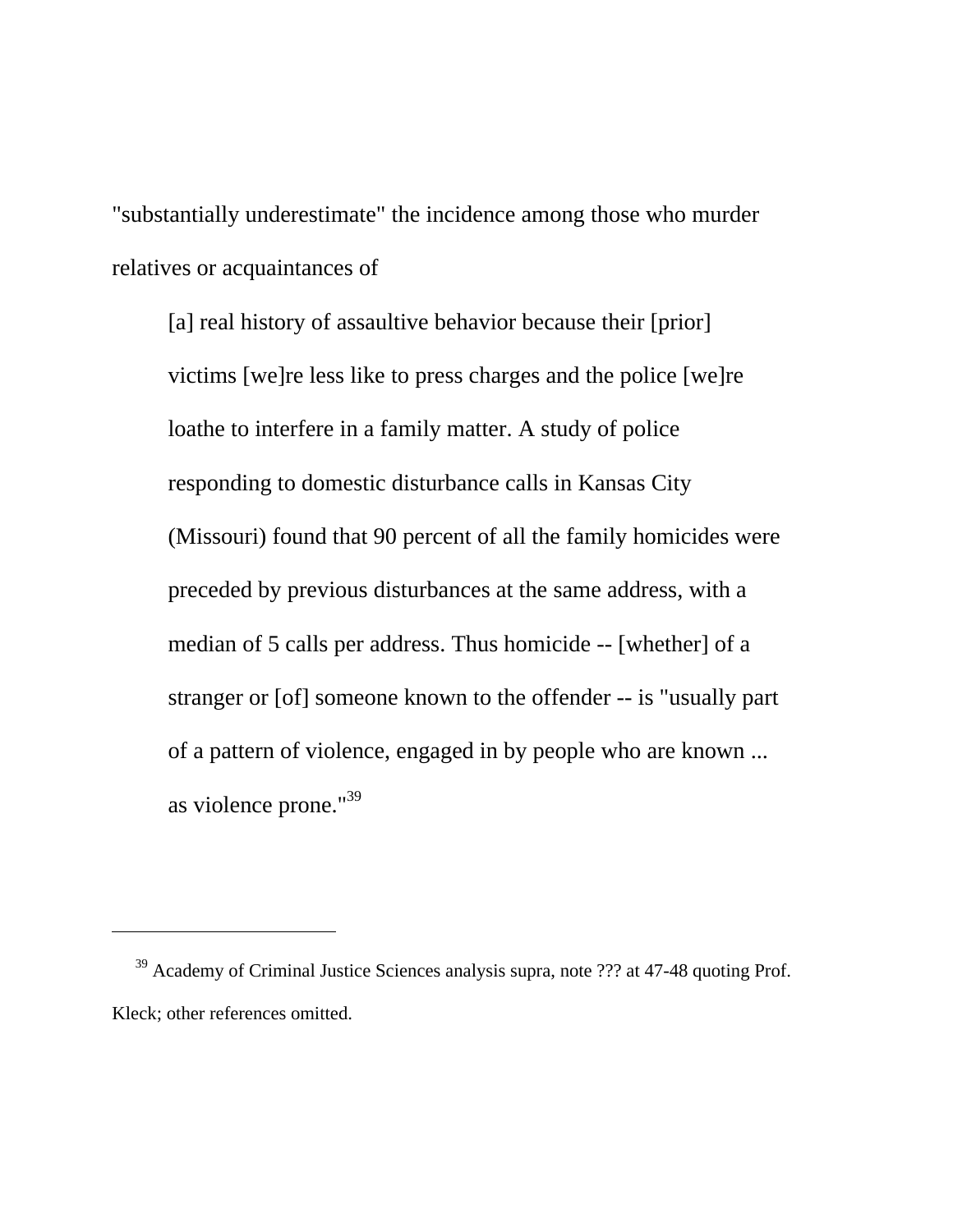"substantially underestimate" the incidence among those who murder relatives or acquaintances of

> [a] real history of assaultive behavior because their [prior] victims [we]re less like to press charges and the police [we]re loathe to interfere in a family matter. A study of police responding to domestic disturbance calls in Kansas City (Missouri) found that 90 percent of all the family homicides were preceded by previous disturbances at the same address, with a median of 5 calls per address. Thus homicide -- [whether] of a stranger or [of] someone known to the offender -- is "usually part of a pattern of violence, engaged in by people who are known ... as violence prone."[39]

---

[39] Academy of Criminal Justice Sciences analysis supra, note ??? at 47-48 quoting Prof. Kleck; other references omitted.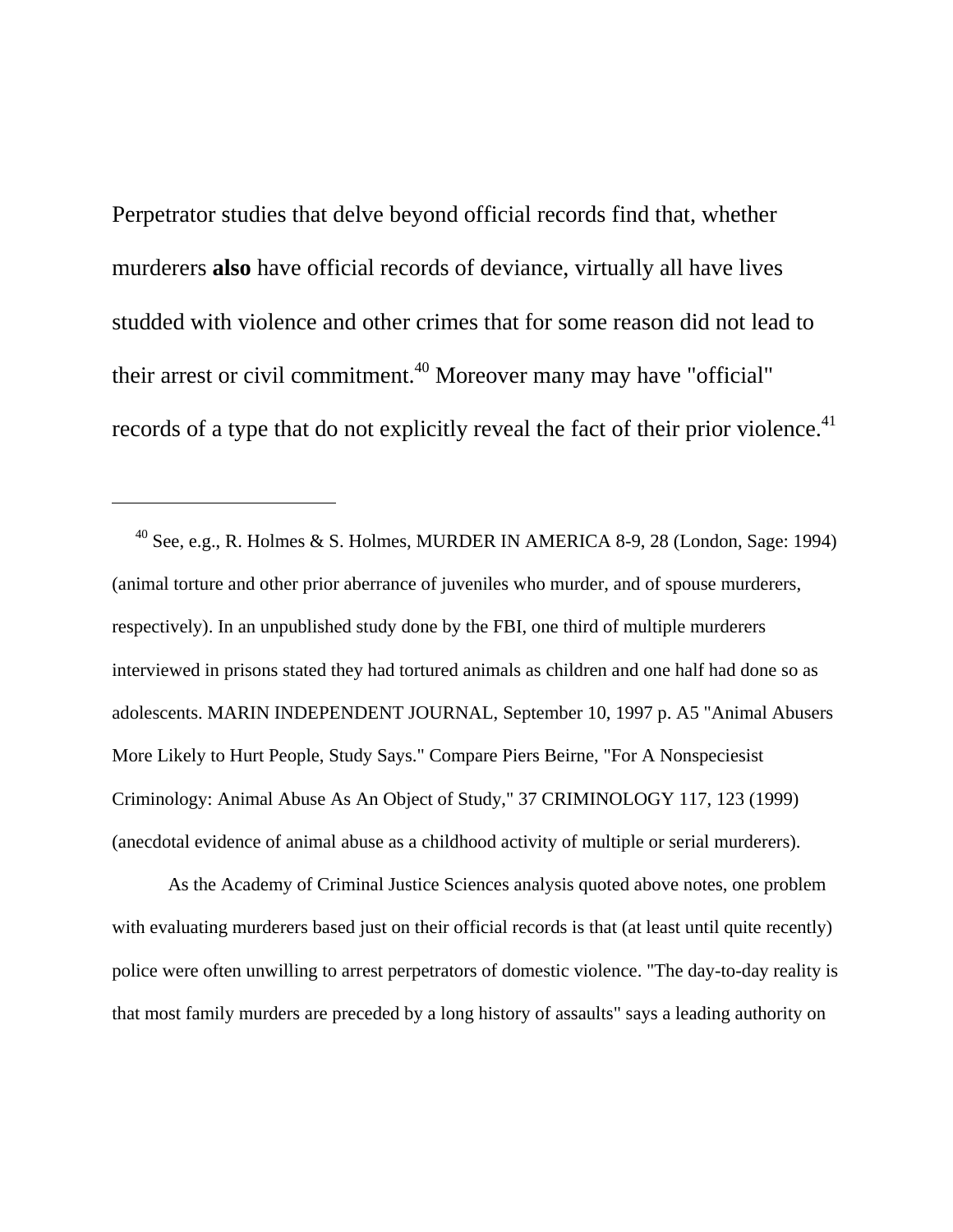Perpetrator studies that delve beyond official records find that, whether murderers **also** have official records of deviance, virtually all have lives studded with violence and other crimes that for some reason did not lead to their arrest or civil commitment.[40] Moreover many may have "official" records of a type that do not explicitly reveal the fact of their prior violence.[41]

---

[40] See, e.g., R. Holmes & S. Holmes, MURDER IN AMERICA 8-9, 28 (London, Sage: 1994) (animal torture and other prior aberrance of juveniles who murder, and of spouse murderers, respectively). In an unpublished study done by the FBI, one third of multiple murderers interviewed in prisons stated they had tortured animals as children and one half had done so as adolescents. MARIN INDEPENDENT JOURNAL, September 10, 1997 p. A5 "Animal Abusers More Likely to Hurt People, Study Says." Compare Piers Beirne, "For A Nonspeciesist Criminology: Animal Abuse As An Object of Study," 37 CRIMINOLOGY 117, 123 (1999) (anecdotal evidence of animal abuse as a childhood activity of multiple or serial murderers).

As the Academy of Criminal Justice Sciences analysis quoted above notes, one problem with evaluating murderers based just on their official records is that (at least until quite recently) police were often unwilling to arrest perpetrators of domestic violence. "The day-to-day reality is that most family murders are preceded by a long history of assaults" says a leading authority on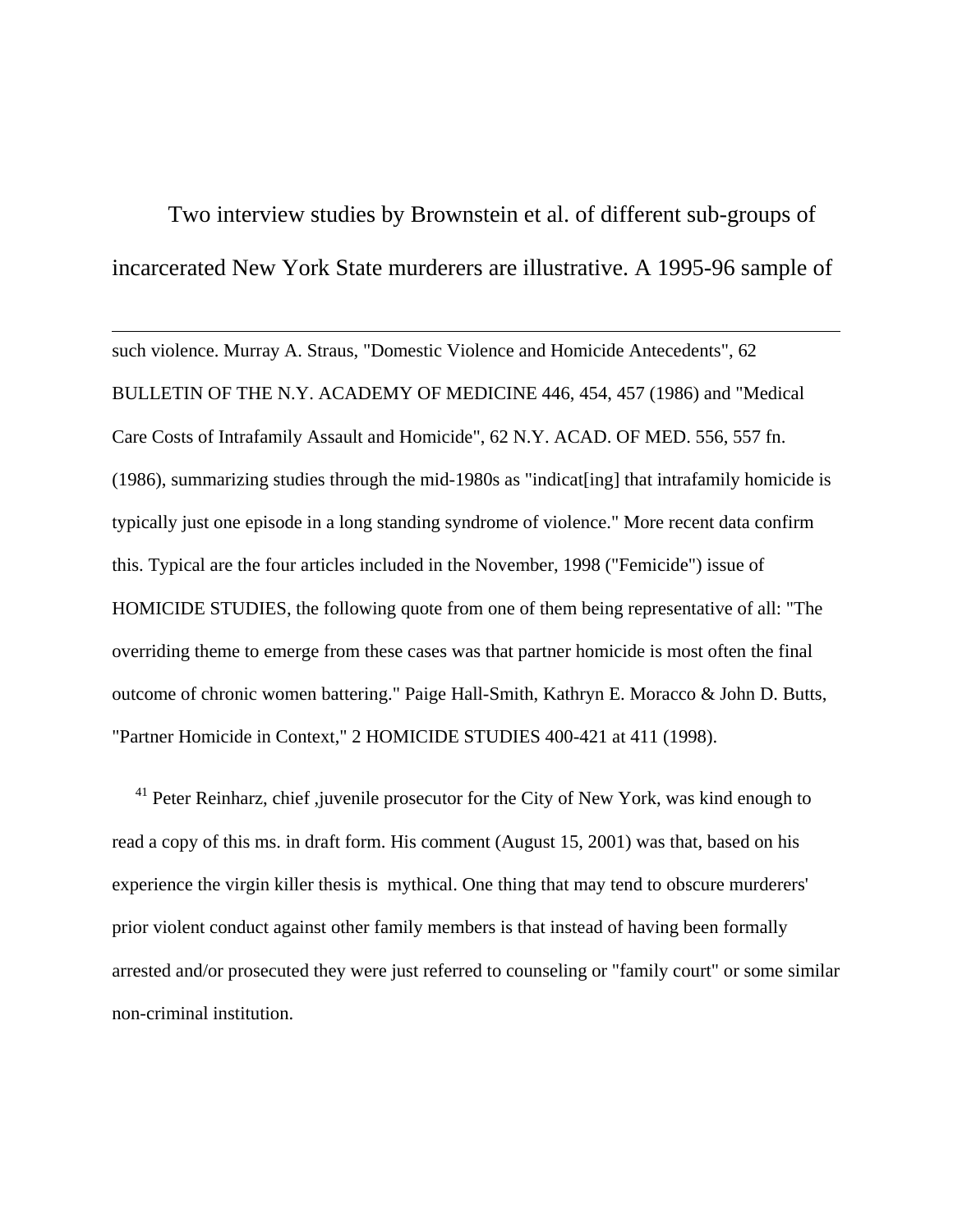Two interview studies by Brownstein et al. of different sub-groups of incarcerated New York State murderers are illustrative. A 1995-96 sample of

---

such violence. Murray A. Straus, "Domestic Violence and Homicide Antecedents", 62 BULLETIN OF THE N.Y. ACADEMY OF MEDICINE 446, 454, 457 (1986) and "Medical Care Costs of Intrafamily Assault and Homicide", 62 N.Y. ACAD. OF MED. 556, 557 fn. (1986), summarizing studies through the mid-1980s as "indicat[ing] that intrafamily homicide is typically just one episode in a long standing syndrome of violence." More recent data confirm this. Typical are the four articles included in the November, 1998 ("Femicide") issue of HOMICIDE STUDIES, the following quote from one of them being representative of all: "The overriding theme to emerge from these cases was that partner homicide is most often the final outcome of chronic women battering." Paige Hall-Smith, Kathryn E. Moracco & John D. Butts, "Partner Homicide in Context," 2 HOMICIDE STUDIES 400-421 at 411 (1998).

[41] Peter Reinharz, chief ,juvenile prosecutor for the City of New York, was kind enough to read a copy of this ms. in draft form. His comment (August 15, 2001) was that, based on his experience the virgin killer thesis is mythical. One thing that may tend to obscure murderers' prior violent conduct against other family members is that instead of having been formally arrested and/or prosecuted they were just referred to counseling or "family court" or some similar non-criminal institution.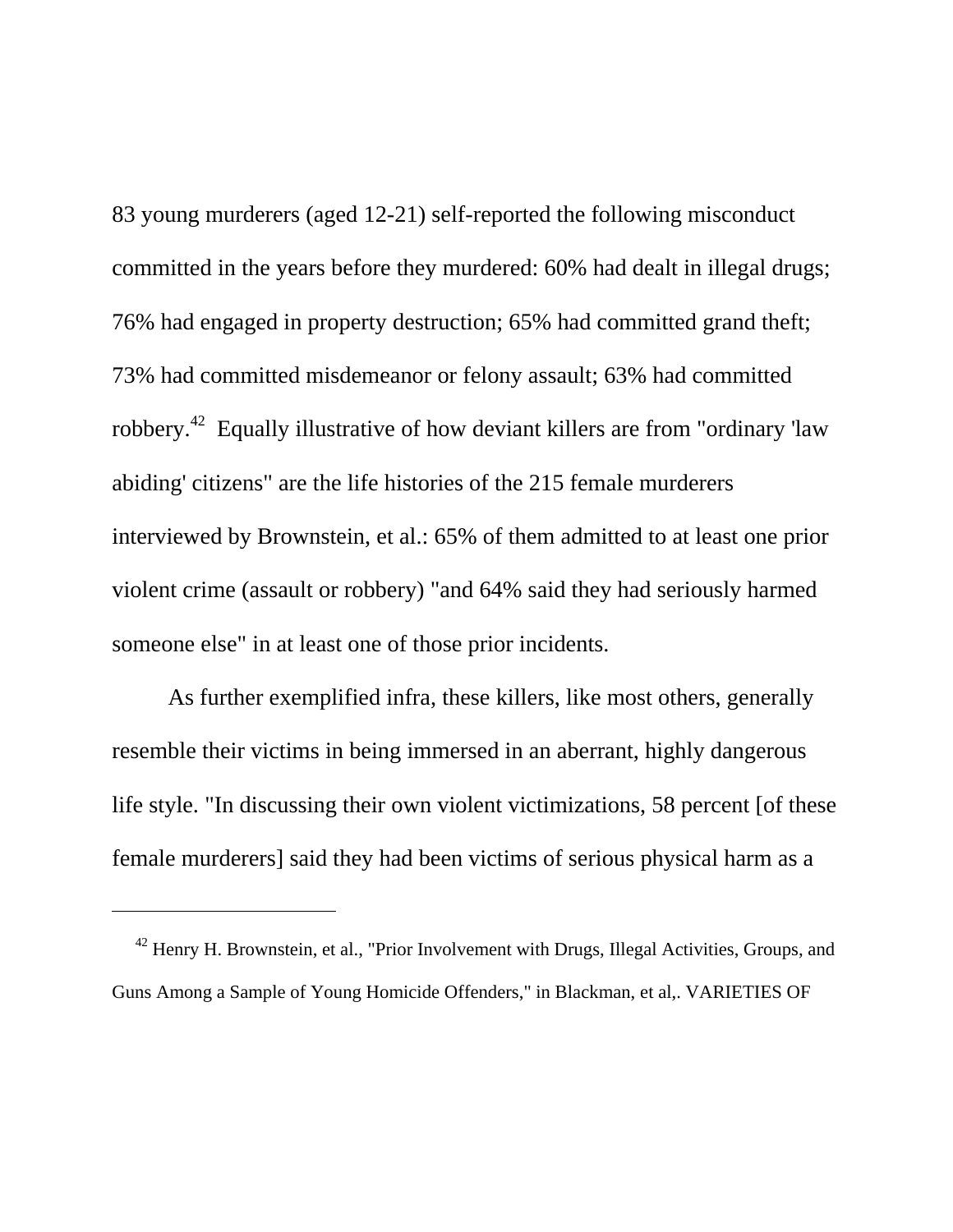83 young murderers (aged 12-21) self-reported the following misconduct committed in the years before they murdered: 60% had dealt in illegal drugs; 76% had engaged in property destruction; 65% had committed grand theft; 73% had committed misdemeanor or felony assault; 63% had committed robbery.[42] Equally illustrative of how deviant killers are from "ordinary 'law abiding' citizens" are the life histories of the 215 female murderers interviewed by Brownstein, et al.: 65% of them admitted to at least one prior violent crime (assault or robbery) "and 64% said they had seriously harmed someone else" in at least one of those prior incidents.

As further exemplified infra, these killers, like most others, generally resemble their victims in being immersed in an aberrant, highly dangerous life style. "In discussing their own violent victimizations, 58 percent [of these female murderers] said they had been victims of serious physical harm as a

---

[42] Henry H. Brownstein, et al., "Prior Involvement with Drugs, Illegal Activities, Groups, and Guns Among a Sample of Young Homicide Offenders," in Blackman, et al,. VARIETIES OF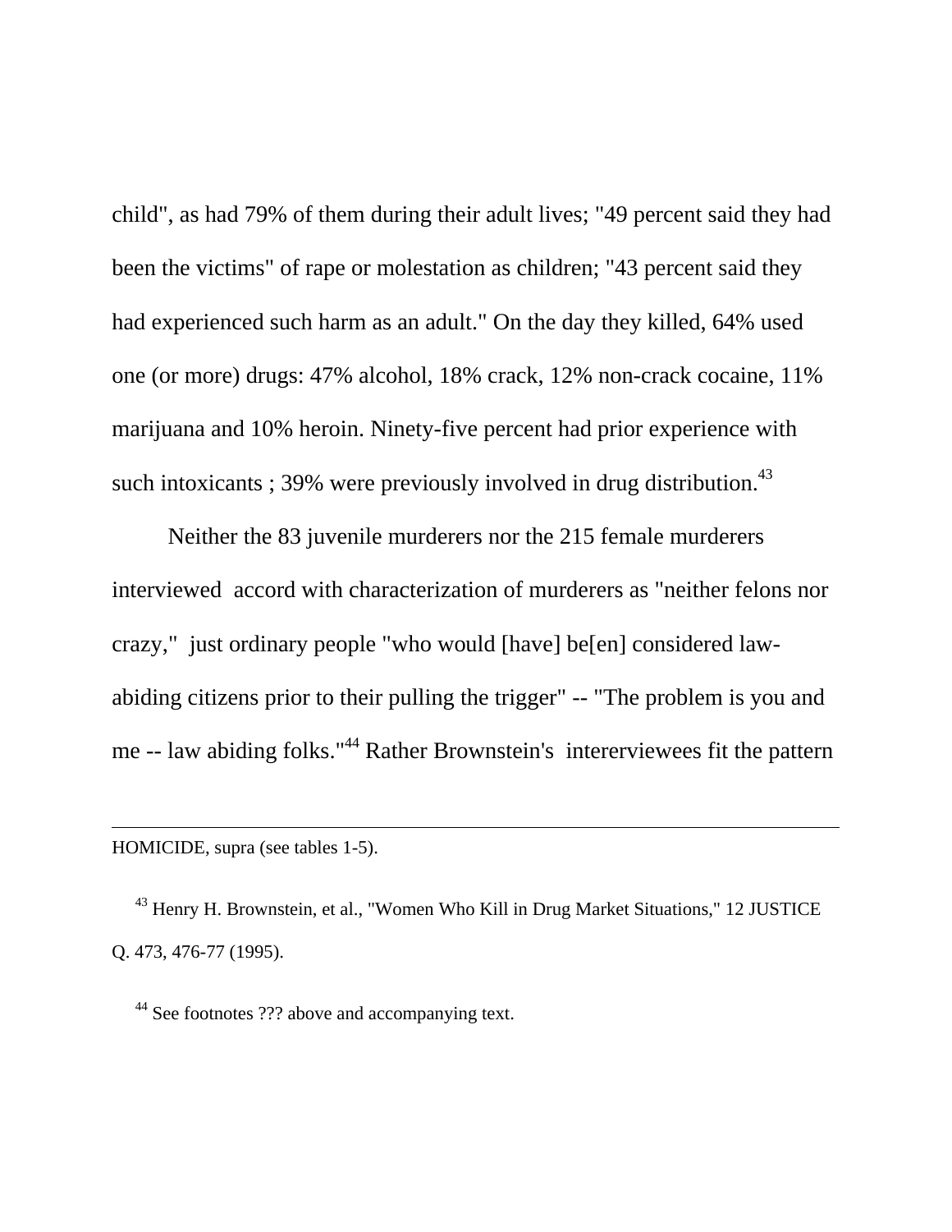child", as had 79% of them during their adult lives; "49 percent said they had been the victims" of rape or molestation as children; "43 percent said they had experienced such harm as an adult." On the day they killed, 64% used one (or more) drugs: 47% alcohol, 18% crack, 12% non-crack cocaine, 11% marijuana and 10% heroin. Ninety-five percent had prior experience with such intoxicants ; 39% were previously involved in drug distribution.[43]

Neither the 83 juvenile murderers nor the 215 female murderers interviewed accord with characterization of murderers as "neither felons nor crazy," just ordinary people "who would [have] be[en] considered law-abiding citizens prior to their pulling the trigger" -- "The problem is you and me -- law abiding folks."[44] Rather Brownstein's intererviewees fit the pattern

---

HOMICIDE, supra (see tables 1-5).

[43] Henry H. Brownstein, et al., "Women Who Kill in Drug Market Situations," 12 JUSTICE Q. 473, 476-77 (1995).

[44] See footnotes ??? above and accompanying text.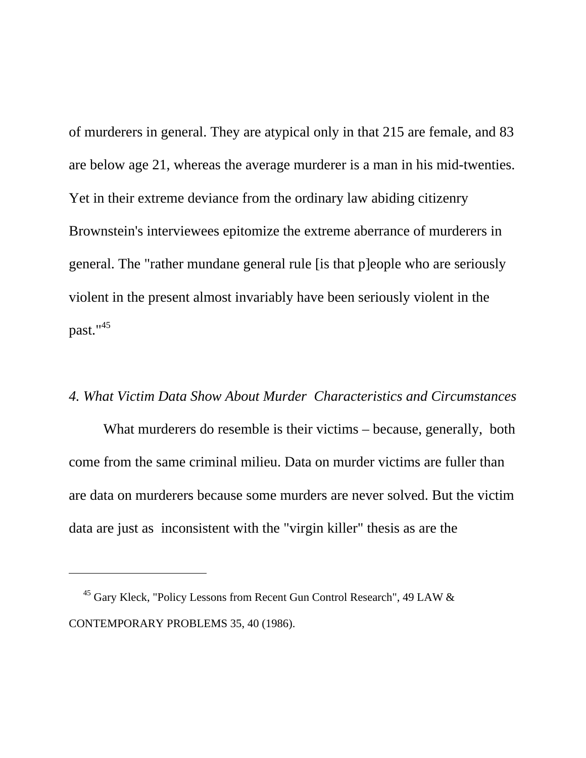of murderers in general. They are atypical only in that 215 are female, and 83 are below age 21, whereas the average murderer is a man in his mid-twenties. Yet in their extreme deviance from the ordinary law abiding citizenry Brownstein's interviewees epitomize the extreme aberrance of murderers in general. The "rather mundane general rule [is that p]eople who are seriously violent in the present almost invariably have been seriously violent in the past."[45]

*4. What Victim Data Show About Murder  Characteristics and Circumstances*

What murderers do resemble is their victims – because, generally,  both come from the same criminal milieu. Data on murder victims are fuller than are data on murderers because some murders are never solved. But the victim data are just as  inconsistent with the "virgin killer" thesis as are the

---

[45] Gary Kleck, "Policy Lessons from Recent Gun Control Research", 49 LAW & CONTEMPORARY PROBLEMS 35, 40 (1986).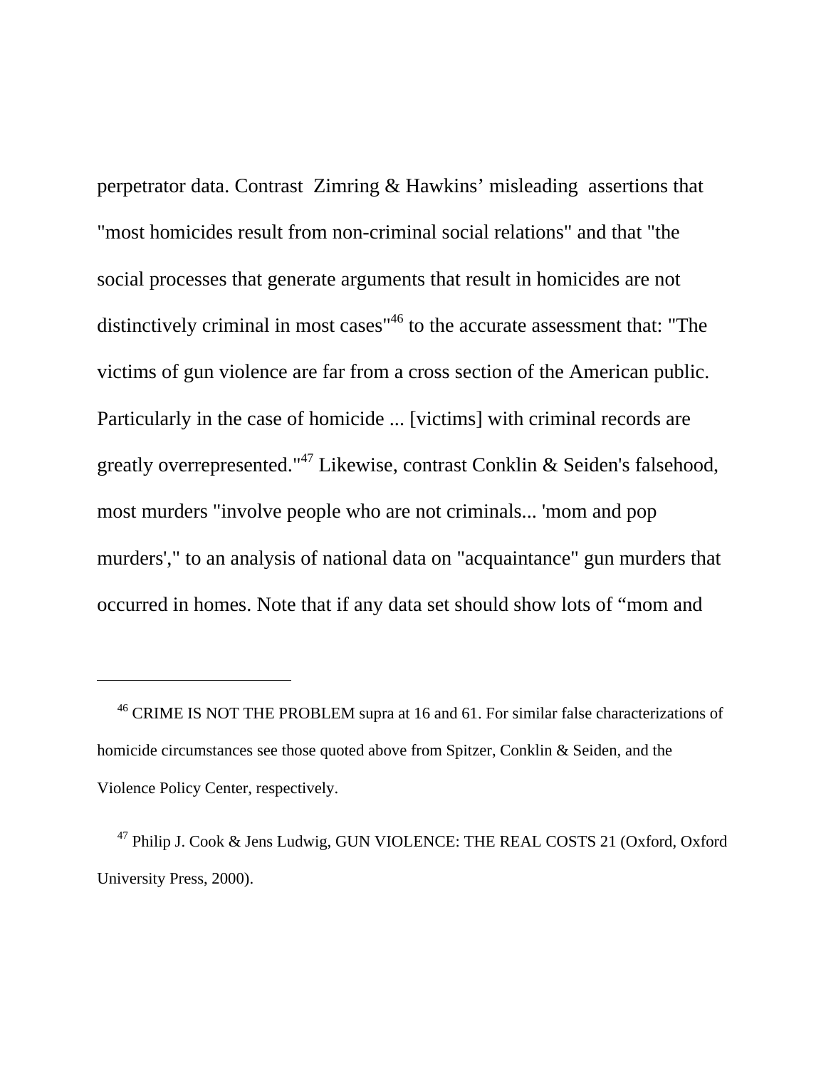perpetrator data. Contrast Zimring & Hawkins' misleading assertions that "most homicides result from non-criminal social relations" and that "the social processes that generate arguments that result in homicides are not distinctively criminal in most cases"[46] to the accurate assessment that: "The victims of gun violence are far from a cross section of the American public. Particularly in the case of homicide ... [victims] with criminal records are greatly overrepresented."[47] Likewise, contrast Conklin & Seiden's falsehood, most murders "involve people who are not criminals... 'mom and pop murders'," to an analysis of national data on "acquaintance" gun murders that occurred in homes. Note that if any data set should show lots of "mom and

---

[46] CRIME IS NOT THE PROBLEM supra at 16 and 61. For similar false characterizations of homicide circumstances see those quoted above from Spitzer, Conklin & Seiden, and the Violence Policy Center, respectively.

[47] Philip J. Cook & Jens Ludwig, GUN VIOLENCE: THE REAL COSTS 21 (Oxford, Oxford University Press, 2000).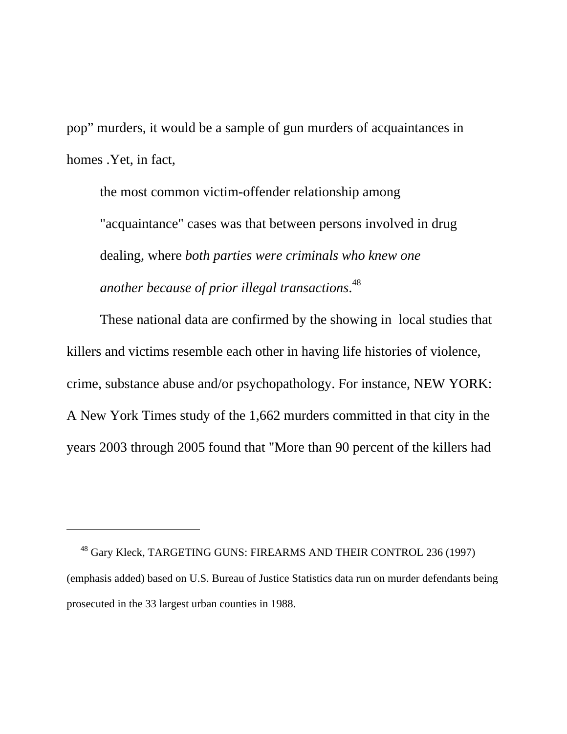pop” murders, it would be a sample of gun murders of acquaintances in homes .Yet, in fact,

> the most common victim-offender relationship among "acquaintance" cases was that between persons involved in drug dealing, where *both parties were criminals who knew one another because of prior illegal transactions*.[48]

These national data are confirmed by the showing in local studies that killers and victims resemble each other in having life histories of violence, crime, substance abuse and/or psychopathology. For instance, NEW YORK: A New York Times study of the 1,662 murders committed in that city in the years 2003 through 2005 found that "More than 90 percent of the killers had

---

[48] Gary Kleck, TARGETING GUNS: FIREARMS AND THEIR CONTROL 236 (1997) (emphasis added) based on U.S. Bureau of Justice Statistics data run on murder defendants being prosecuted in the 33 largest urban counties in 1988.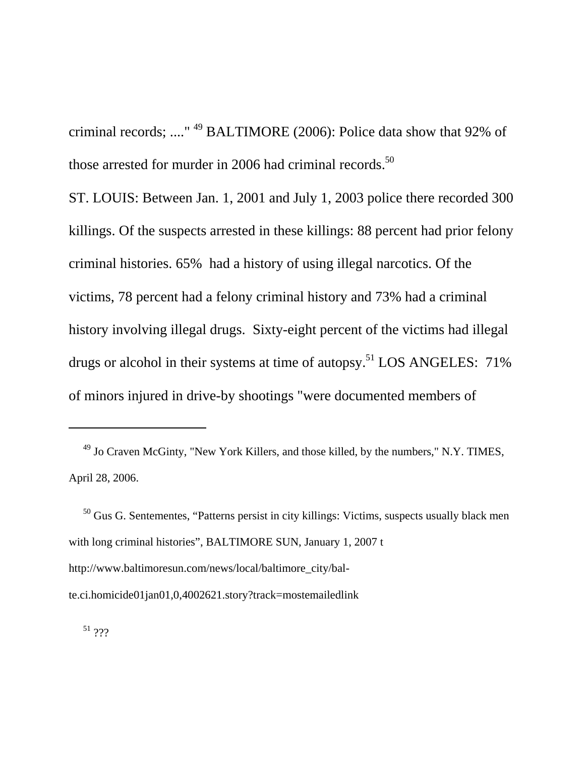criminal records; ...." [49] BALTIMORE (2006): Police data show that 92% of those arrested for murder in 2006 had criminal records.[50]

ST. LOUIS: Between Jan. 1, 2001 and July 1, 2003 police there recorded 300 killings. Of the suspects arrested in these killings: 88 percent had prior felony criminal histories. 65% had a history of using illegal narcotics. Of the victims, 78 percent had a felony criminal history and 73% had a criminal history involving illegal drugs. Sixty-eight percent of the victims had illegal drugs or alcohol in their systems at time of autopsy.[51] LOS ANGELES: 71% of minors injured in drive-by shootings "were documented members of

---

[49] Jo Craven McGinty, "New York Killers, and those killed, by the numbers," N.Y. TIMES, April 28, 2006.

[50] Gus G. Sentementes, "Patterns persist in city killings: Victims, suspects usually black men with long criminal histories", BALTIMORE SUN, January 1, 2007 t http://www.baltimoresun.com/news/local/baltimore_city/bal-te.ci.homicide01jan01,0,4002621.story?track=mostemailedlink

[51] ???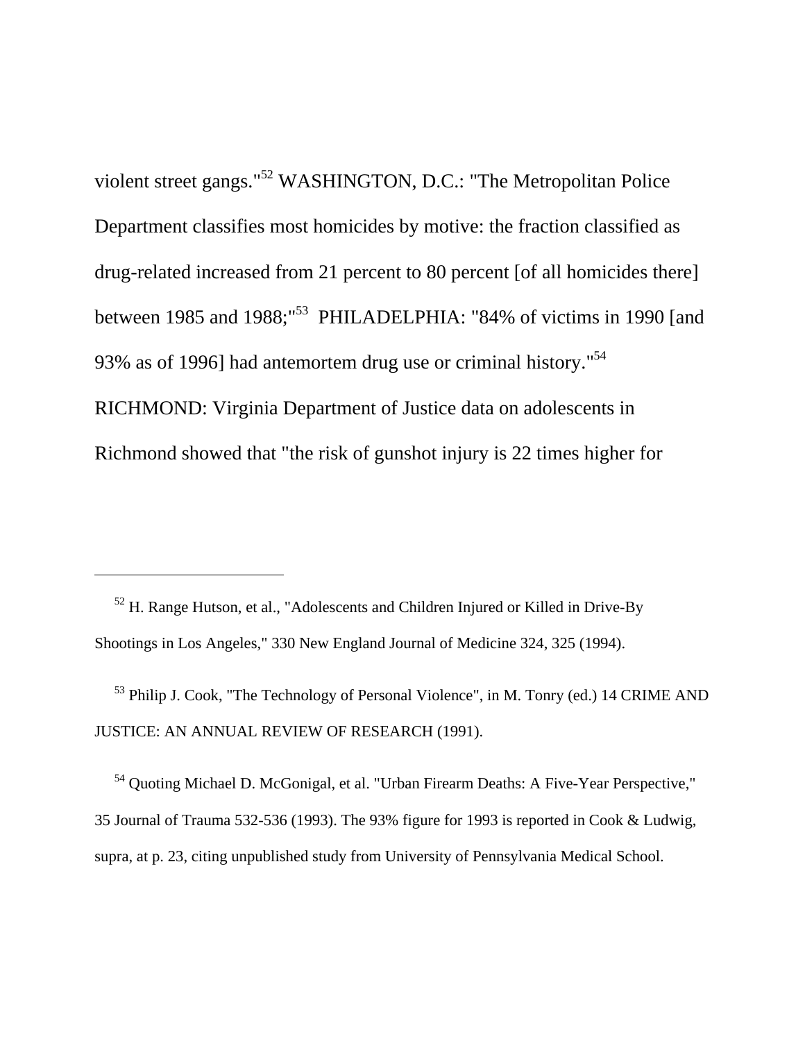violent street gangs."[52] WASHINGTON, D.C.: "The Metropolitan Police Department classifies most homicides by motive: the fraction classified as drug-related increased from 21 percent to 80 percent [of all homicides there] between 1985 and 1988;"[53] PHILADELPHIA: "84% of victims in 1990 [and 93% as of 1996] had antemortem drug use or criminal history."[54] RICHMOND: Virginia Department of Justice data on adolescents in Richmond showed that "the risk of gunshot injury is 22 times higher for

---

[52] H. Range Hutson, et al., "Adolescents and Children Injured or Killed in Drive-By Shootings in Los Angeles," 330 New England Journal of Medicine 324, 325 (1994).

[53] Philip J. Cook, "The Technology of Personal Violence", in M. Tonry (ed.) 14 CRIME AND JUSTICE: AN ANNUAL REVIEW OF RESEARCH (1991).

[54] Quoting Michael D. McGonigal, et al. "Urban Firearm Deaths: A Five-Year Perspective," 35 Journal of Trauma 532-536 (1993). The 93% figure for 1993 is reported in Cook & Ludwig, supra, at p. 23, citing unpublished study from University of Pennsylvania Medical School.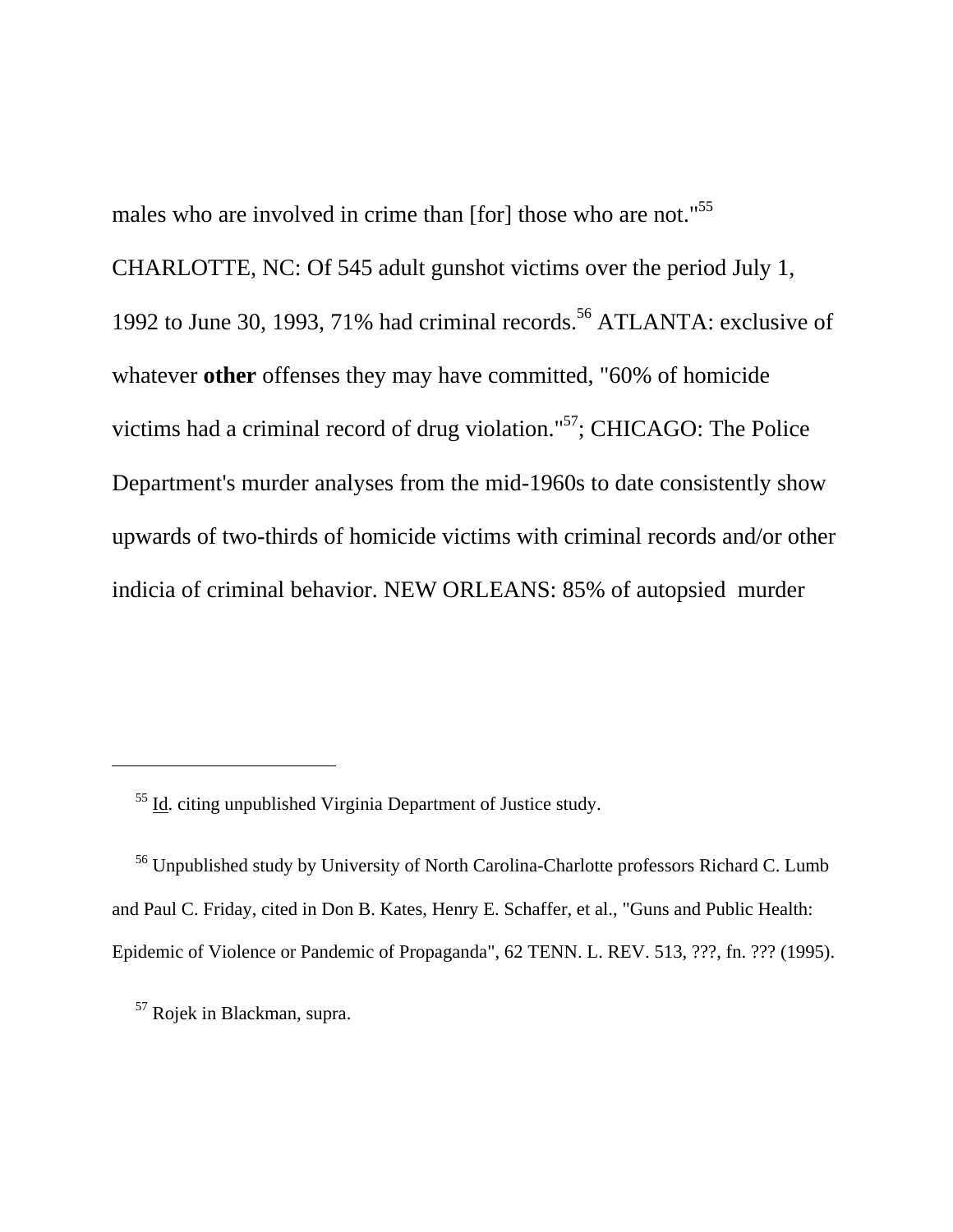males who are involved in crime than [for] those who are not."[55] CHARLOTTE, NC: Of 545 adult gunshot victims over the period July 1, 1992 to June 30, 1993, 71% had criminal records.[56] ATLANTA: exclusive of whatever **other** offenses they may have committed, "60% of homicide victims had a criminal record of drug violation."[57]; CHICAGO: The Police Department's murder analyses from the mid-1960s to date consistently show upwards of two-thirds of homicide victims with criminal records and/or other indicia of criminal behavior. NEW ORLEANS: 85% of autopsied murder

---

[55] Id. citing unpublished Virginia Department of Justice study.

[56] Unpublished study by University of North Carolina-Charlotte professors Richard C. Lumb and Paul C. Friday, cited in Don B. Kates, Henry E. Schaffer, et al., "Guns and Public Health: Epidemic of Violence or Pandemic of Propaganda", 62 TENN. L. REV. 513, ???, fn. ??? (1995).

[57] Rojek in Blackman, supra.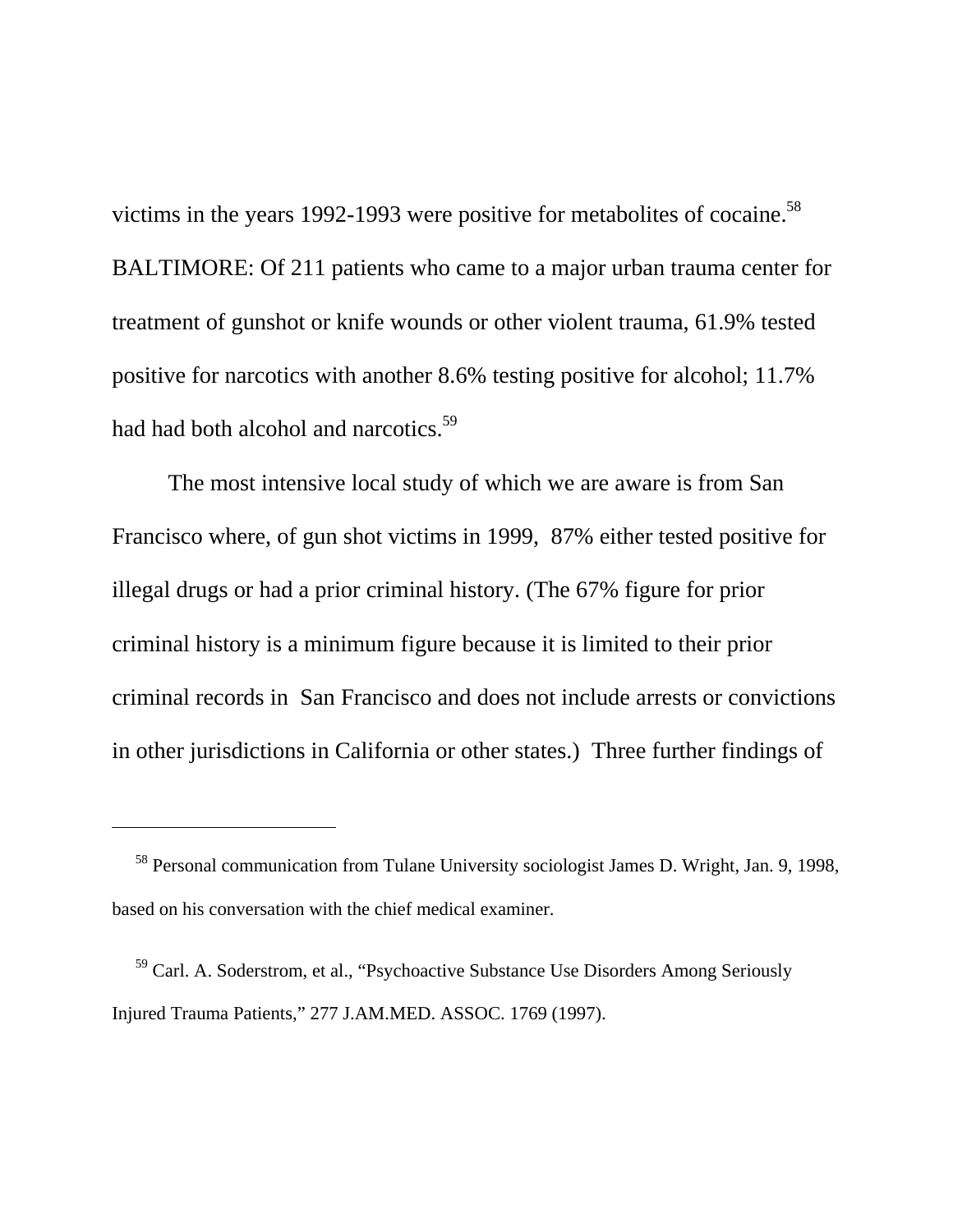victims in the years 1992-1993 were positive for metabolites of cocaine.[58] BALTIMORE: Of 211 patients who came to a major urban trauma center for treatment of gunshot or knife wounds or other violent trauma, 61.9% tested positive for narcotics with another 8.6% testing positive for alcohol; 11.7% had had both alcohol and narcotics.[59]

The most intensive local study of which we are aware is from San Francisco where, of gun shot victims in 1999, 87% either tested positive for illegal drugs or had a prior criminal history. (The 67% figure for prior criminal history is a minimum figure because it is limited to their prior criminal records in San Francisco and does not include arrests or convictions in other jurisdictions in California or other states.) Three further findings of

---

[58] Personal communication from Tulane University sociologist James D. Wright, Jan. 9, 1998, based on his conversation with the chief medical examiner.

[59] Carl. A. Soderstrom, et al., "Psychoactive Substance Use Disorders Among Seriously Injured Trauma Patients," 277 J.AM.MED. ASSOC. 1769 (1997).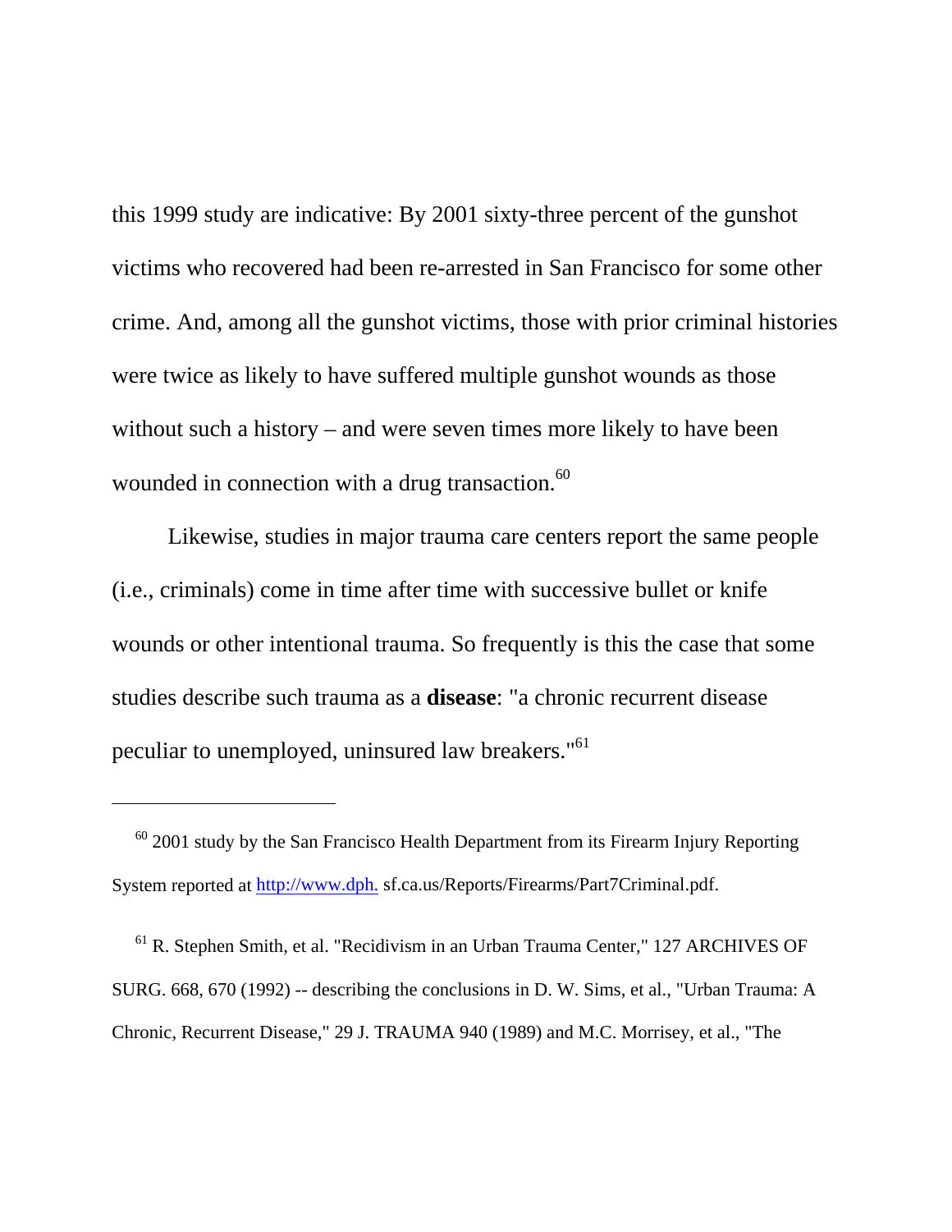this 1999 study are indicative: By 2001 sixty-three percent of the gunshot victims who recovered had been re-arrested in San Francisco for some other crime. And, among all the gunshot victims, those with prior criminal histories were twice as likely to have suffered multiple gunshot wounds as those without such a history – and were seven times more likely to have been wounded in connection with a drug transaction.[60]

Likewise, studies in major trauma care centers report the same people (i.e., criminals) come in time after time with successive bullet or knife wounds or other intentional trauma. So frequently is this the case that some studies describe such trauma as a **disease**: "a chronic recurrent disease peculiar to unemployed, uninsured law breakers."[61]

---

[60] 2001 study by the San Francisco Health Department from its Firearm Injury Reporting System reported at http://www.dph. sf.ca.us/Reports/Firearms/Part7Criminal.pdf.

[61] R. Stephen Smith, et al. "Recidivism in an Urban Trauma Center," 127 ARCHIVES OF SURG. 668, 670 (1992) -- describing the conclusions in D. W. Sims, et al., "Urban Trauma: A Chronic, Recurrent Disease," 29 J. TRAUMA 940 (1989) and M.C. Morrisey, et al., "The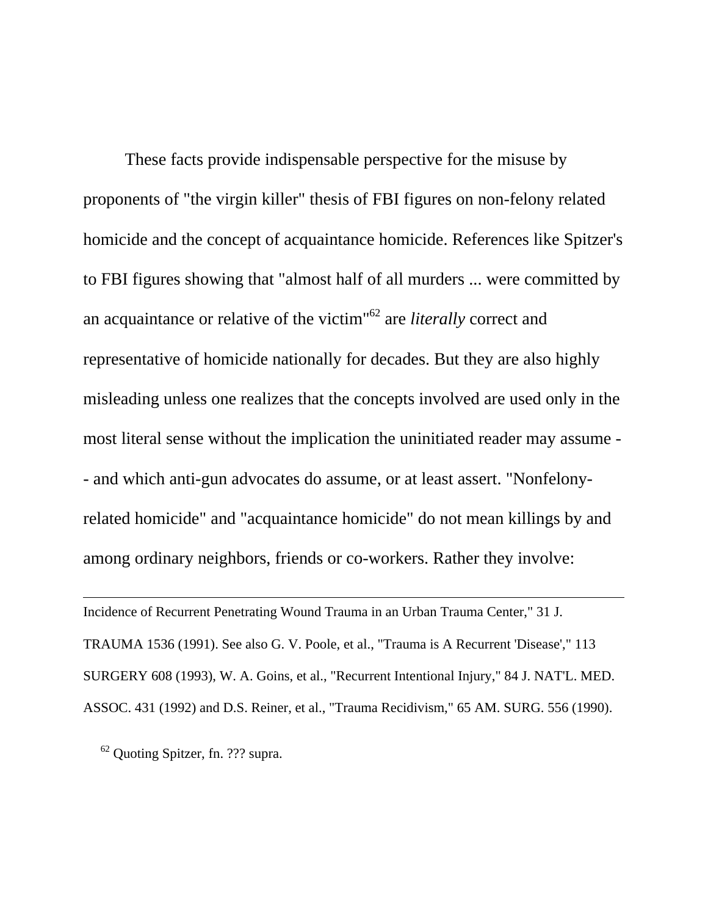These facts provide indispensable perspective for the misuse by proponents of "the virgin killer" thesis of FBI figures on non-felony related homicide and the concept of acquaintance homicide. References like Spitzer's to FBI figures showing that "almost half of all murders ... were committed by an acquaintance or relative of the victim"[62] are *literally* correct and representative of homicide nationally for decades. But they are also highly misleading unless one realizes that the concepts involved are used only in the most literal sense without the implication the uninitiated reader may assume -- and which anti-gun advocates do assume, or at least assert. "Nonfelony-related homicide" and "acquaintance homicide" do not mean killings by and among ordinary neighbors, friends or co-workers. Rather they involve:

---

Incidence of Recurrent Penetrating Wound Trauma in an Urban Trauma Center," 31 J. TRAUMA 1536 (1991). See also G. V. Poole, et al., "Trauma is A Recurrent 'Disease'," 113 SURGERY 608 (1993), W. A. Goins, et al., "Recurrent Intentional Injury," 84 J. NAT'L. MED. ASSOC. 431 (1992) and D.S. Reiner, et al., "Trauma Recidivism," 65 AM. SURG. 556 (1990).

[62] Quoting Spitzer, fn. ??? supra.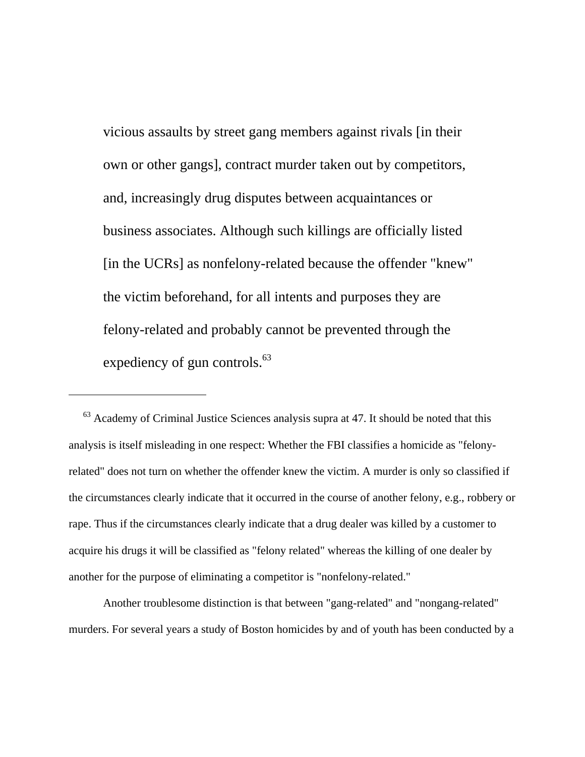> vicious assaults by street gang members against rivals [in their own or other gangs], contract murder taken out by competitors, and, increasingly drug disputes between acquaintances or business associates. Although such killings are officially listed [in the UCRs] as nonfelony-related because the offender "knew" the victim beforehand, for all intents and purposes they are felony-related and probably cannot be prevented through the expediency of gun controls.[63]

---

[63] Academy of Criminal Justice Sciences analysis supra at 47. It should be noted that this analysis is itself misleading in one respect: Whether the FBI classifies a homicide as "felony-related" does not turn on whether the offender knew the victim. A murder is only so classified if the circumstances clearly indicate that it occurred in the course of another felony, e.g., robbery or rape. Thus if the circumstances clearly indicate that a drug dealer was killed by a customer to acquire his drugs it will be classified as "felony related" whereas the killing of one dealer by another for the purpose of eliminating a competitor is "nonfelony-related."

Another troublesome distinction is that between "gang-related" and "nongang-related" murders. For several years a study of Boston homicides by and of youth has been conducted by a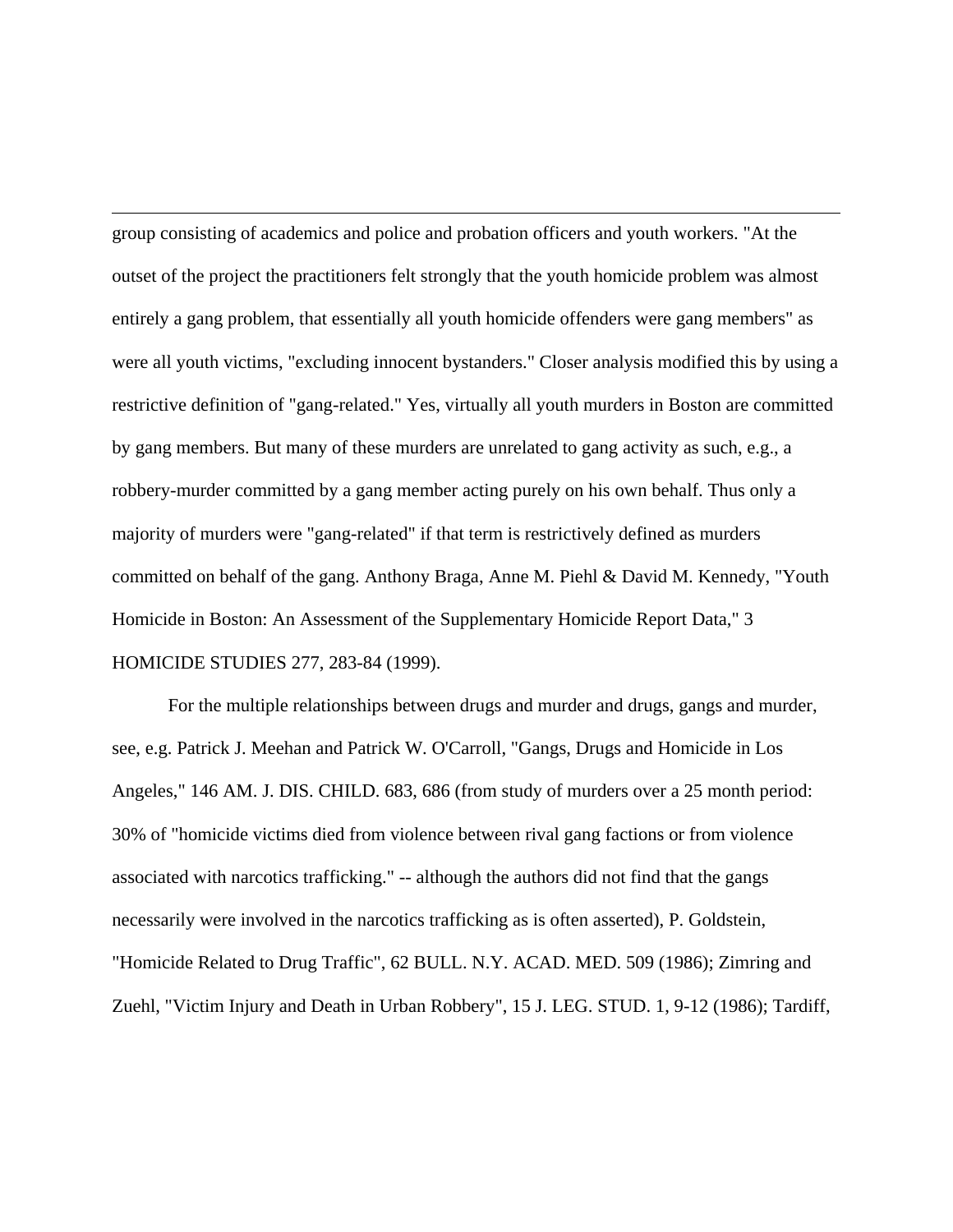group consisting of academics and police and probation officers and youth workers. "At the outset of the project the practitioners felt strongly that the youth homicide problem was almost entirely a gang problem, that essentially all youth homicide offenders were gang members" as were all youth victims, "excluding innocent bystanders." Closer analysis modified this by using a restrictive definition of "gang-related." Yes, virtually all youth murders in Boston are committed by gang members. But many of these murders are unrelated to gang activity as such, e.g., a robbery-murder committed by a gang member acting purely on his own behalf. Thus only a majority of murders were "gang-related" if that term is restrictively defined as murders committed on behalf of the gang. Anthony Braga, Anne M. Piehl & David M. Kennedy, "Youth Homicide in Boston: An Assessment of the Supplementary Homicide Report Data," 3 HOMICIDE STUDIES 277, 283-84 (1999).

For the multiple relationships between drugs and murder and drugs, gangs and murder, see, e.g. Patrick J. Meehan and Patrick W. O'Carroll, "Gangs, Drugs and Homicide in Los Angeles," 146 AM. J. DIS. CHILD. 683, 686 (from study of murders over a 25 month period: 30% of "homicide victims died from violence between rival gang factions or from violence associated with narcotics trafficking." -- although the authors did not find that the gangs necessarily were involved in the narcotics trafficking as is often asserted), P. Goldstein, "Homicide Related to Drug Traffic", 62 BULL. N.Y. ACAD. MED. 509 (1986); Zimring and Zuehl, "Victim Injury and Death in Urban Robbery", 15 J. LEG. STUD. 1, 9-12 (1986); Tardiff,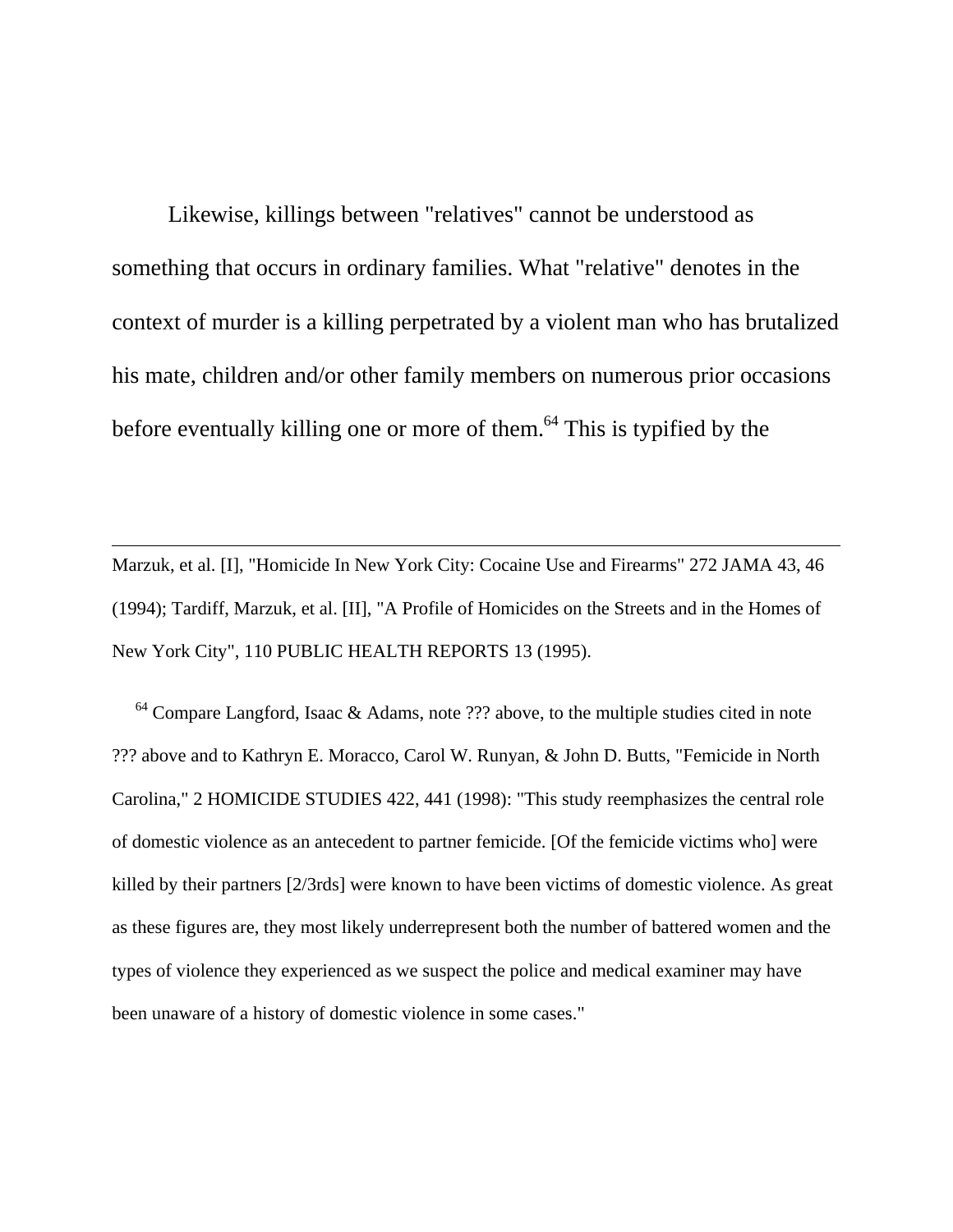Likewise, killings between "relatives" cannot be understood as something that occurs in ordinary families. What "relative" denotes in the context of murder is a killing perpetrated by a violent man who has brutalized his mate, children and/or other family members on numerous prior occasions before eventually killing one or more of them.[64] This is typified by the

---

Marzuk, et al. [I], "Homicide In New York City: Cocaine Use and Firearms" 272 JAMA 43, 46 (1994); Tardiff, Marzuk, et al. [II], "A Profile of Homicides on the Streets and in the Homes of New York City", 110 PUBLIC HEALTH REPORTS 13 (1995).

[64] Compare Langford, Isaac & Adams, note ??? above, to the multiple studies cited in note ??? above and to Kathryn E. Moracco, Carol W. Runyan, & John D. Butts, "Femicide in North Carolina," 2 HOMICIDE STUDIES 422, 441 (1998): "This study reemphasizes the central role of domestic violence as an antecedent to partner femicide. [Of the femicide victims who] were killed by their partners [2/3rds] were known to have been victims of domestic violence. As great as these figures are, they most likely underrepresent both the number of battered women and the types of violence they experienced as we suspect the police and medical examiner may have been unaware of a history of domestic violence in some cases."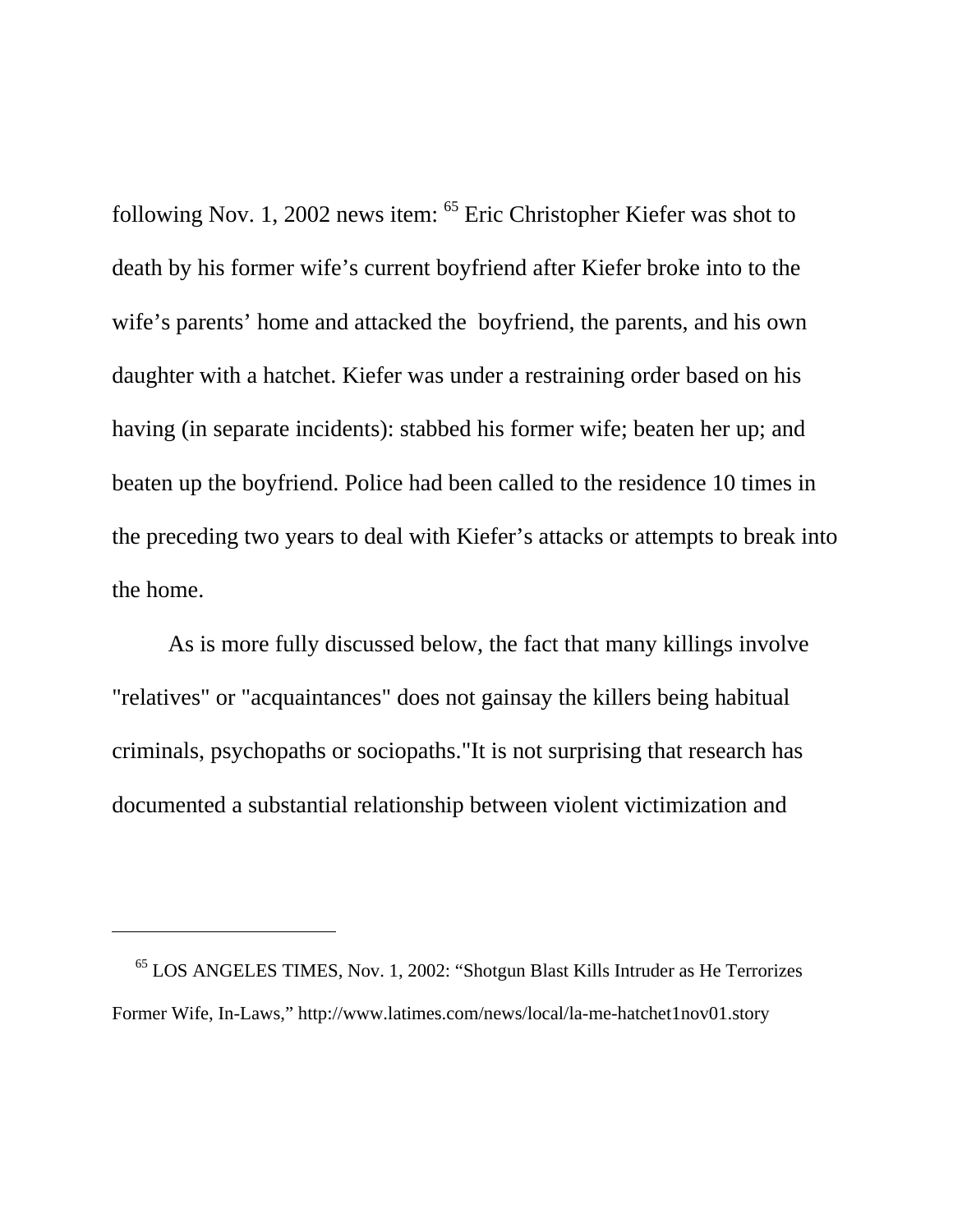following Nov. 1, 2002 news item: [65] Eric Christopher Kiefer was shot to death by his former wife's current boyfriend after Kiefer broke into to the wife's parents' home and attacked the boyfriend, the parents, and his own daughter with a hatchet. Kiefer was under a restraining order based on his having (in separate incidents): stabbed his former wife; beaten her up; and beaten up the boyfriend. Police had been called to the residence 10 times in the preceding two years to deal with Kiefer's attacks or attempts to break into the home.

As is more fully discussed below, the fact that many killings involve "relatives" or "acquaintances" does not gainsay the killers being habitual criminals, psychopaths or sociopaths."It is not surprising that research has documented a substantial relationship between violent victimization and

---

[65] LOS ANGELES TIMES, Nov. 1, 2002: "Shotgun Blast Kills Intruder as He Terrorizes Former Wife, In-Laws," http://www.latimes.com/news/local/la-me-hatchet1nov01.story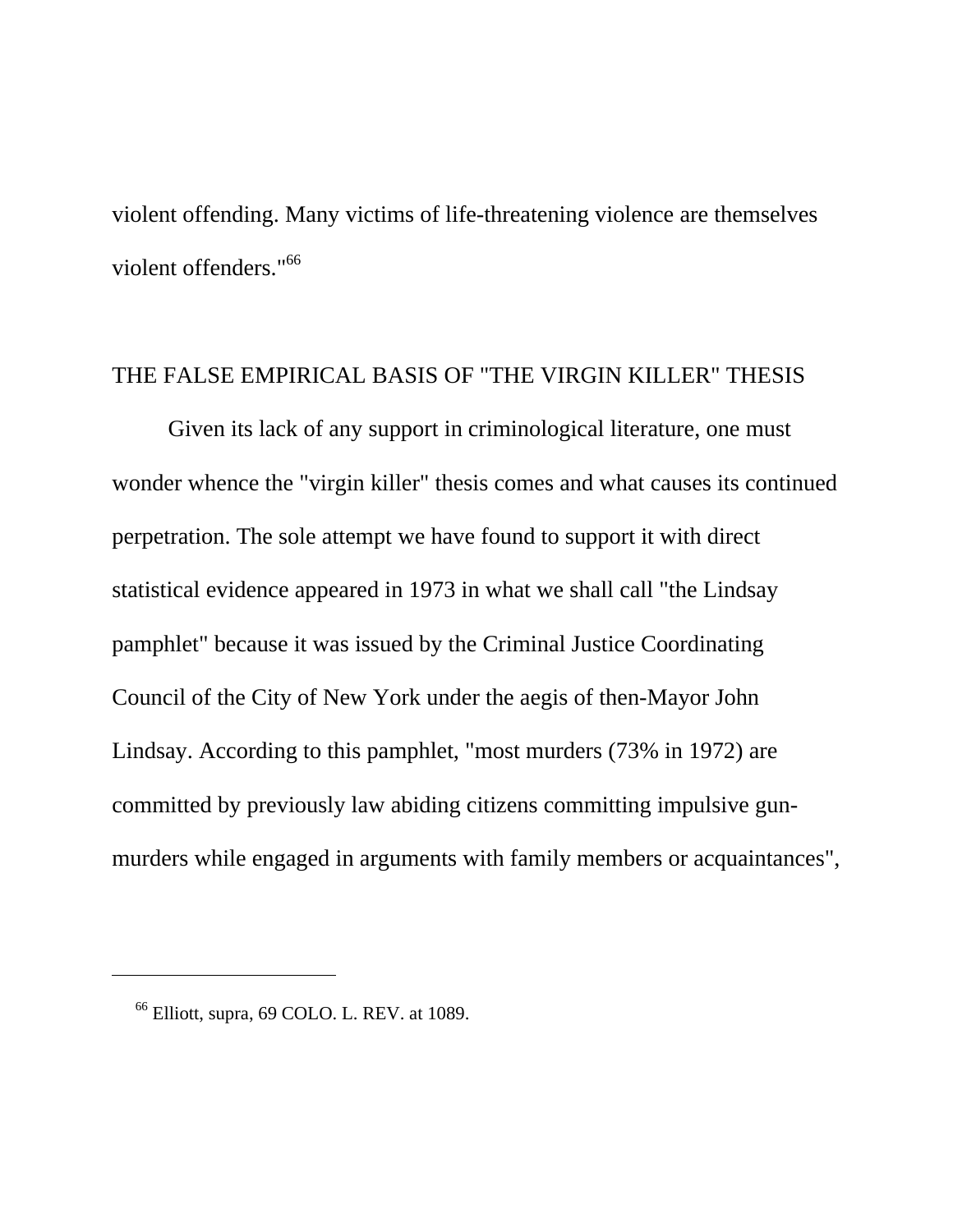violent offending. Many victims of life-threatening violence are themselves violent offenders."[66]

## THE FALSE EMPIRICAL BASIS OF "THE VIRGIN KILLER" THESIS

Given its lack of any support in criminological literature, one must wonder whence the "virgin killer" thesis comes and what causes its continued perpetration. The sole attempt we have found to support it with direct statistical evidence appeared in 1973 in what we shall call "the Lindsay pamphlet" because it was issued by the Criminal Justice Coordinating Council of the City of New York under the aegis of then-Mayor John Lindsay. According to this pamphlet, "most murders (73% in 1972) are committed by previously law abiding citizens committing impulsive gun-murders while engaged in arguments with family members or acquaintances",

---

[66] Elliott, supra, 69 COLO. L. REV. at 1089.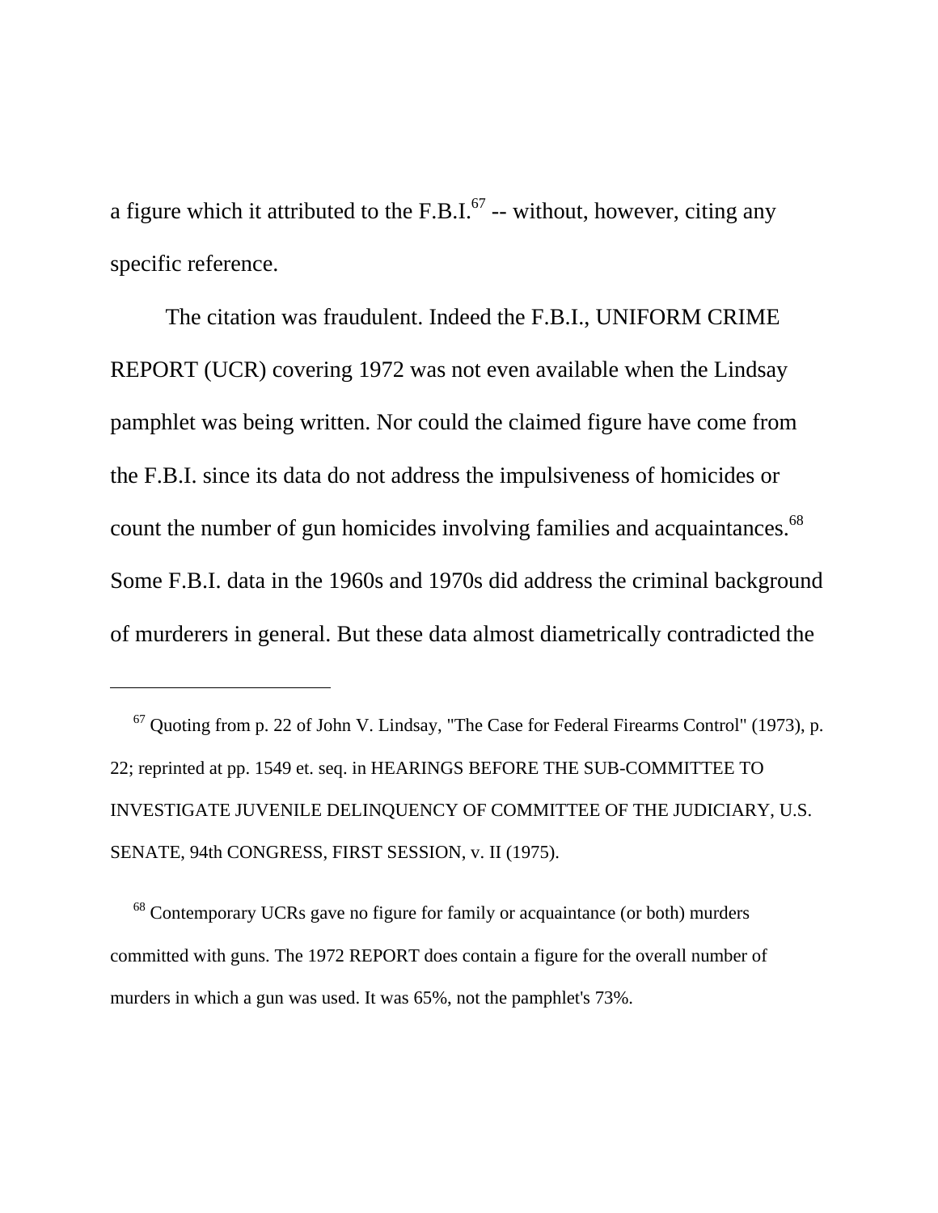a figure which it attributed to the F.B.I.[67] -- without, however, citing any specific reference.

The citation was fraudulent. Indeed the F.B.I., UNIFORM CRIME REPORT (UCR) covering 1972 was not even available when the Lindsay pamphlet was being written. Nor could the claimed figure have come from the F.B.I. since its data do not address the impulsiveness of homicides or count the number of gun homicides involving families and acquaintances.[68] Some F.B.I. data in the 1960s and 1970s did address the criminal background of murderers in general. But these data almost diametrically contradicted the

---

[67] Quoting from p. 22 of John V. Lindsay, "The Case for Federal Firearms Control" (1973), p. 22; reprinted at pp. 1549 et. seq. in HEARINGS BEFORE THE SUB-COMMITTEE TO INVESTIGATE JUVENILE DELINQUENCY OF COMMITTEE OF THE JUDICIARY, U.S. SENATE, 94th CONGRESS, FIRST SESSION, v. II (1975).

[68] Contemporary UCRs gave no figure for family or acquaintance (or both) murders committed with guns. The 1972 REPORT does contain a figure for the overall number of murders in which a gun was used. It was 65%, not the pamphlet's 73%.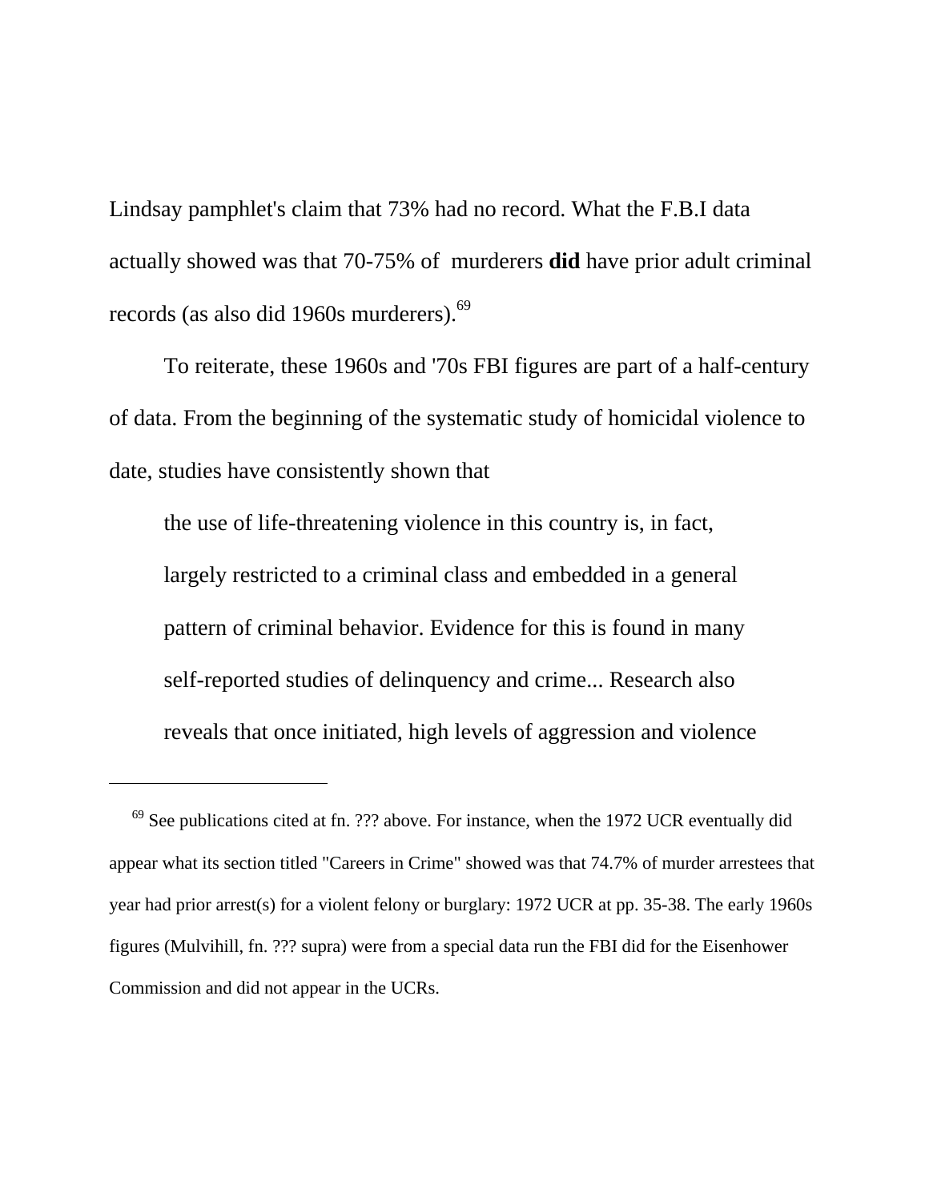Lindsay pamphlet's claim that 73% had no record. What the F.B.I data actually showed was that 70-75% of murderers **did** have prior adult criminal records (as also did 1960s murderers).[69]

To reiterate, these 1960s and '70s FBI figures are part of a half-century of data. From the beginning of the systematic study of homicidal violence to date, studies have consistently shown that

> the use of life-threatening violence in this country is, in fact, largely restricted to a criminal class and embedded in a general pattern of criminal behavior. Evidence for this is found in many self-reported studies of delinquency and crime... Research also reveals that once initiated, high levels of aggression and violence

---

[69] See publications cited at fn. ??? above. For instance, when the 1972 UCR eventually did appear what its section titled "Careers in Crime" showed was that 74.7% of murder arrestees that year had prior arrest(s) for a violent felony or burglary: 1972 UCR at pp. 35-38. The early 1960s figures (Mulvihill, fn. ??? supra) were from a special data run the FBI did for the Eisenhower Commission and did not appear in the UCRs.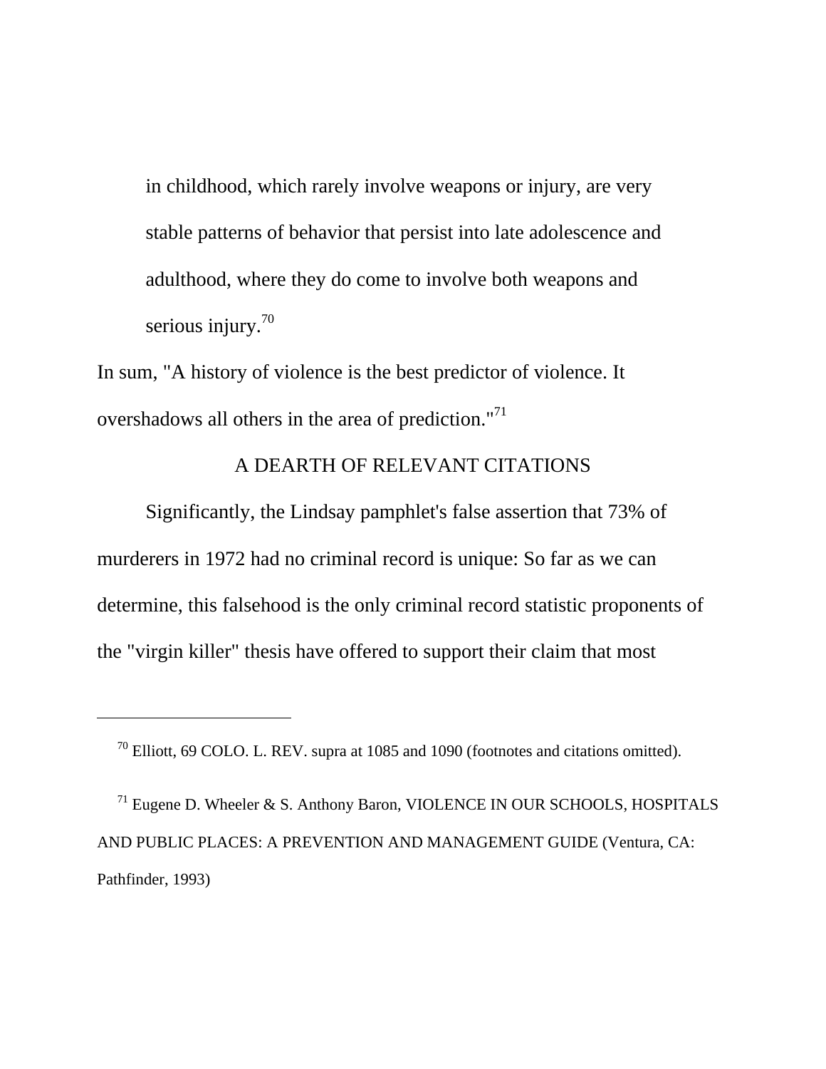> in childhood, which rarely involve weapons or injury, are very stable patterns of behavior that persist into late adolescence and adulthood, where they do come to involve both weapons and serious injury.[70]

In sum, "A history of violence is the best predictor of violence. It overshadows all others in the area of prediction."[71]

## A DEARTH OF RELEVANT CITATIONS

Significantly, the Lindsay pamphlet's false assertion that 73% of murderers in 1972 had no criminal record is unique: So far as we can determine, this falsehood is the only criminal record statistic proponents of the "virgin killer" thesis have offered to support their claim that most

---

[70] Elliott, 69 COLO. L. REV. supra at 1085 and 1090 (footnotes and citations omitted).

[71] Eugene D. Wheeler & S. Anthony Baron, VIOLENCE IN OUR SCHOOLS, HOSPITALS AND PUBLIC PLACES: A PREVENTION AND MANAGEMENT GUIDE (Ventura, CA: Pathfinder, 1993)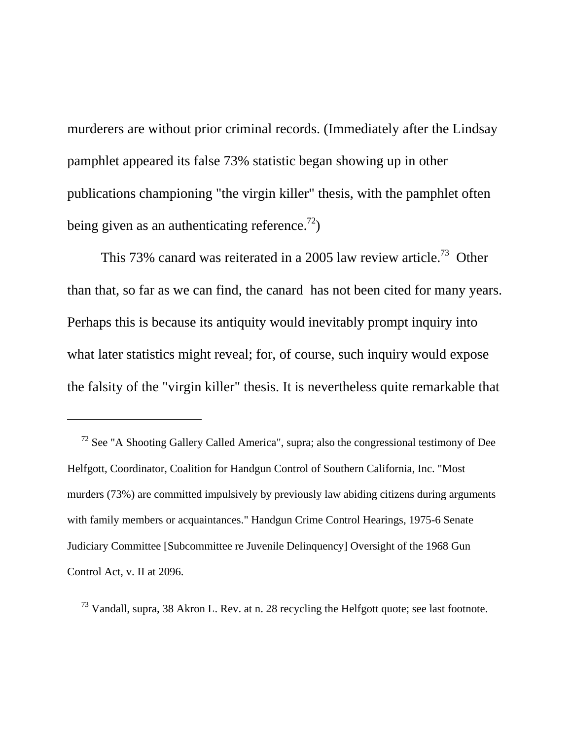murderers are without prior criminal records. (Immediately after the Lindsay pamphlet appeared its false 73% statistic began showing up in other publications championing "the virgin killer" thesis, with the pamphlet often being given as an authenticating reference.[72])

This 73% canard was reiterated in a 2005 law review article.[73] Other than that, so far as we can find, the canard has not been cited for many years. Perhaps this is because its antiquity would inevitably prompt inquiry into what later statistics might reveal; for, of course, such inquiry would expose the falsity of the "virgin killer" thesis. It is nevertheless quite remarkable that

---

[72] See "A Shooting Gallery Called America", supra; also the congressional testimony of Dee Helfgott, Coordinator, Coalition for Handgun Control of Southern California, Inc. "Most murders (73%) are committed impulsively by previously law abiding citizens during arguments with family members or acquaintances." Handgun Crime Control Hearings, 1975-6 Senate Judiciary Committee [Subcommittee re Juvenile Delinquency] Oversight of the 1968 Gun Control Act, v. II at 2096.

[73] Vandall, supra, 38 Akron L. Rev. at n. 28 recycling the Helfgott quote; see last footnote.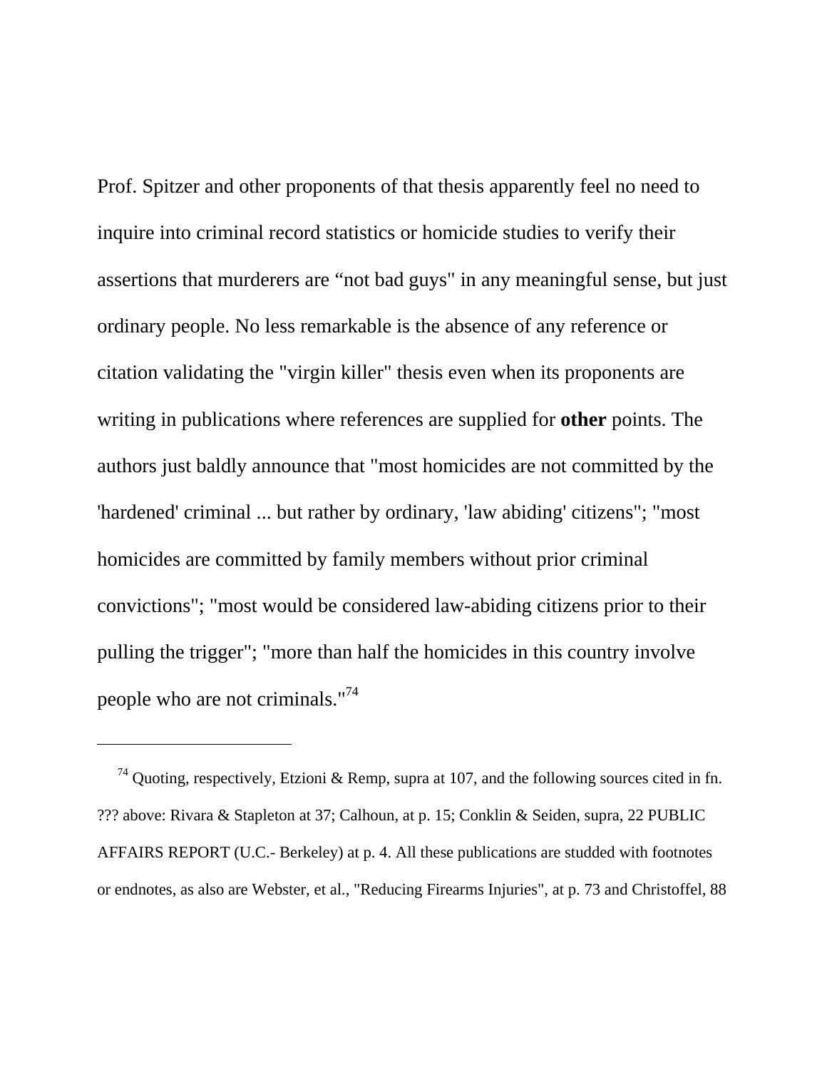Prof. Spitzer and other proponents of that thesis apparently feel no need to inquire into criminal record statistics or homicide studies to verify their assertions that murderers are “not bad guys" in any meaningful sense, but just ordinary people. No less remarkable is the absence of any reference or citation validating the "virgin killer" thesis even when its proponents are writing in publications where references are supplied for **other** points. The authors just baldly announce that "most homicides are not committed by the 'hardened' criminal ... but rather by ordinary, 'law abiding' citizens"; "most homicides are committed by family members without prior criminal convictions"; "most would be considered law-abiding citizens prior to their pulling the trigger"; "more than half the homicides in this country involve people who are not criminals."[74]

---

[74] Quoting, respectively, Etzioni & Remp, supra at 107, and the following sources cited in fn. ??? above: Rivara & Stapleton at 37; Calhoun, at p. 15; Conklin & Seiden, supra, 22 PUBLIC AFFAIRS REPORT (U.C.- Berkeley) at p. 4. All these publications are studded with footnotes or endnotes, as also are Webster, et al., "Reducing Firearms Injuries", at p. 73 and Christoffel, 88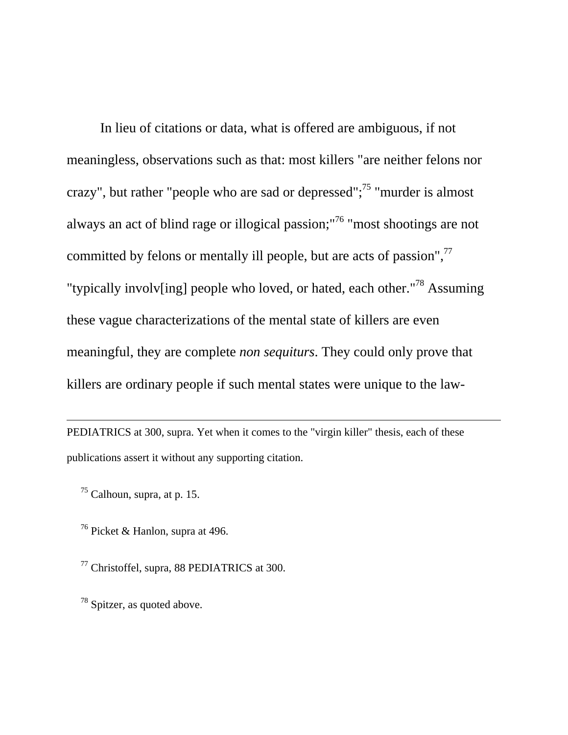In lieu of citations or data, what is offered are ambiguous, if not meaningless, observations such as that: most killers "are neither felons nor crazy", but rather "people who are sad or depressed";[75] "murder is almost always an act of blind rage or illogical passion;"[76] "most shootings are not committed by felons or mentally ill people, but are acts of passion",[77] "typically involv[ing] people who loved, or hated, each other."[78] Assuming these vague characterizations of the mental state of killers are even meaningful, they are complete *non sequiturs*. They could only prove that killers are ordinary people if such mental states were unique to the law-

---

PEDIATRICS at 300, supra. Yet when it comes to the "virgin killer" thesis, each of these publications assert it without any supporting citation.

[75] Calhoun, supra, at p. 15.

[76] Picket & Hanlon, supra at 496.

[77] Christoffel, supra, 88 PEDIATRICS at 300.

[78] Spitzer, as quoted above.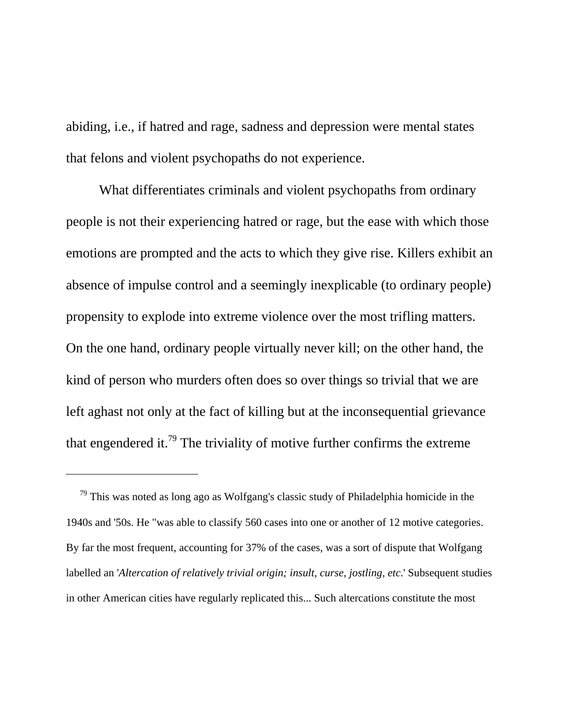abiding, i.e., if hatred and rage, sadness and depression were mental states that felons and violent psychopaths do not experience.

What differentiates criminals and violent psychopaths from ordinary people is not their experiencing hatred or rage, but the ease with which those emotions are prompted and the acts to which they give rise. Killers exhibit an absence of impulse control and a seemingly inexplicable (to ordinary people) propensity to explode into extreme violence over the most trifling matters. On the one hand, ordinary people virtually never kill; on the other hand, the kind of person who murders often does so over things so trivial that we are left aghast not only at the fact of killing but at the inconsequential grievance that engendered it.[79] The triviality of motive further confirms the extreme

---

[79] This was noted as long ago as Wolfgang's classic study of Philadelphia homicide in the 1940s and '50s. He "was able to classify 560 cases into one or another of 12 motive categories. By far the most frequent, accounting for 37% of the cases, was a sort of dispute that Wolfgang labelled an '*Altercation of relatively trivial origin; insult, curse, jostling, etc.*' Subsequent studies in other American cities have regularly replicated this... Such altercations constitute the most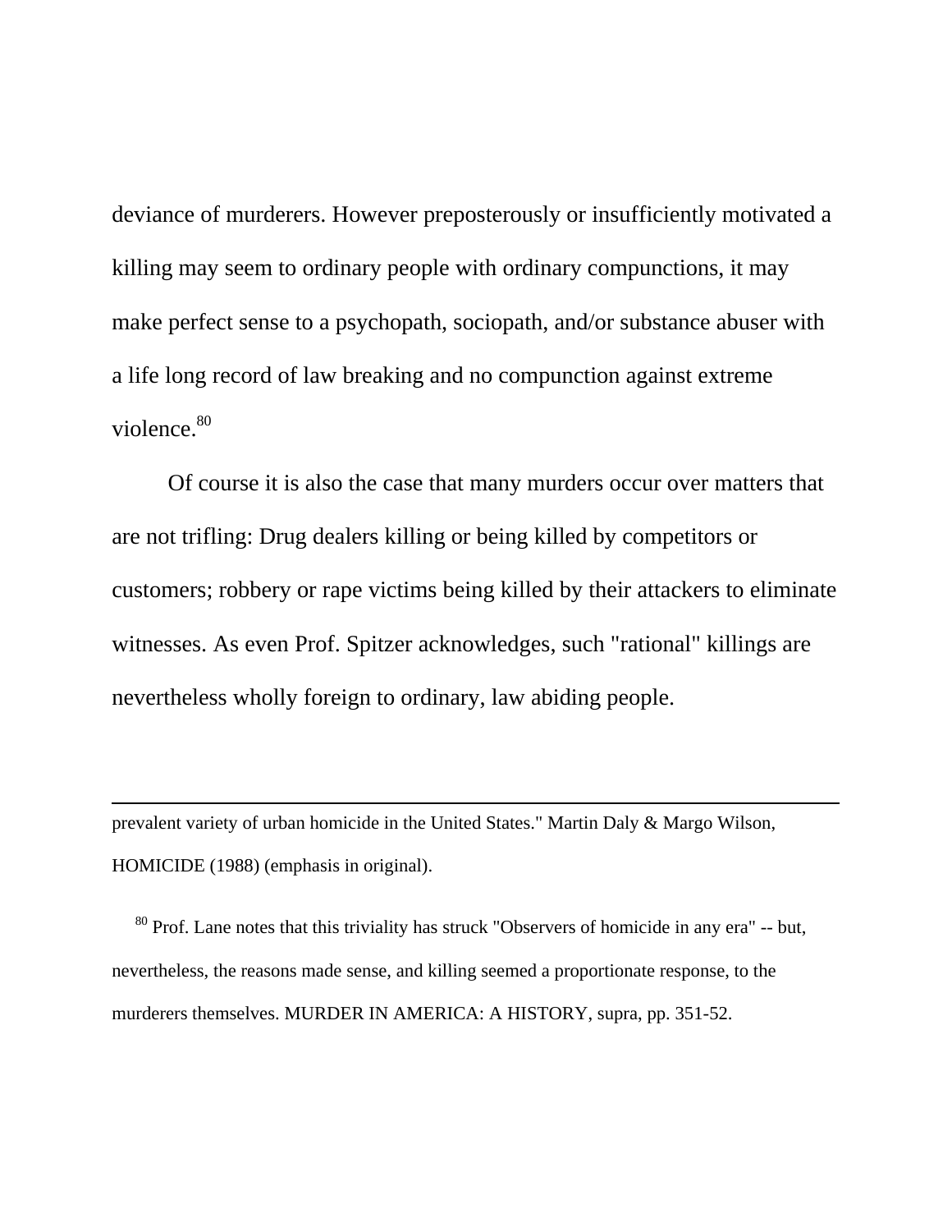deviance of murderers. However preposterously or insufficiently motivated a killing may seem to ordinary people with ordinary compunctions, it may make perfect sense to a psychopath, sociopath, and/or substance abuser with a life long record of law breaking and no compunction against extreme violence.[80]

Of course it is also the case that many murders occur over matters that are not trifling: Drug dealers killing or being killed by competitors or customers; robbery or rape victims being killed by their attackers to eliminate witnesses. As even Prof. Spitzer acknowledges, such "rational" killings are nevertheless wholly foreign to ordinary, law abiding people.

---

prevalent variety of urban homicide in the United States." Martin Daly & Margo Wilson, HOMICIDE (1988) (emphasis in original).

[80] Prof. Lane notes that this triviality has struck "Observers of homicide in any era" -- but, nevertheless, the reasons made sense, and killing seemed a proportionate response, to the murderers themselves. MURDER IN AMERICA: A HISTORY, supra, pp. 351-52.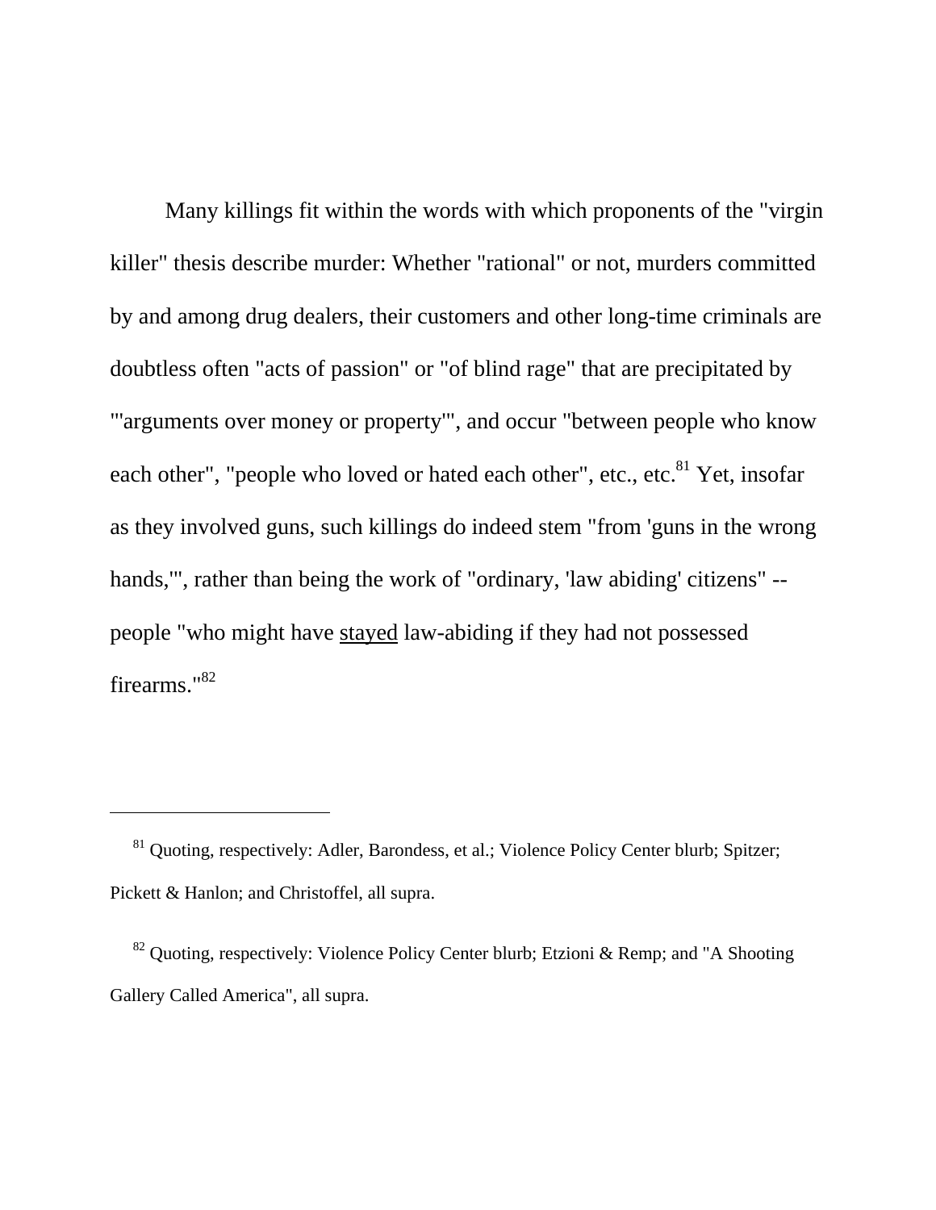Many killings fit within the words with which proponents of the "virgin killer" thesis describe murder: Whether "rational" or not, murders committed by and among drug dealers, their customers and other long-time criminals are doubtless often "acts of passion" or "of blind rage" that are precipitated by "'arguments over money or property'", and occur "between people who know each other", "people who loved or hated each other", etc., etc.[81] Yet, insofar as they involved guns, such killings do indeed stem "from 'guns in the wrong hands,'", rather than being the work of "ordinary, 'law abiding' citizens" -- people "who might have <u>stayed</u> law-abiding if they had not possessed firearms."[82]

---

[81] Quoting, respectively: Adler, Barondess, et al.; Violence Policy Center blurb; Spitzer; Pickett & Hanlon; and Christoffel, all supra.

[82] Quoting, respectively: Violence Policy Center blurb; Etzioni & Remp; and "A Shooting Gallery Called America", all supra.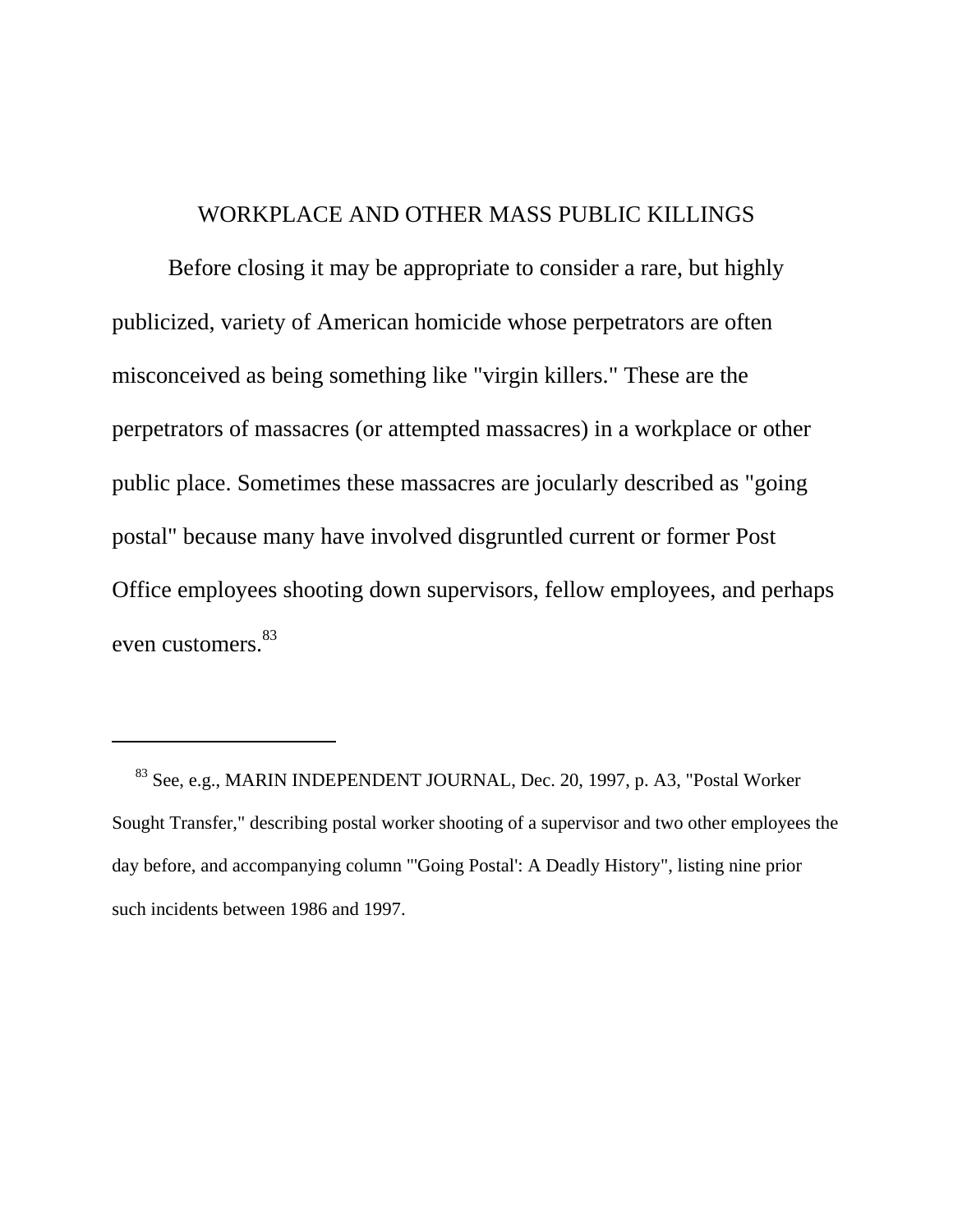## WORKPLACE AND OTHER MASS PUBLIC KILLINGS

Before closing it may be appropriate to consider a rare, but highly publicized, variety of American homicide whose perpetrators are often misconceived as being something like "virgin killers." These are the perpetrators of massacres (or attempted massacres) in a workplace or other public place. Sometimes these massacres are jocularly described as "going postal" because many have involved disgruntled current or former Post Office employees shooting down supervisors, fellow employees, and perhaps even customers.[83]

---

[83] See, e.g., MARIN INDEPENDENT JOURNAL, Dec. 20, 1997, p. A3, "Postal Worker Sought Transfer," describing postal worker shooting of a supervisor and two other employees the day before, and accompanying column "'Going Postal': A Deadly History", listing nine prior such incidents between 1986 and 1997.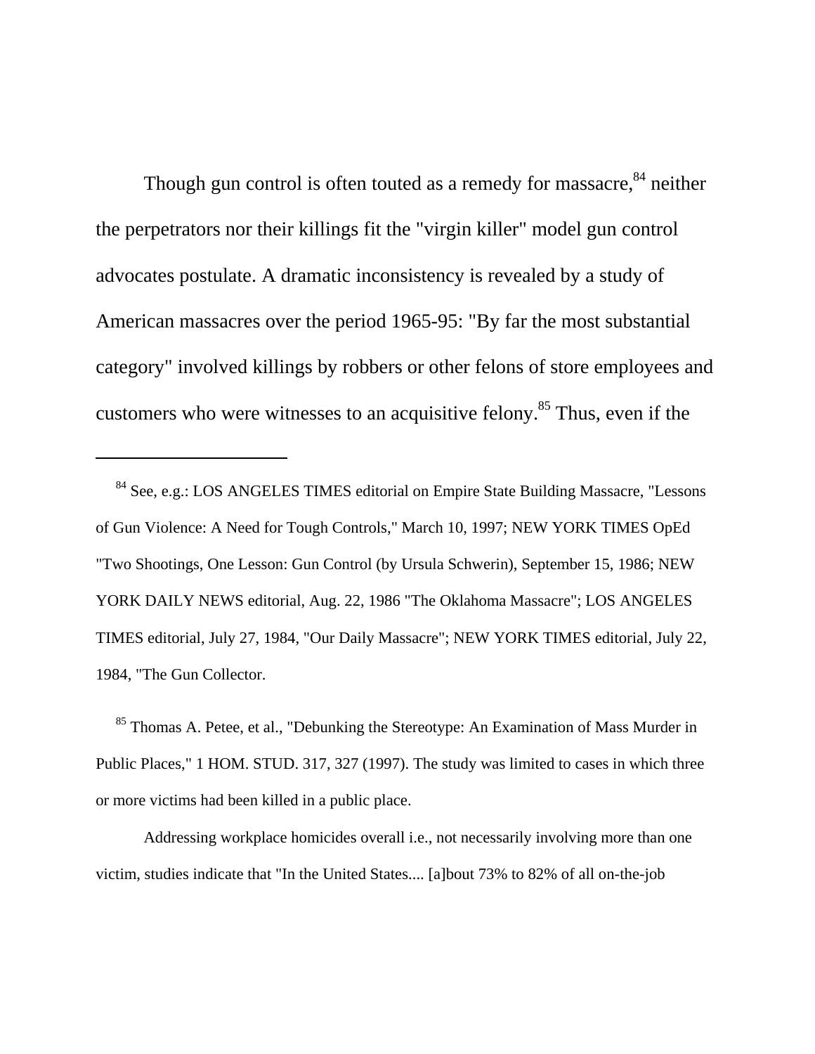Though gun control is often touted as a remedy for massacre,[84] neither the perpetrators nor their killings fit the "virgin killer" model gun control advocates postulate. A dramatic inconsistency is revealed by a study of American massacres over the period 1965-95: "By far the most substantial category" involved killings by robbers or other felons of store employees and customers who were witnesses to an acquisitive felony.[85] Thus, even if the

---

[84] See, e.g.: LOS ANGELES TIMES editorial on Empire State Building Massacre, "Lessons of Gun Violence: A Need for Tough Controls," March 10, 1997; NEW YORK TIMES OpEd "Two Shootings, One Lesson: Gun Control (by Ursula Schwerin), September 15, 1986; NEW YORK DAILY NEWS editorial, Aug. 22, 1986 "The Oklahoma Massacre"; LOS ANGELES TIMES editorial, July 27, 1984, "Our Daily Massacre"; NEW YORK TIMES editorial, July 22, 1984, "The Gun Collector.

[85] Thomas A. Petee, et al., "Debunking the Stereotype: An Examination of Mass Murder in Public Places," 1 HOM. STUD. 317, 327 (1997). The study was limited to cases in which three or more victims had been killed in a public place.

Addressing workplace homicides overall i.e., not necessarily involving more than one victim, studies indicate that "In the United States.... [a]bout 73% to 82% of all on-the-job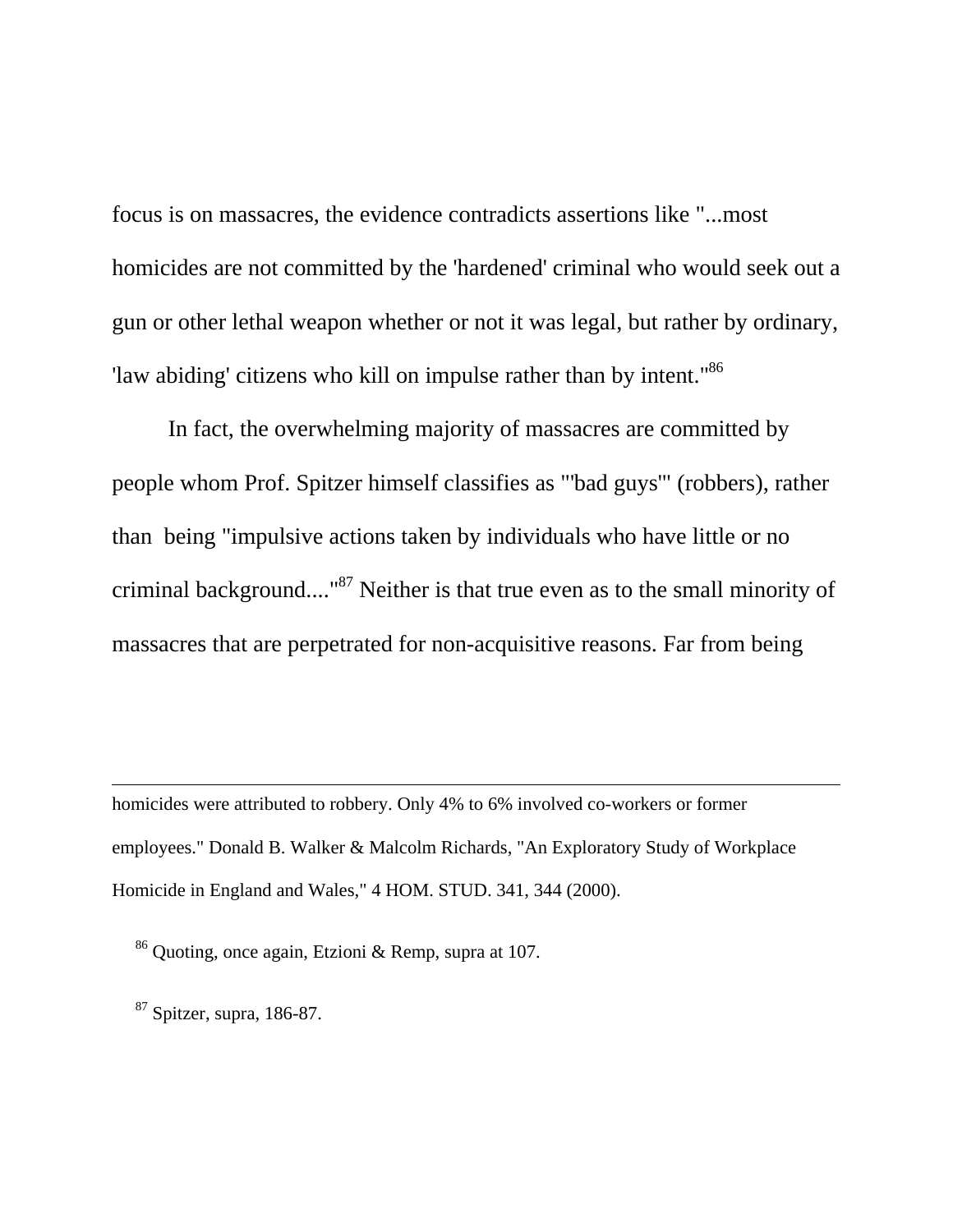focus is on massacres, the evidence contradicts assertions like "...most homicides are not committed by the 'hardened' criminal who would seek out a gun or other lethal weapon whether or not it was legal, but rather by ordinary, 'law abiding' citizens who kill on impulse rather than by intent."[86]

In fact, the overwhelming majority of massacres are committed by people whom Prof. Spitzer himself classifies as "'bad guys'" (robbers), rather than being "impulsive actions taken by individuals who have little or no criminal background...."[87] Neither is that true even as to the small minority of massacres that are perpetrated for non-acquisitive reasons. Far from being

---

homicides were attributed to robbery. Only 4% to 6% involved co-workers or former employees." Donald B. Walker & Malcolm Richards, "An Exploratory Study of Workplace Homicide in England and Wales," 4 HOM. STUD. 341, 344 (2000).

[86] Quoting, once again, Etzioni & Remp, supra at 107.

[87] Spitzer, supra, 186-87.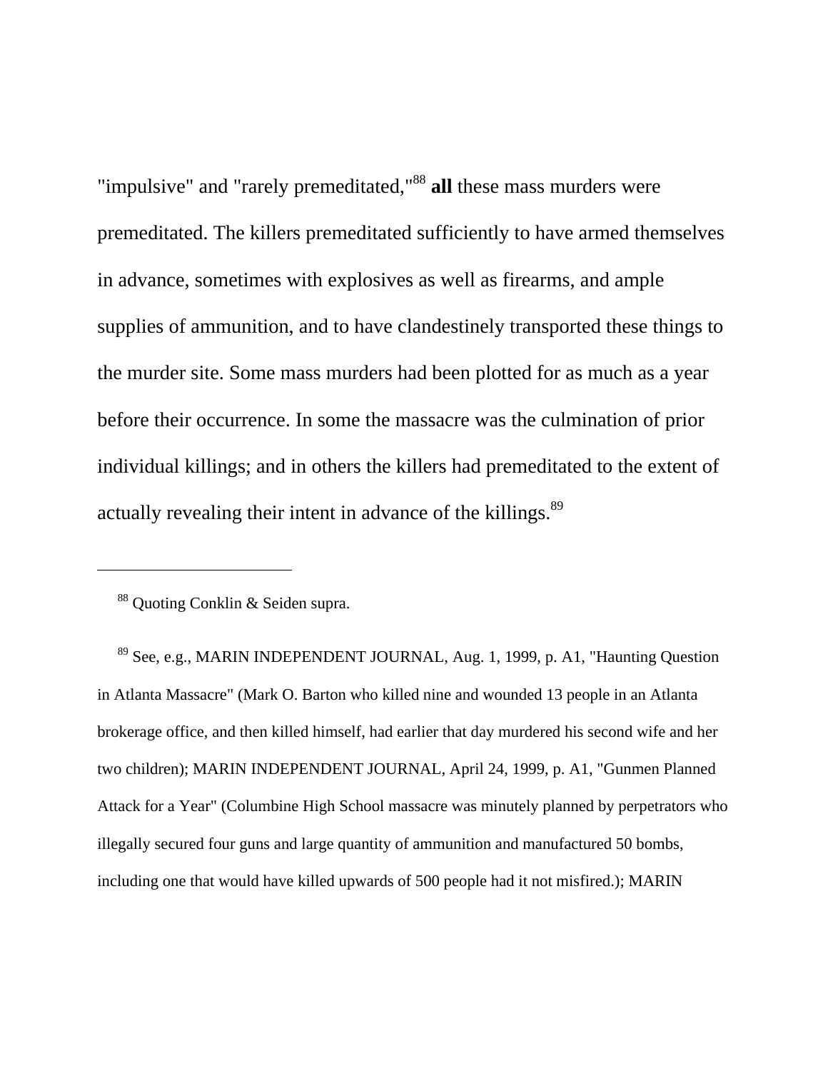"impulsive" and "rarely premeditated,"[88] **all** these mass murders were premeditated. The killers premeditated sufficiently to have armed themselves in advance, sometimes with explosives as well as firearms, and ample supplies of ammunition, and to have clandestinely transported these things to the murder site. Some mass murders had been plotted for as much as a year before their occurrence. In some the massacre was the culmination of prior individual killings; and in others the killers had premeditated to the extent of actually revealing their intent in advance of the killings.[89]

---

[88] Quoting Conklin & Seiden supra.

[89] See, e.g., MARIN INDEPENDENT JOURNAL, Aug. 1, 1999, p. A1, "Haunting Question in Atlanta Massacre" (Mark O. Barton who killed nine and wounded 13 people in an Atlanta brokerage office, and then killed himself, had earlier that day murdered his second wife and her two children); MARIN INDEPENDENT JOURNAL, April 24, 1999, p. A1, "Gunmen Planned Attack for a Year" (Columbine High School massacre was minutely planned by perpetrators who illegally secured four guns and large quantity of ammunition and manufactured 50 bombs, including one that would have killed upwards of 500 people had it not misfired.); MARIN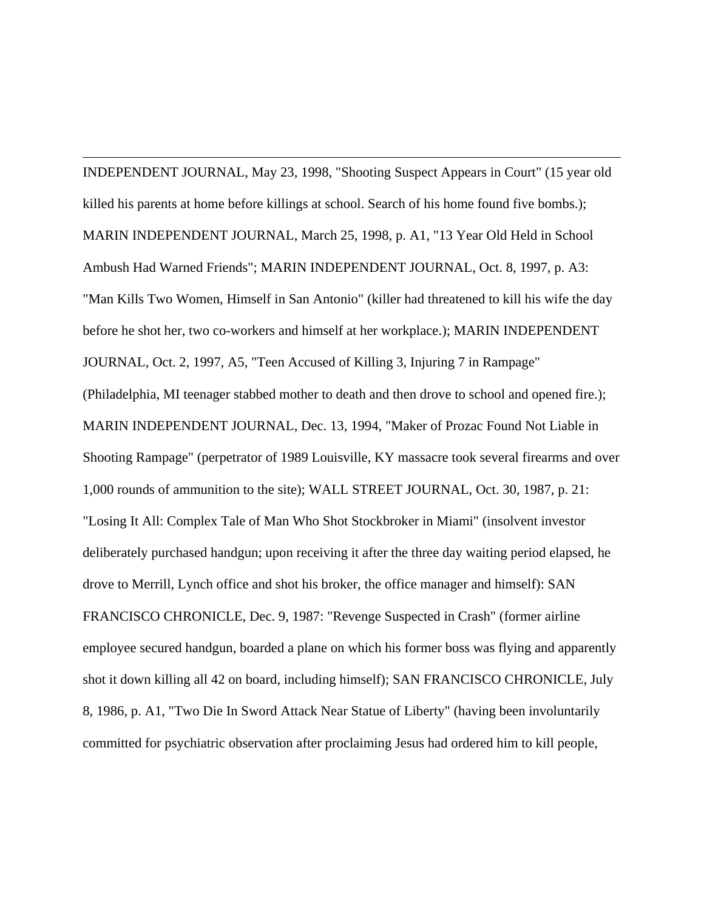INDEPENDENT JOURNAL, May 23, 1998, "Shooting Suspect Appears in Court" (15 year old killed his parents at home before killings at school. Search of his home found five bombs.); MARIN INDEPENDENT JOURNAL, March 25, 1998, p. A1, "13 Year Old Held in School Ambush Had Warned Friends"; MARIN INDEPENDENT JOURNAL, Oct. 8, 1997, p. A3: "Man Kills Two Women, Himself in San Antonio" (killer had threatened to kill his wife the day before he shot her, two co-workers and himself at her workplace.); MARIN INDEPENDENT JOURNAL, Oct. 2, 1997, A5, "Teen Accused of Killing 3, Injuring 7 in Rampage" (Philadelphia, MI teenager stabbed mother to death and then drove to school and opened fire.); MARIN INDEPENDENT JOURNAL, Dec. 13, 1994, "Maker of Prozac Found Not Liable in Shooting Rampage" (perpetrator of 1989 Louisville, KY massacre took several firearms and over 1,000 rounds of ammunition to the site); WALL STREET JOURNAL, Oct. 30, 1987, p. 21: "Losing It All: Complex Tale of Man Who Shot Stockbroker in Miami" (insolvent investor deliberately purchased handgun; upon receiving it after the three day waiting period elapsed, he drove to Merrill, Lynch office and shot his broker, the office manager and himself): SAN FRANCISCO CHRONICLE, Dec. 9, 1987: "Revenge Suspected in Crash" (former airline employee secured handgun, boarded a plane on which his former boss was flying and apparently shot it down killing all 42 on board, including himself); SAN FRANCISCO CHRONICLE, July 8, 1986, p. A1, "Two Die In Sword Attack Near Statue of Liberty" (having been involuntarily committed for psychiatric observation after proclaiming Jesus had ordered him to kill people,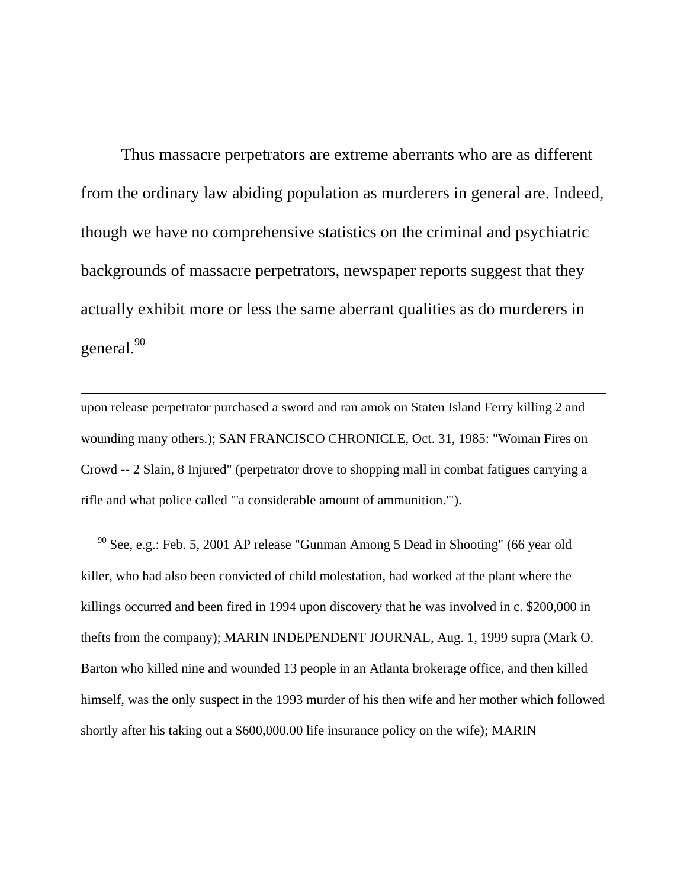Thus massacre perpetrators are extreme aberrants who are as different from the ordinary law abiding population as murderers in general are. Indeed, though we have no comprehensive statistics on the criminal and psychiatric backgrounds of massacre perpetrators, newspaper reports suggest that they actually exhibit more or less the same aberrant qualities as do murderers in general.[90]

---

upon release perpetrator purchased a sword and ran amok on Staten Island Ferry killing 2 and wounding many others.); SAN FRANCISCO CHRONICLE, Oct. 31, 1985: "Woman Fires on Crowd -- 2 Slain, 8 Injured" (perpetrator drove to shopping mall in combat fatigues carrying a rifle and what police called "'a considerable amount of ammunition.'").

[90] See, e.g.: Feb. 5, 2001 AP release "Gunman Among 5 Dead in Shooting" (66 year old killer, who had also been convicted of child molestation, had worked at the plant where the killings occurred and been fired in 1994 upon discovery that he was involved in c. $200,000 in thefts from the company); MARIN INDEPENDENT JOURNAL, Aug. 1, 1999 supra (Mark O. Barton who killed nine and wounded 13 people in an Atlanta brokerage office, and then killed himself, was the only suspect in the 1993 murder of his then wife and her mother which followed shortly after his taking out a $600,000.00 life insurance policy on the wife); MARIN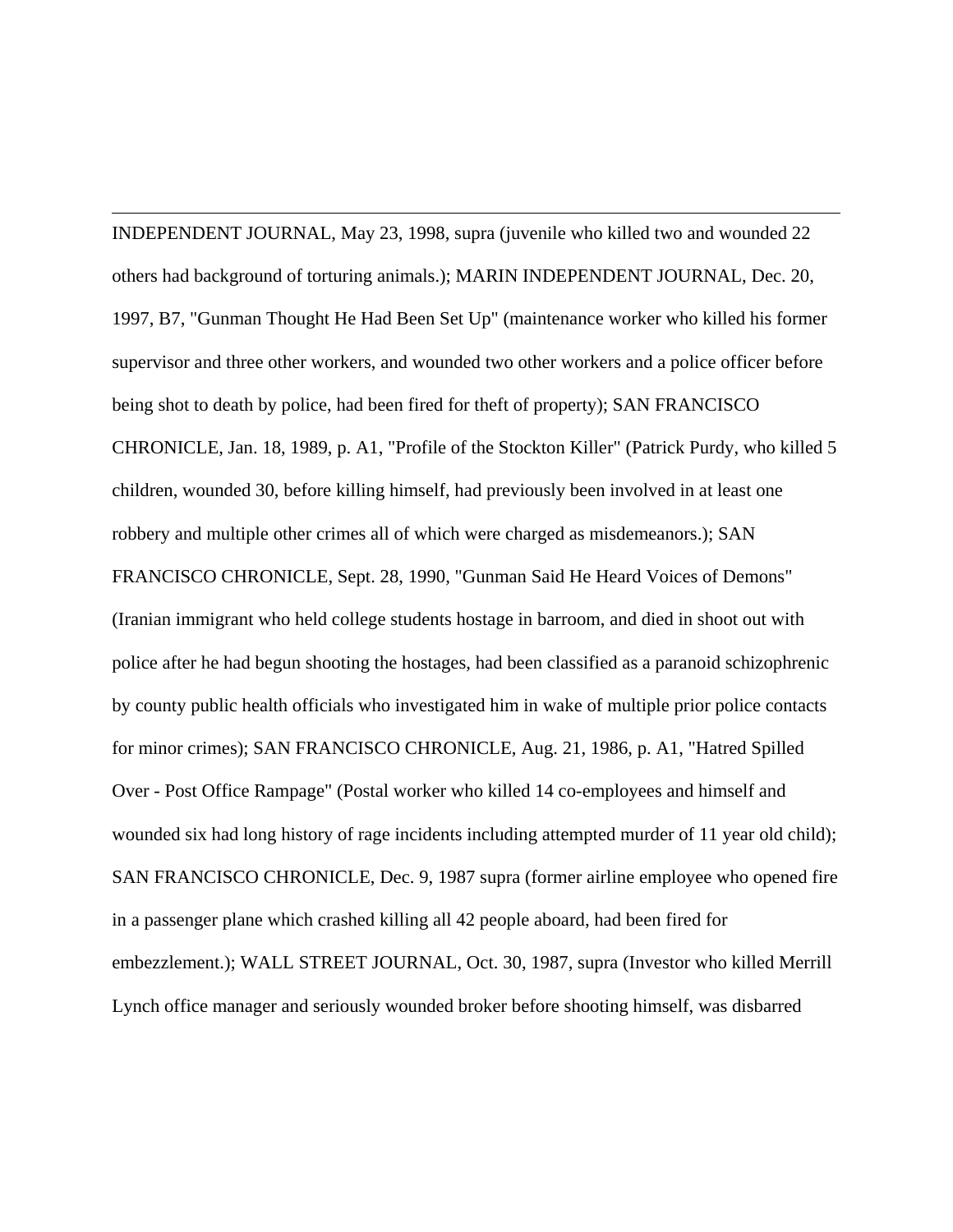INDEPENDENT JOURNAL, May 23, 1998, supra (juvenile who killed two and wounded 22 others had background of torturing animals.); MARIN INDEPENDENT JOURNAL, Dec. 20, 1997, B7, "Gunman Thought He Had Been Set Up" (maintenance worker who killed his former supervisor and three other workers, and wounded two other workers and a police officer before being shot to death by police, had been fired for theft of property); SAN FRANCISCO CHRONICLE, Jan. 18, 1989, p. A1, "Profile of the Stockton Killer" (Patrick Purdy, who killed 5 children, wounded 30, before killing himself, had previously been involved in at least one robbery and multiple other crimes all of which were charged as misdemeanors.); SAN FRANCISCO CHRONICLE, Sept. 28, 1990, "Gunman Said He Heard Voices of Demons" (Iranian immigrant who held college students hostage in barroom, and died in shoot out with police after he had begun shooting the hostages, had been classified as a paranoid schizophrenic by county public health officials who investigated him in wake of multiple prior police contacts for minor crimes); SAN FRANCISCO CHRONICLE, Aug. 21, 1986, p. A1, "Hatred Spilled Over - Post Office Rampage" (Postal worker who killed 14 co-employees and himself and wounded six had long history of rage incidents including attempted murder of 11 year old child); SAN FRANCISCO CHRONICLE, Dec. 9, 1987 supra (former airline employee who opened fire in a passenger plane which crashed killing all 42 people aboard, had been fired for embezzlement.); WALL STREET JOURNAL, Oct. 30, 1987, supra (Investor who killed Merrill Lynch office manager and seriously wounded broker before shooting himself, was disbarred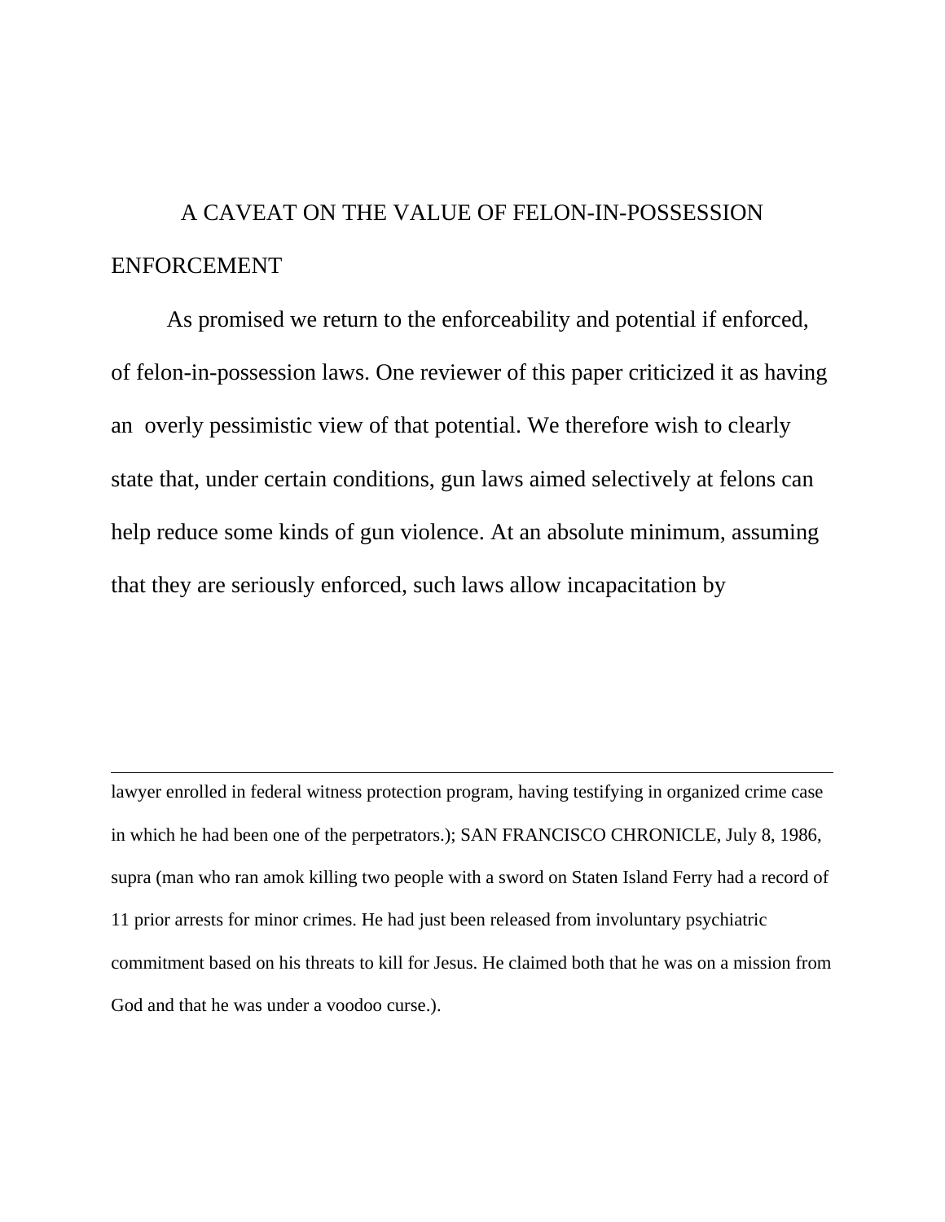## A CAVEAT ON THE VALUE OF FELON-IN-POSSESSION ENFORCEMENT

As promised we return to the enforceability and potential if enforced, of felon-in-possession laws. One reviewer of this paper criticized it as having an overly pessimistic view of that potential. We therefore wish to clearly state that, under certain conditions, gun laws aimed selectively at felons can help reduce some kinds of gun violence. At an absolute minimum, assuming that they are seriously enforced, such laws allow incapacitation by

---

lawyer enrolled in federal witness protection program, having testifying in organized crime case in which he had been one of the perpetrators.); SAN FRANCISCO CHRONICLE, July 8, 1986, supra (man who ran amok killing two people with a sword on Staten Island Ferry had a record of 11 prior arrests for minor crimes. He had just been released from involuntary psychiatric commitment based on his threats to kill for Jesus. He claimed both that he was on a mission from God and that he was under a voodoo curse.).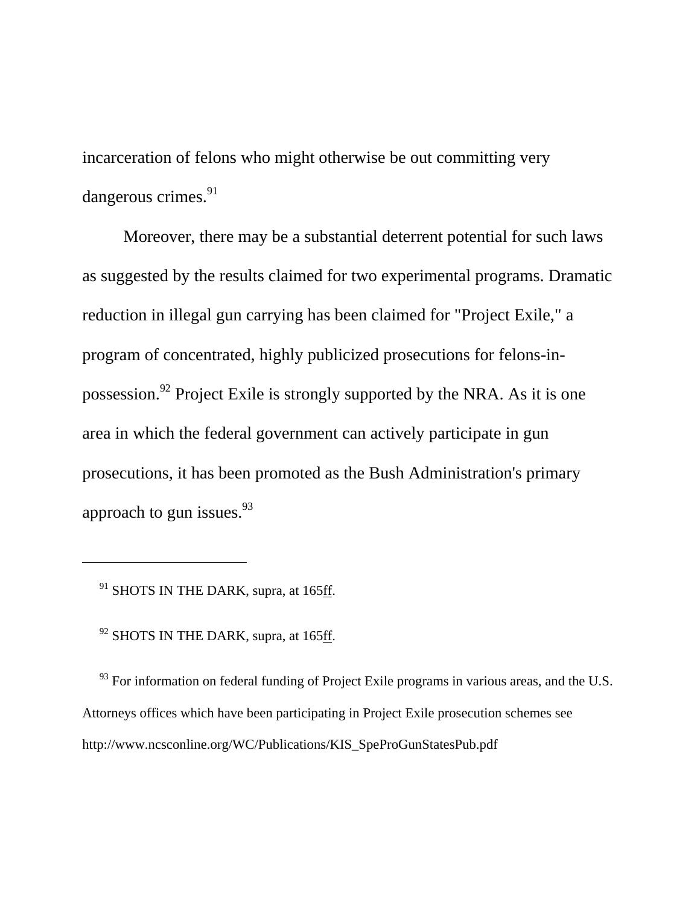incarceration of felons who might otherwise be out committing very dangerous crimes.[91]

Moreover, there may be a substantial deterrent potential for such laws as suggested by the results claimed for two experimental programs. Dramatic reduction in illegal gun carrying has been claimed for "Project Exile," a program of concentrated, highly publicized prosecutions for felons-in-possession.[92] Project Exile is strongly supported by the NRA. As it is one area in which the federal government can actively participate in gun prosecutions, it has been promoted as the Bush Administration's primary approach to gun issues.[93]

---

[91] SHOTS IN THE DARK, supra, at 165ff.

[92] SHOTS IN THE DARK, supra, at 165ff.

[93] For information on federal funding of Project Exile programs in various areas, and the U.S. Attorneys offices which have been participating in Project Exile prosecution schemes see http://www.ncsconline.org/WC/Publications/KIS_SpeProGunStatesPub.pdf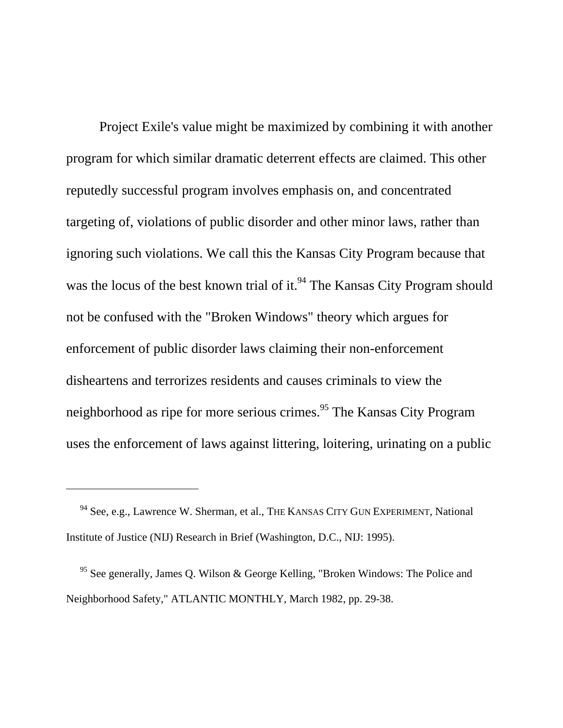Project Exile's value might be maximized by combining it with another program for which similar dramatic deterrent effects are claimed. This other reputedly successful program involves emphasis on, and concentrated targeting of, violations of public disorder and other minor laws, rather than ignoring such violations. We call this the Kansas City Program because that was the locus of the best known trial of it.[94] The Kansas City Program should not be confused with the "Broken Windows" theory which argues for enforcement of public disorder laws claiming their non-enforcement disheartens and terrorizes residents and causes criminals to view the neighborhood as ripe for more serious crimes.[95] The Kansas City Program uses the enforcement of laws against littering, loitering, urinating on a public

---

[94] See, e.g., Lawrence W. Sherman, et al., THE KANSAS CITY GUN EXPERIMENT, National Institute of Justice (NIJ) Research in Brief (Washington, D.C., NIJ: 1995).

[95] See generally, James Q. Wilson & George Kelling, "Broken Windows: The Police and Neighborhood Safety," ATLANTIC MONTHLY, March 1982, pp. 29-38.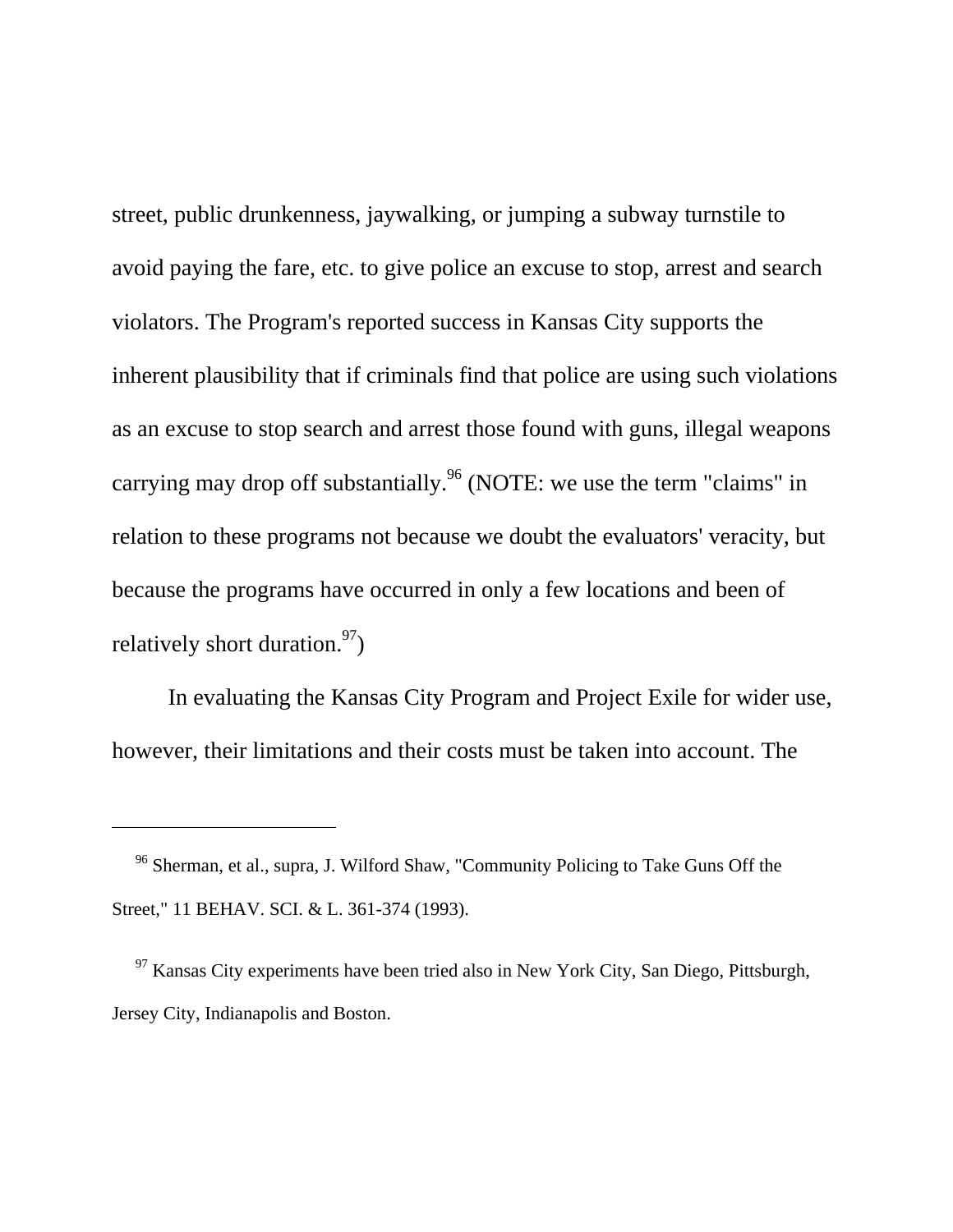street, public drunkenness, jaywalking, or jumping a subway turnstile to avoid paying the fare, etc. to give police an excuse to stop, arrest and search violators. The Program's reported success in Kansas City supports the inherent plausibility that if criminals find that police are using such violations as an excuse to stop search and arrest those found with guns, illegal weapons carrying may drop off substantially.[96] (NOTE: we use the term "claims" in relation to these programs not because we doubt the evaluators' veracity, but because the programs have occurred in only a few locations and been of relatively short duration.[97])

In evaluating the Kansas City Program and Project Exile for wider use, however, their limitations and their costs must be taken into account. The

---

[96] Sherman, et al., supra, J. Wilford Shaw, "Community Policing to Take Guns Off the Street," 11 BEHAV. SCI. & L. 361-374 (1993).

[97] Kansas City experiments have been tried also in New York City, San Diego, Pittsburgh, Jersey City, Indianapolis and Boston.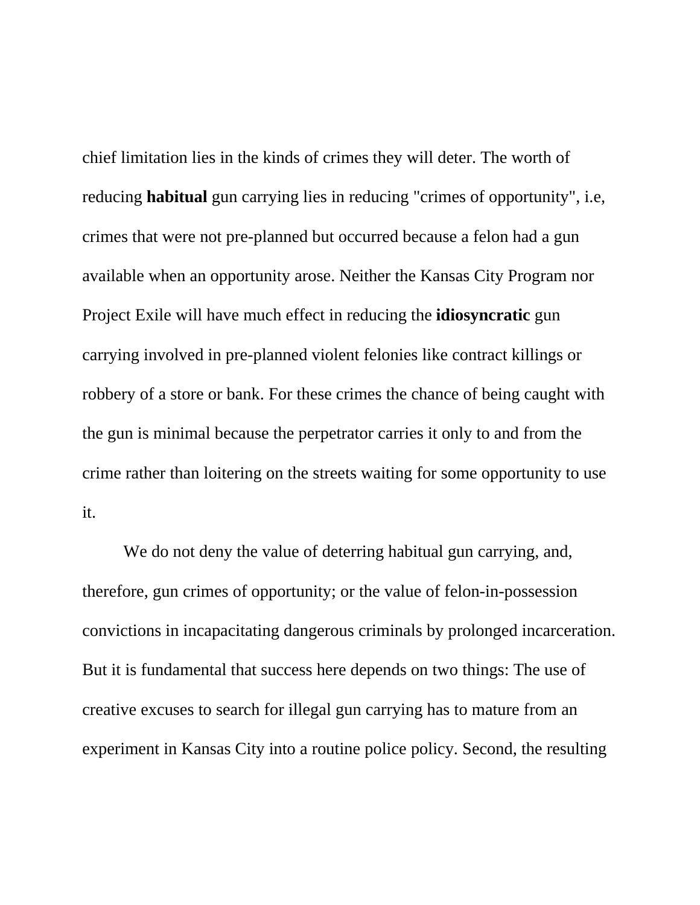chief limitation lies in the kinds of crimes they will deter. The worth of reducing **habitual** gun carrying lies in reducing "crimes of opportunity", i.e, crimes that were not pre-planned but occurred because a felon had a gun available when an opportunity arose. Neither the Kansas City Program nor Project Exile will have much effect in reducing the **idiosyncratic** gun carrying involved in pre-planned violent felonies like contract killings or robbery of a store or bank. For these crimes the chance of being caught with the gun is minimal because the perpetrator carries it only to and from the crime rather than loitering on the streets waiting for some opportunity to use it.

We do not deny the value of deterring habitual gun carrying, and, therefore, gun crimes of opportunity; or the value of felon-in-possession convictions in incapacitating dangerous criminals by prolonged incarceration. But it is fundamental that success here depends on two things: The use of creative excuses to search for illegal gun carrying has to mature from an experiment in Kansas City into a routine police policy. Second, the resulting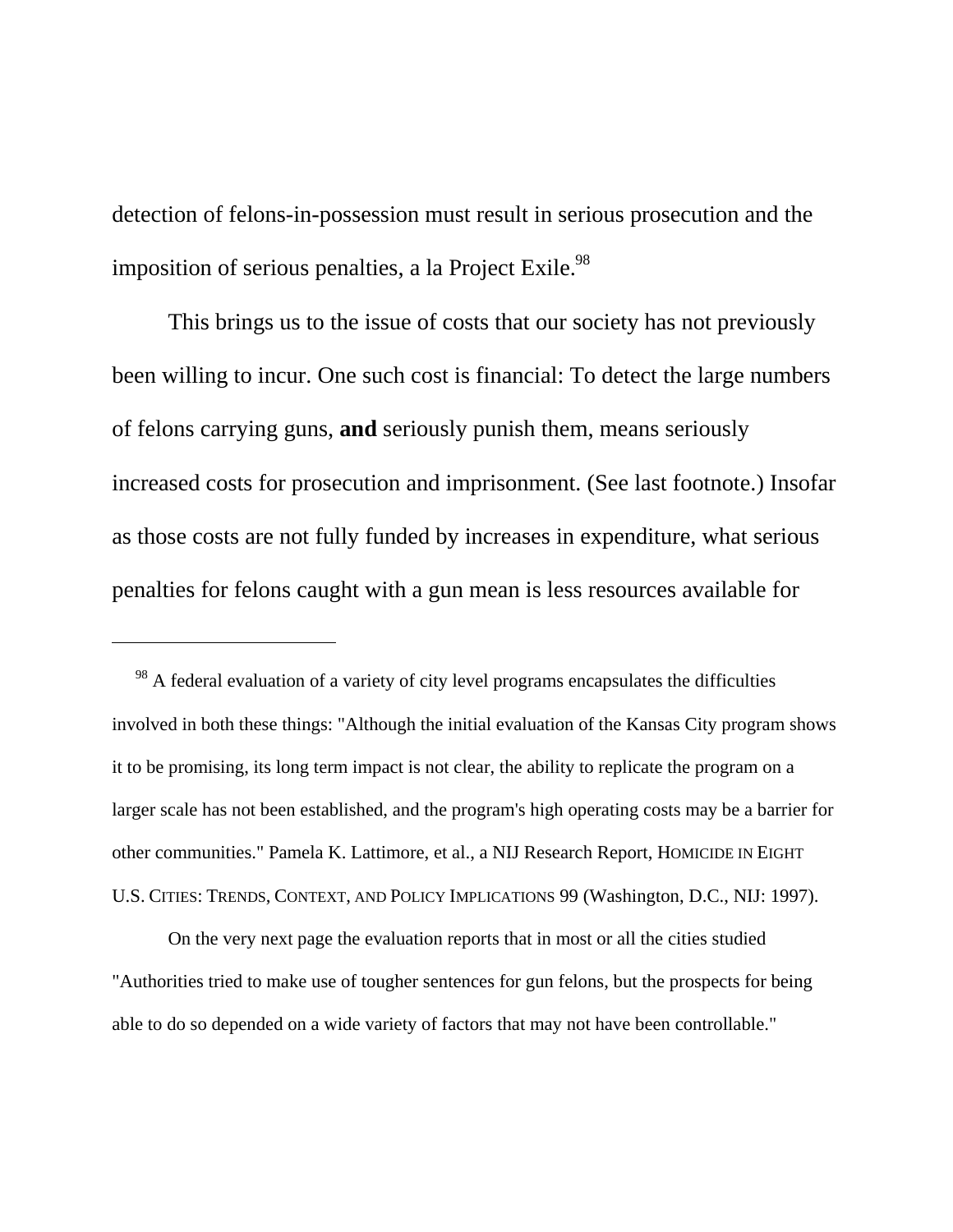detection of felons-in-possession must result in serious prosecution and the imposition of serious penalties, a la Project Exile.[98]

This brings us to the issue of costs that our society has not previously been willing to incur. One such cost is financial: To detect the large numbers of felons carrying guns, **and** seriously punish them, means seriously increased costs for prosecution and imprisonment. (See last footnote.) Insofar as those costs are not fully funded by increases in expenditure, what serious penalties for felons caught with a gun mean is less resources available for

---

[98] A federal evaluation of a variety of city level programs encapsulates the difficulties involved in both these things: "Although the initial evaluation of the Kansas City program shows it to be promising, its long term impact is not clear, the ability to replicate the program on a larger scale has not been established, and the program's high operating costs may be a barrier for other communities." Pamela K. Lattimore, et al., a NIJ Research Report, HOMICIDE IN EIGHT U.S. CITIES: TRENDS, CONTEXT, AND POLICY IMPLICATIONS 99 (Washington, D.C., NIJ: 1997).

On the very next page the evaluation reports that in most or all the cities studied "Authorities tried to make use of tougher sentences for gun felons, but the prospects for being able to do so depended on a wide variety of factors that may not have been controllable."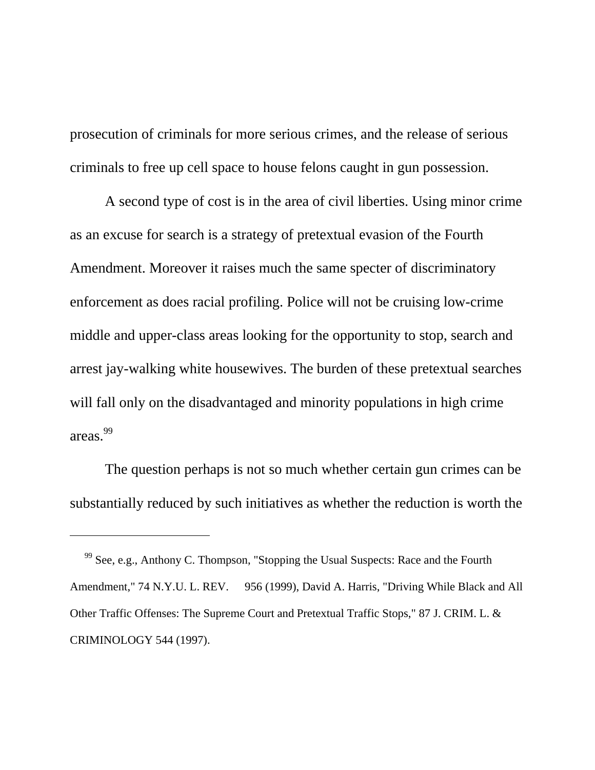prosecution of criminals for more serious crimes, and the release of serious criminals to free up cell space to house felons caught in gun possession.

A second type of cost is in the area of civil liberties. Using minor crime as an excuse for search is a strategy of pretextual evasion of the Fourth Amendment. Moreover it raises much the same specter of discriminatory enforcement as does racial profiling. Police will not be cruising low-crime middle and upper-class areas looking for the opportunity to stop, search and arrest jay-walking white housewives. The burden of these pretextual searches will fall only on the disadvantaged and minority populations in high crime areas.[99]

The question perhaps is not so much whether certain gun crimes can be substantially reduced by such initiatives as whether the reduction is worth the

---

[99] See, e.g., Anthony C. Thompson, "Stopping the Usual Suspects: Race and the Fourth Amendment," 74 N.Y.U. L. REV. 956 (1999), David A. Harris, "Driving While Black and All Other Traffic Offenses: The Supreme Court and Pretextual Traffic Stops," 87 J. CRIM. L. & CRIMINOLOGY 544 (1997).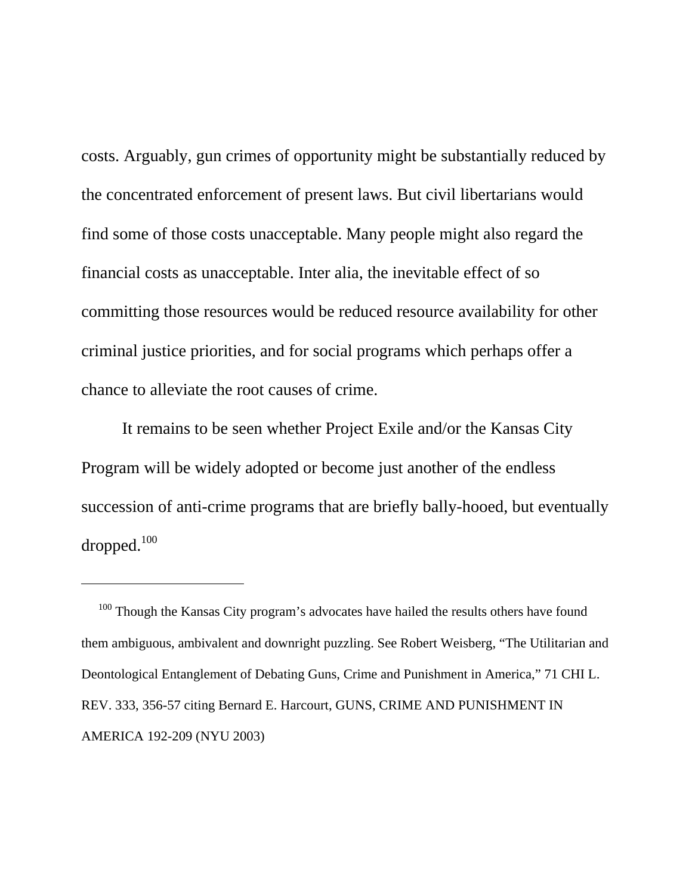costs. Arguably, gun crimes of opportunity might be substantially reduced by the concentrated enforcement of present laws. But civil libertarians would find some of those costs unacceptable. Many people might also regard the financial costs as unacceptable. Inter alia, the inevitable effect of so committing those resources would be reduced resource availability for other criminal justice priorities, and for social programs which perhaps offer a chance to alleviate the root causes of crime.

It remains to be seen whether Project Exile and/or the Kansas City Program will be widely adopted or become just another of the endless succession of anti-crime programs that are briefly bally-hooed, but eventually dropped.[100]

---

[100] Though the Kansas City program's advocates have hailed the results others have found them ambiguous, ambivalent and downright puzzling. See Robert Weisberg, "The Utilitarian and Deontological Entanglement of Debating Guns, Crime and Punishment in America," 71 CHI L. REV. 333, 356-57 citing Bernard E. Harcourt, GUNS, CRIME AND PUNISHMENT IN AMERICA 192-209 (NYU 2003)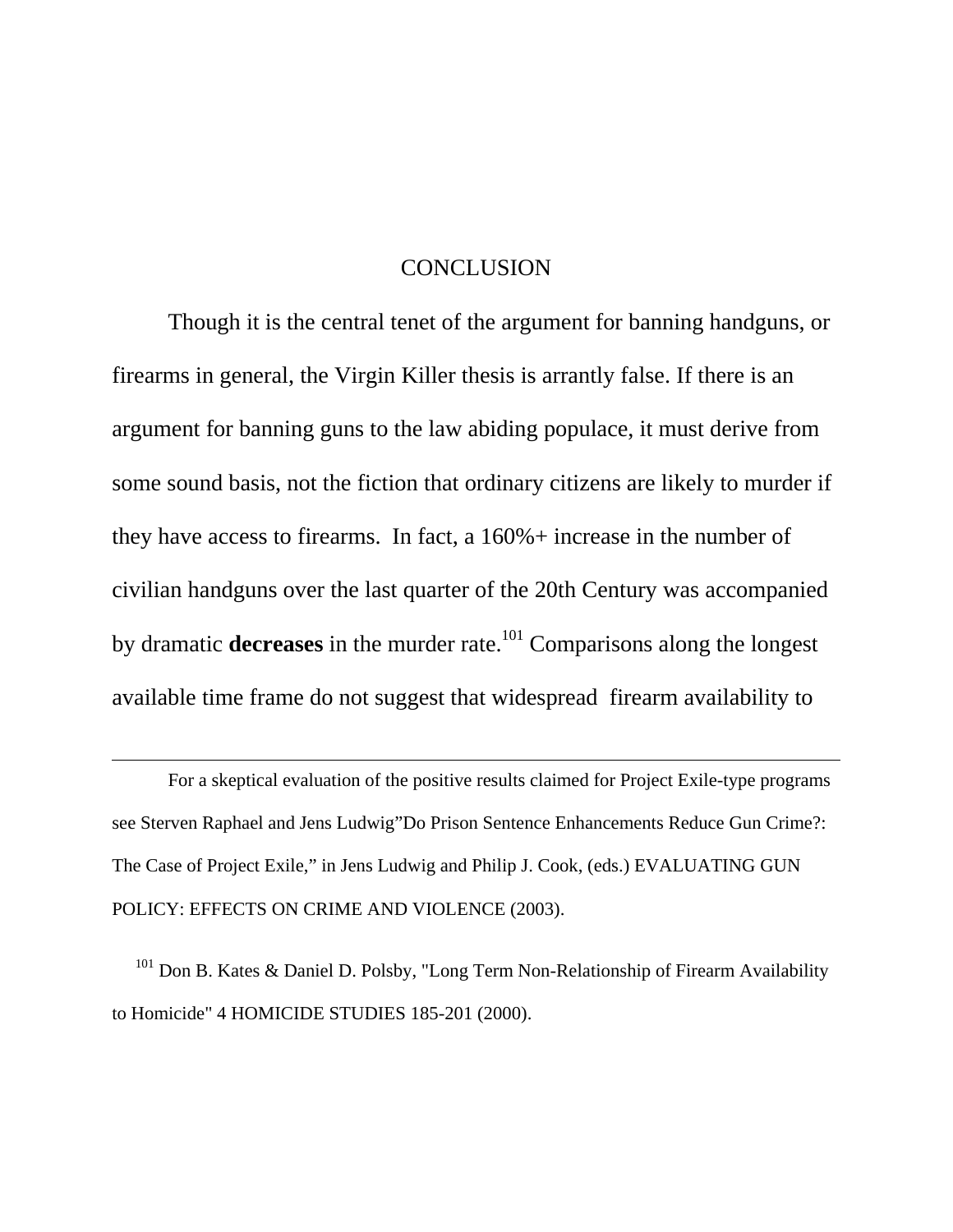## CONCLUSION

Though it is the central tenet of the argument for banning handguns, or firearms in general, the Virgin Killer thesis is arrantly false. If there is an argument for banning guns to the law abiding populace, it must derive from some sound basis, not the fiction that ordinary citizens are likely to murder if they have access to firearms. In fact, a 160%+ increase in the number of civilian handguns over the last quarter of the 20th Century was accompanied by dramatic **decreases** in the murder rate.[101] Comparisons along the longest available time frame do not suggest that widespread firearm availability to

---

For a skeptical evaluation of the positive results claimed for Project Exile-type programs see Sterven Raphael and Jens Ludwig"Do Prison Sentence Enhancements Reduce Gun Crime?: The Case of Project Exile," in Jens Ludwig and Philip J. Cook, (eds.) EVALUATING GUN POLICY: EFFECTS ON CRIME AND VIOLENCE (2003).

[101] Don B. Kates & Daniel D. Polsby, "Long Term Non-Relationship of Firearm Availability to Homicide" 4 HOMICIDE STUDIES 185-201 (2000).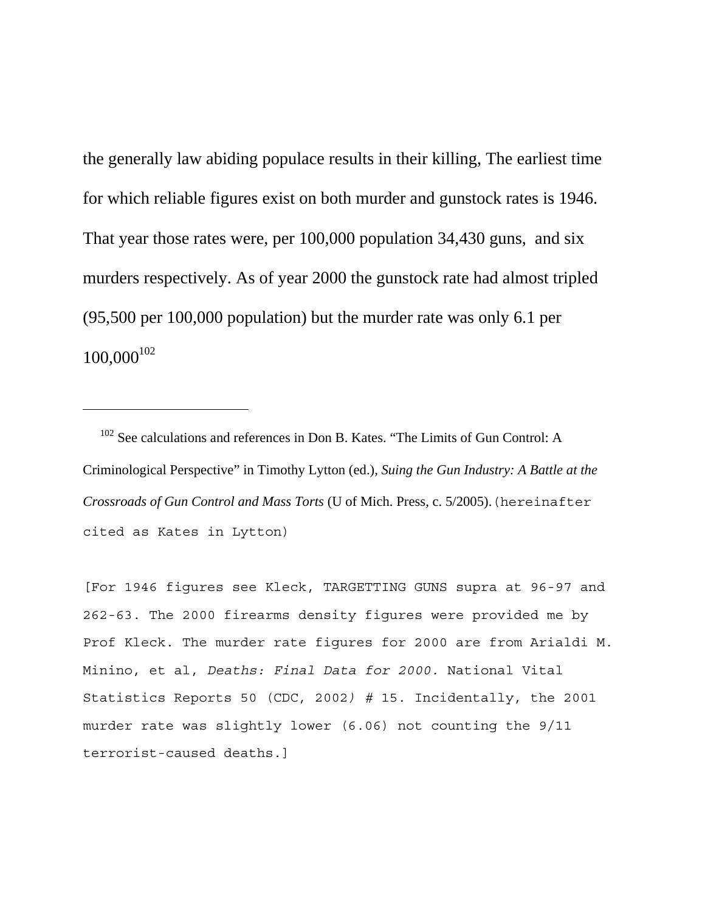the generally law abiding populace results in their killing, The earliest time for which reliable figures exist on both murder and gunstock rates is 1946. That year those rates were, per 100,000 population 34,430 guns, and six murders respectively. As of year 2000 the gunstock rate had almost tripled (95,500 per 100,000 population) but the murder rate was only 6.1 per 100,000[102]

---

[102] See calculations and references in Don B. Kates. "The Limits of Gun Control: A Criminological Perspective" in Timothy Lytton (ed.), *Suing the Gun Industry: A Battle at the Crossroads of Gun Control and Mass Torts* (U of Mich. Press, c. 5/2005). (hereinafter cited as Kates in Lytton)

[For 1946 figures see Kleck, TARGETTING GUNS supra at 96-97 and 262-63. The 2000 firearms density figures were provided me by Prof Kleck. The murder rate figures for 2000 are from Arialdi M. Minino, et al, *Deaths: Final Data for 2000.* National Vital Statistics Reports 50 (CDC, 2002) # 15. Incidentally, the 2001 murder rate was slightly lower (6.06) not counting the 9/11 terrorist-caused deaths.]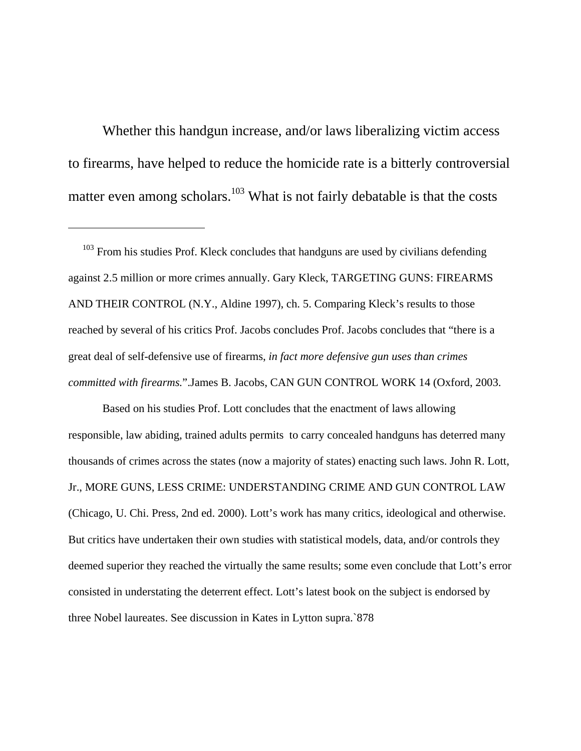Whether this handgun increase, and/or laws liberalizing victim access to firearms, have helped to reduce the homicide rate is a bitterly controversial matter even among scholars.[103] What is not fairly debatable is that the costs

---

[103] From his studies Prof. Kleck concludes that handguns are used by civilians defending against 2.5 million or more crimes annually. Gary Kleck, TARGETING GUNS: FIREARMS AND THEIR CONTROL (N.Y., Aldine 1997), ch. 5. Comparing Kleck's results to those reached by several of his critics Prof. Jacobs concludes Prof. Jacobs concludes that "there is a great deal of self-defensive use of firearms, *in fact more defensive gun uses than crimes committed with firearms.*".James B. Jacobs, CAN GUN CONTROL WORK 14 (Oxford, 2003.

Based on his studies Prof. Lott concludes that the enactment of laws allowing responsible, law abiding, trained adults permits to carry concealed handguns has deterred many thousands of crimes across the states (now a majority of states) enacting such laws. John R. Lott, Jr., MORE GUNS, LESS CRIME: UNDERSTANDING CRIME AND GUN CONTROL LAW (Chicago, U. Chi. Press, 2nd ed. 2000). Lott's work has many critics, ideological and otherwise. But critics have undertaken their own studies with statistical models, data, and/or controls they deemed superior they reached the virtually the same results; some even conclude that Lott's error consisted in understating the deterrent effect. Lott's latest book on the subject is endorsed by three Nobel laureates. See discussion in Kates in Lytton supra.`878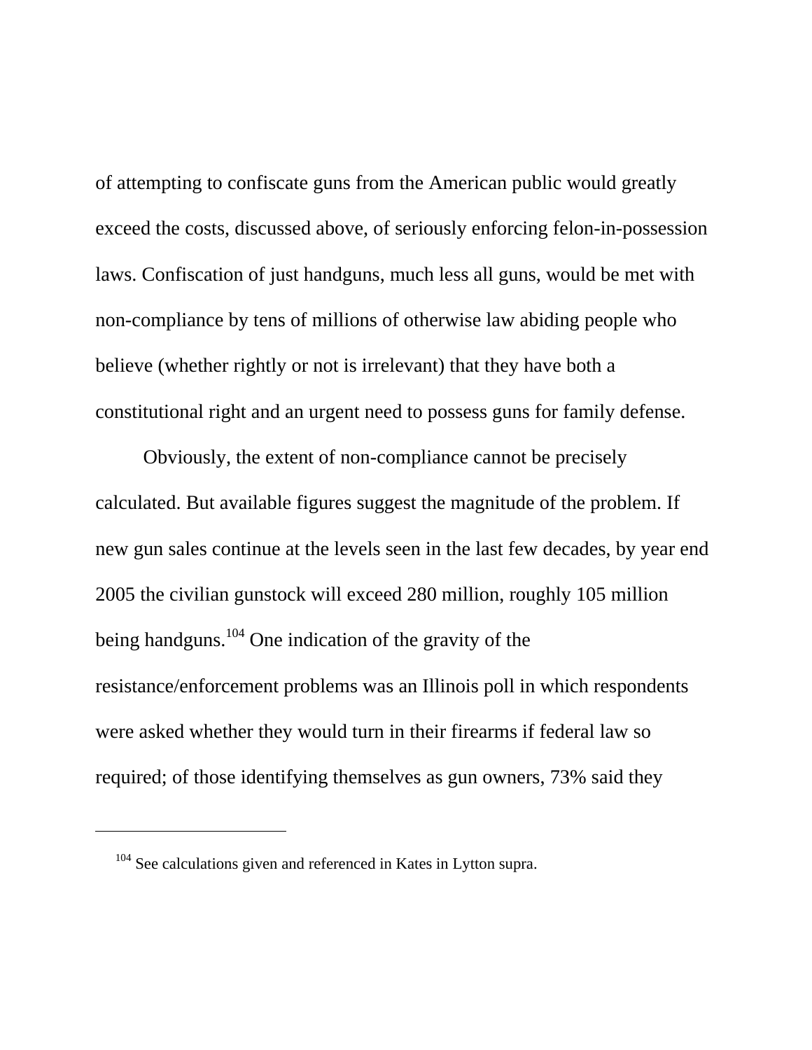of attempting to confiscate guns from the American public would greatly exceed the costs, discussed above, of seriously enforcing felon-in-possession laws. Confiscation of just handguns, much less all guns, would be met with non-compliance by tens of millions of otherwise law abiding people who believe (whether rightly or not is irrelevant) that they have both a constitutional right and an urgent need to possess guns for family defense.

Obviously, the extent of non-compliance cannot be precisely calculated. But available figures suggest the magnitude of the problem. If new gun sales continue at the levels seen in the last few decades, by year end 2005 the civilian gunstock will exceed 280 million, roughly 105 million being handguns.[104] One indication of the gravity of the resistance/enforcement problems was an Illinois poll in which respondents were asked whether they would turn in their firearms if federal law so required; of those identifying themselves as gun owners, 73% said they

[104] See calculations given and referenced in Kates in Lytton supra.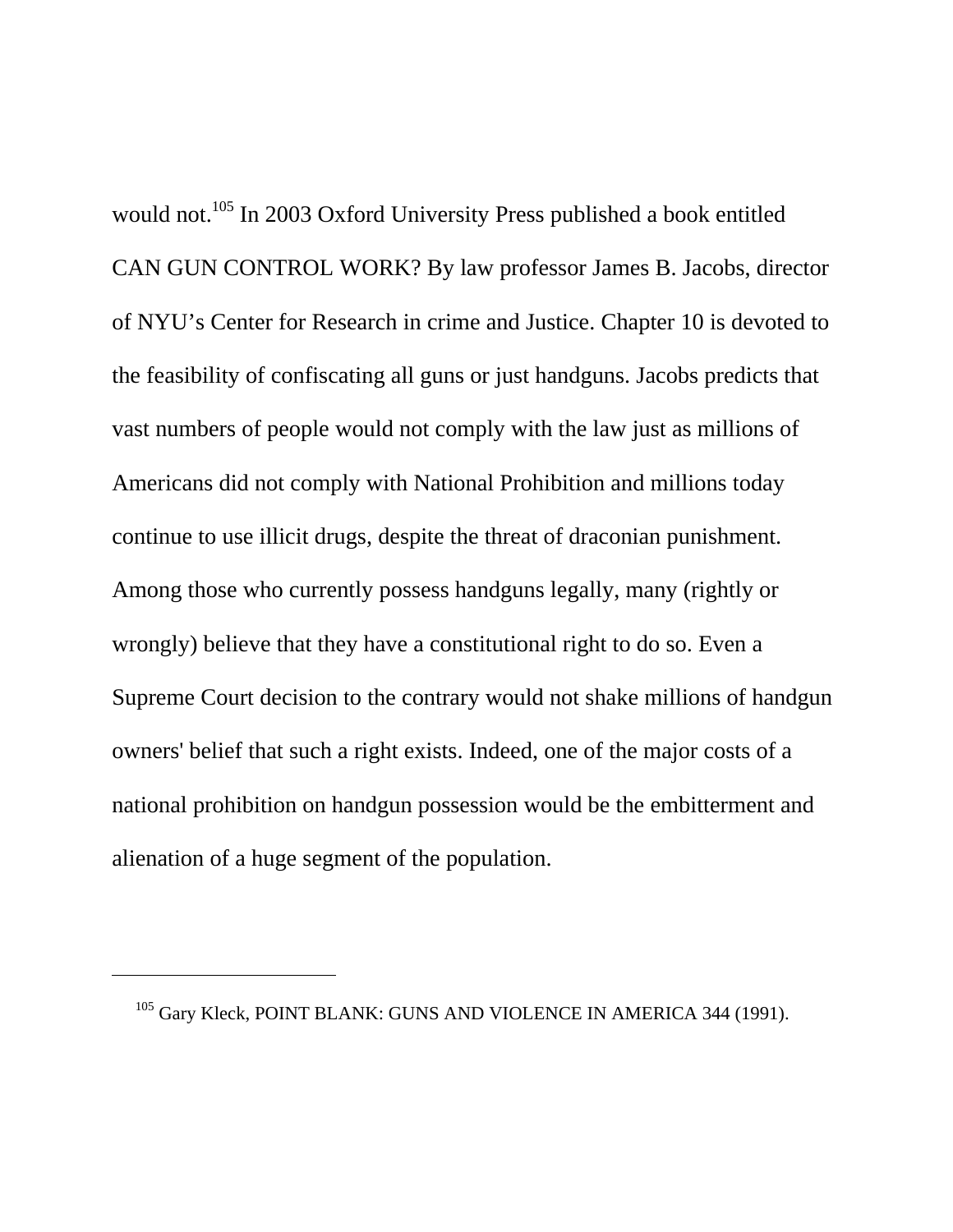would not.[105] In 2003 Oxford University Press published a book entitled CAN GUN CONTROL WORK? By law professor James B. Jacobs, director of NYU's Center for Research in crime and Justice. Chapter 10 is devoted to the feasibility of confiscating all guns or just handguns. Jacobs predicts that vast numbers of people would not comply with the law just as millions of Americans did not comply with National Prohibition and millions today continue to use illicit drugs, despite the threat of draconian punishment. Among those who currently possess handguns legally, many (rightly or wrongly) believe that they have a constitutional right to do so. Even a Supreme Court decision to the contrary would not shake millions of handgun owners' belief that such a right exists. Indeed, one of the major costs of a national prohibition on handgun possession would be the embitterment and alienation of a huge segment of the population.

---

[105] Gary Kleck, POINT BLANK: GUNS AND VIOLENCE IN AMERICA 344 (1991).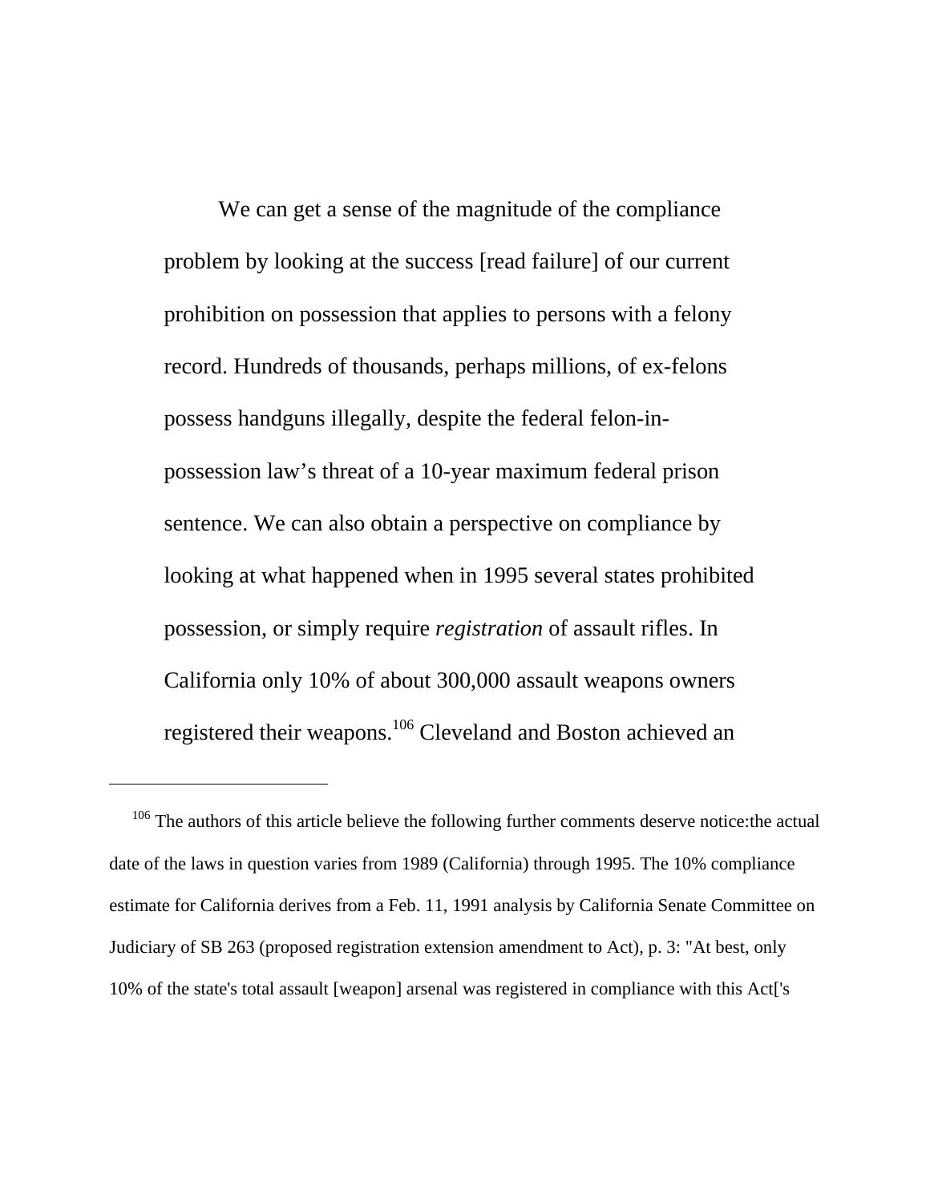We can get a sense of the magnitude of the compliance problem by looking at the success [read failure] of our current prohibition on possession that applies to persons with a felony record. Hundreds of thousands, perhaps millions, of ex-felons possess handguns illegally, despite the federal felon-in-possession law's threat of a 10-year maximum federal prison sentence. We can also obtain a perspective on compliance by looking at what happened when in 1995 several states prohibited possession, or simply require *registration* of assault rifles. In California only 10% of about 300,000 assault weapons owners registered their weapons.[106] Cleveland and Boston achieved an

---

[106] The authors of this article believe the following further comments deserve notice:the actual date of the laws in question varies from 1989 (California) through 1995. The 10% compliance estimate for California derives from a Feb. 11, 1991 analysis by California Senate Committee on Judiciary of SB 263 (proposed registration extension amendment to Act), p. 3: "At best, only 10% of the state's total assault [weapon] arsenal was registered in compliance with this Act['s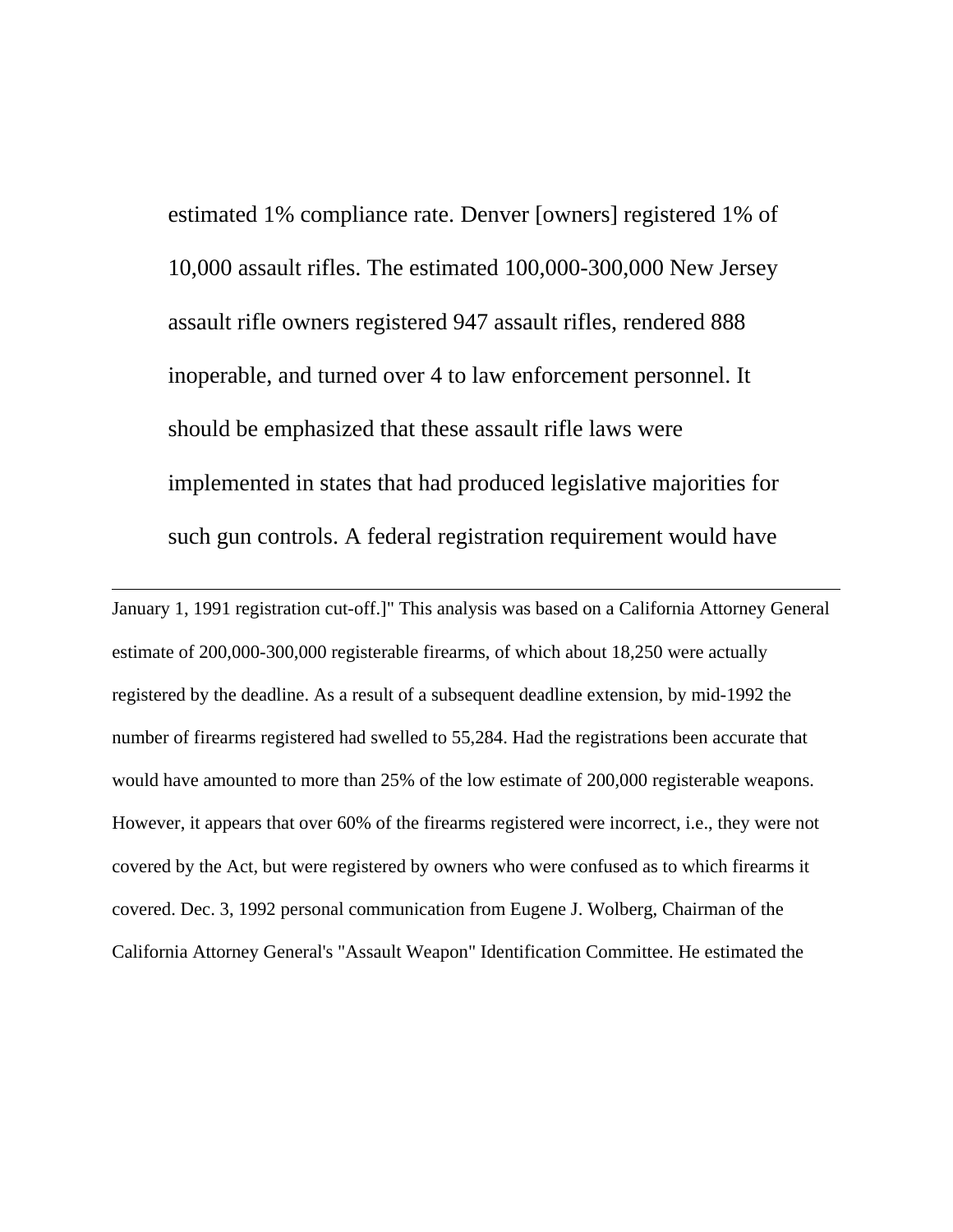estimated 1% compliance rate. Denver [owners] registered 1% of 10,000 assault rifles. The estimated 100,000-300,000 New Jersey assault rifle owners registered 947 assault rifles, rendered 888 inoperable, and turned over 4 to law enforcement personnel. It should be emphasized that these assault rifle laws were implemented in states that had produced legislative majorities for such gun controls. A federal registration requirement would have

---

January 1, 1991 registration cut-off.]" This analysis was based on a California Attorney General estimate of 200,000-300,000 registerable firearms, of which about 18,250 were actually registered by the deadline. As a result of a subsequent deadline extension, by mid-1992 the number of firearms registered had swelled to 55,284. Had the registrations been accurate that would have amounted to more than 25% of the low estimate of 200,000 registerable weapons. However, it appears that over 60% of the firearms registered were incorrect, i.e., they were not covered by the Act, but were registered by owners who were confused as to which firearms it covered. Dec. 3, 1992 personal communication from Eugene J. Wolberg, Chairman of the California Attorney General's "Assault Weapon" Identification Committee. He estimated the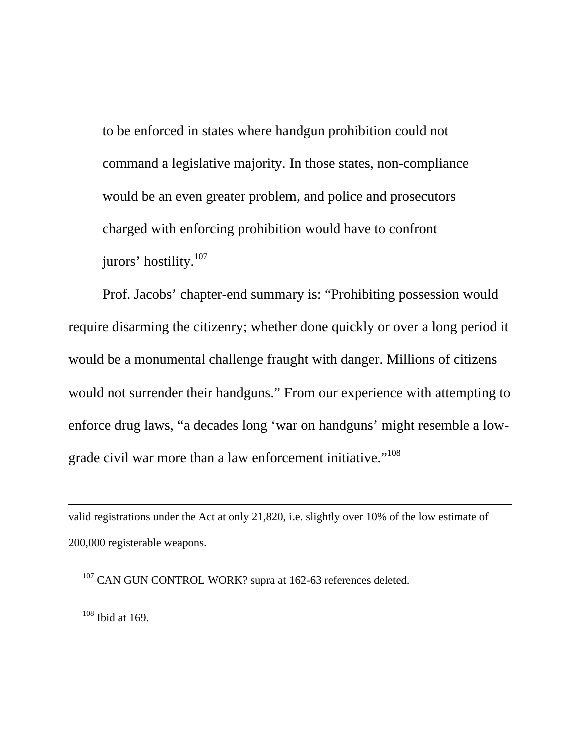> to be enforced in states where handgun prohibition could not command a legislative majority. In those states, non-compliance would be an even greater problem, and police and prosecutors charged with enforcing prohibition would have to confront jurors' hostility.[107]

Prof. Jacobs' chapter-end summary is: "Prohibiting possession would require disarming the citizenry; whether done quickly or over a long period it would be a monumental challenge fraught with danger. Millions of citizens would not surrender their handguns." From our experience with attempting to enforce drug laws, "a decades long 'war on handguns' might resemble a low-grade civil war more than a law enforcement initiative."[108]

---

valid registrations under the Act at only 21,820, i.e. slightly over 10% of the low estimate of 200,000 registerable weapons.

[107] CAN GUN CONTROL WORK? supra at 162-63 references deleted.

[108] Ibid at 169.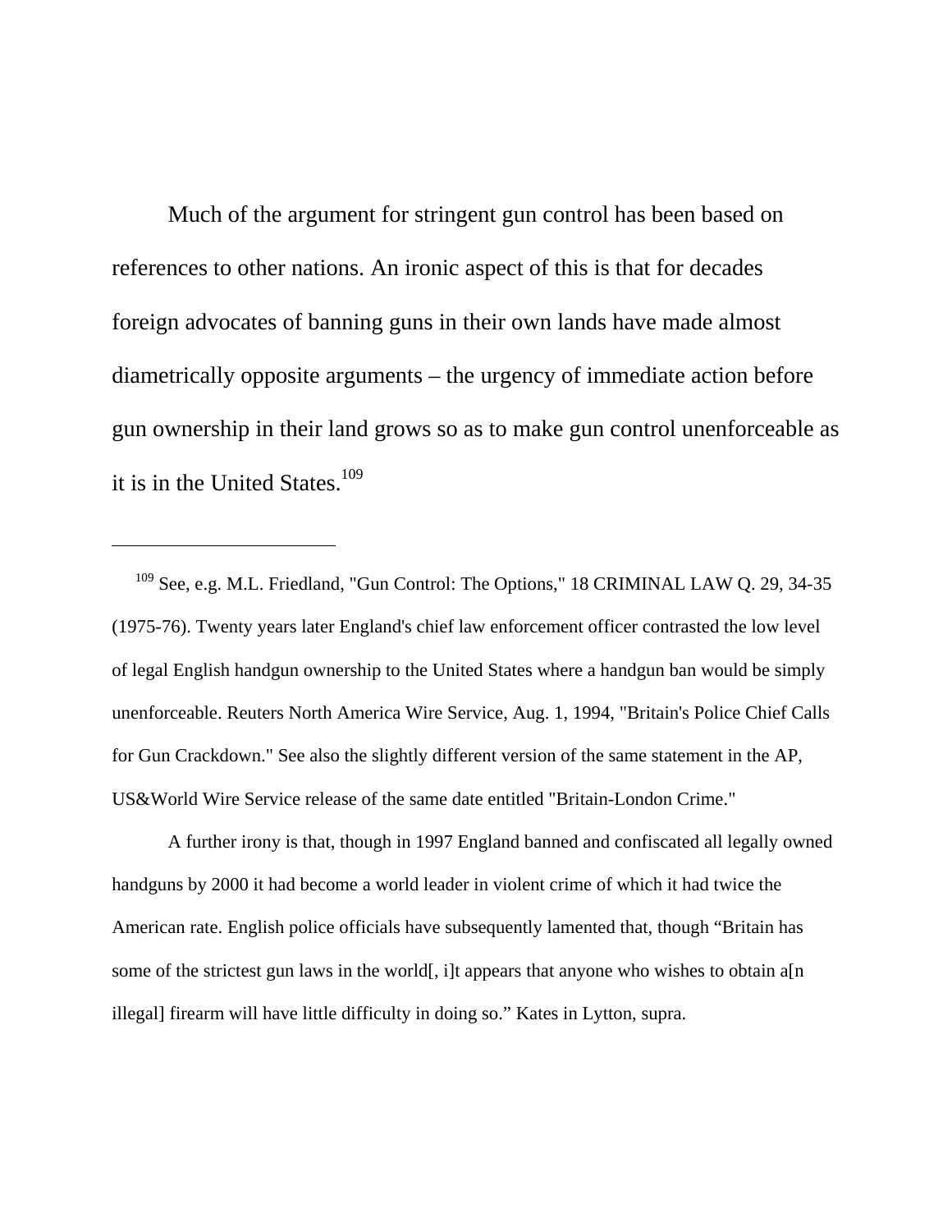Much of the argument for stringent gun control has been based on references to other nations. An ironic aspect of this is that for decades foreign advocates of banning guns in their own lands have made almost diametrically opposite arguments – the urgency of immediate action before gun ownership in their land grows so as to make gun control unenforceable as it is in the United States.[109]

---

[109] See, e.g. M.L. Friedland, "Gun Control: The Options," 18 CRIMINAL LAW Q. 29, 34-35 (1975-76). Twenty years later England's chief law enforcement officer contrasted the low level of legal English handgun ownership to the United States where a handgun ban would be simply unenforceable. Reuters North America Wire Service, Aug. 1, 1994, "Britain's Police Chief Calls for Gun Crackdown." See also the slightly different version of the same statement in the AP, US&World Wire Service release of the same date entitled "Britain-London Crime."

A further irony is that, though in 1997 England banned and confiscated all legally owned handguns by 2000 it had become a world leader in violent crime of which it had twice the American rate. English police officials have subsequently lamented that, though "Britain has some of the strictest gun laws in the world[, i]t appears that anyone who wishes to obtain a[n illegal] firearm will have little difficulty in doing so." Kates in Lytton, supra.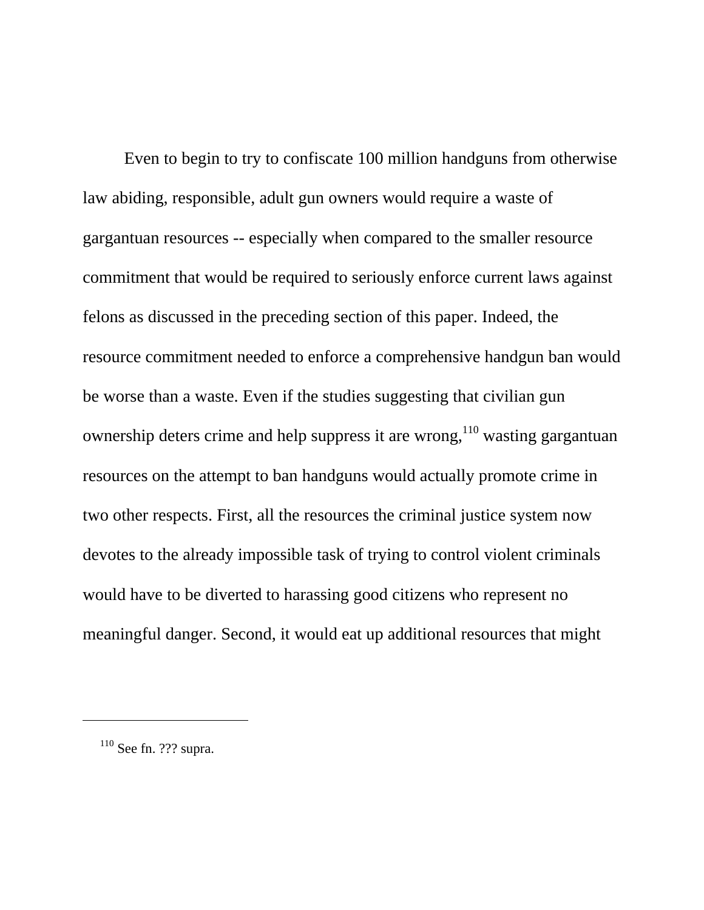Even to begin to try to confiscate 100 million handguns from otherwise law abiding, responsible, adult gun owners would require a waste of gargantuan resources -- especially when compared to the smaller resource commitment that would be required to seriously enforce current laws against felons as discussed in the preceding section of this paper. Indeed, the resource commitment needed to enforce a comprehensive handgun ban would be worse than a waste. Even if the studies suggesting that civilian gun ownership deters crime and help suppress it are wrong,[110] wasting gargantuan resources on the attempt to ban handguns would actually promote crime in two other respects. First, all the resources the criminal justice system now devotes to the already impossible task of trying to control violent criminals would have to be diverted to harassing good citizens who represent no meaningful danger. Second, it would eat up additional resources that might

---

[110] See fn. ??? supra.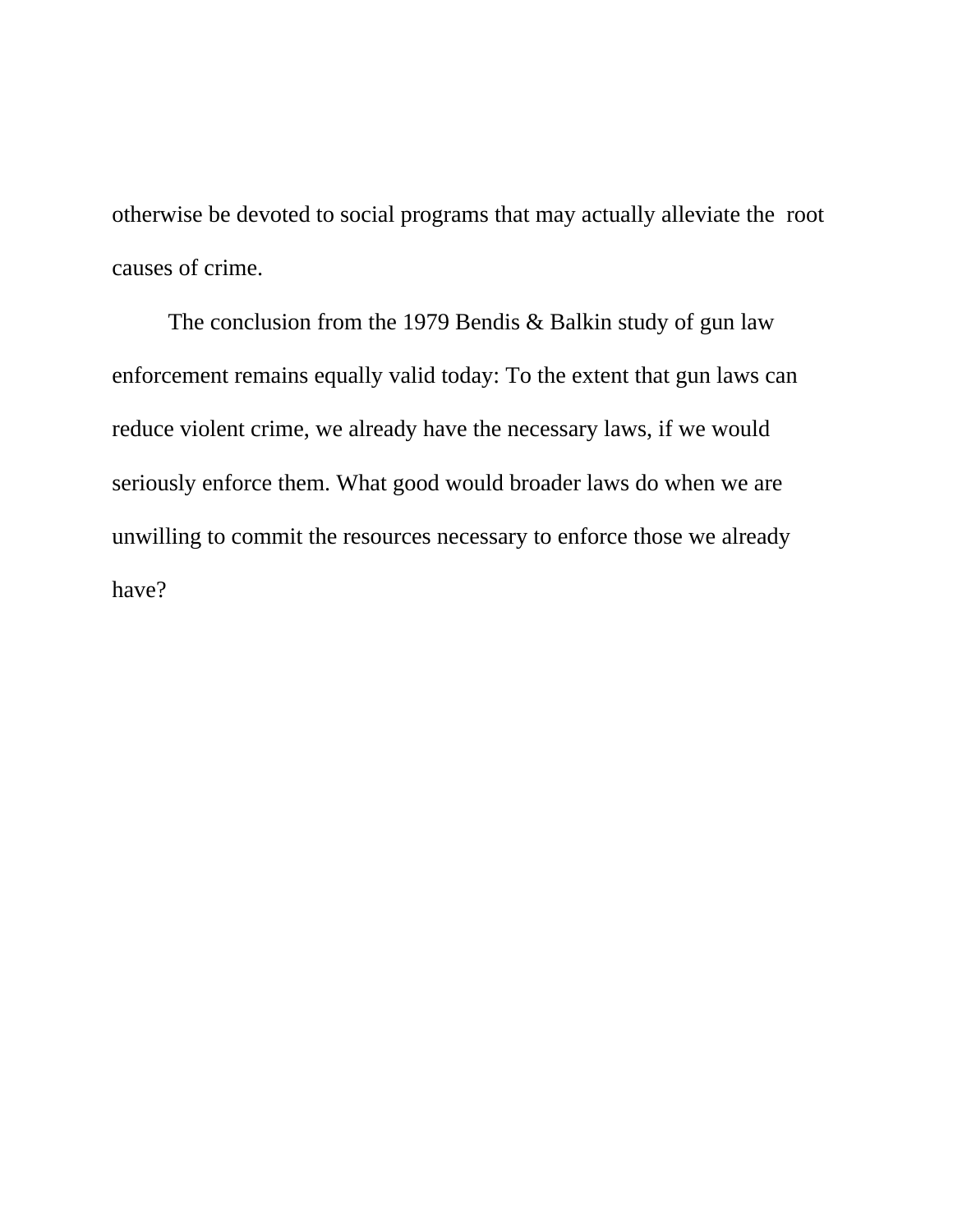otherwise be devoted to social programs that may actually alleviate the root causes of crime.

The conclusion from the 1979 Bendis & Balkin study of gun law enforcement remains equally valid today: To the extent that gun laws can reduce violent crime, we already have the necessary laws, if we would seriously enforce them. What good would broader laws do when we are unwilling to commit the resources necessary to enforce those we already have?